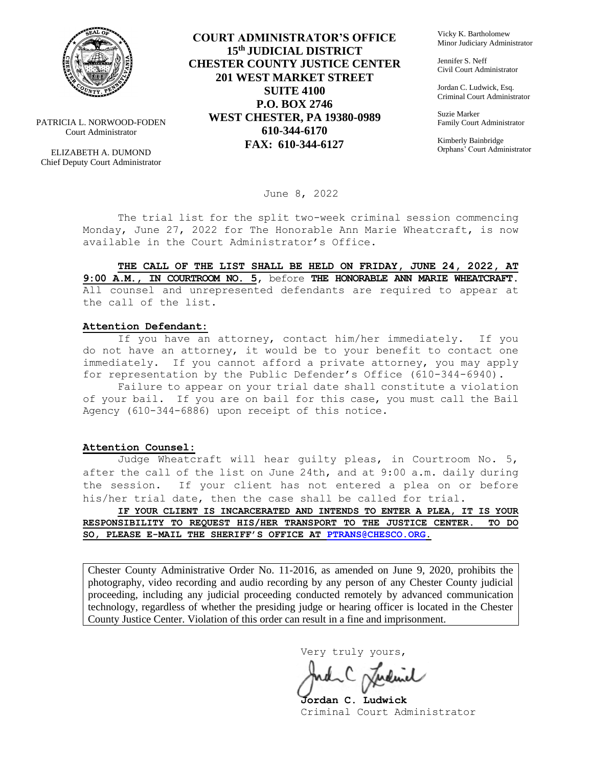PATRICIA L. NORWOOD-FODEN
Court Administrator

ELIZABETH A. DUMOND
Chief Deputy Court Administrator

**COURT ADMINISTRATOR'S OFFICE**
**15th JUDICIAL DISTRICT**
**CHESTER COUNTY JUSTICE CENTER**
**201 WEST MARKET STREET**
**SUITE 4100**
**P.O. BOX 2746**
**WEST CHESTER, PA 19380-0989**
**610-344-6170**
**FAX: 610-344-6127**

Vicky K. Bartholomew
Minor Judiciary Administrator

Jennifer S. Neff
Civil Court Administrator

Jordan C. Ludwick, Esq.
Criminal Court Administrator

Suzie Marker
Family Court Administrator

Kimberly Bainbridge
Orphans' Court Administrator

June 8, 2022

The trial list for the split two-week criminal session commencing Monday, June 27, 2022 for The Honorable Ann Marie Wheatcraft, is now available in the Court Administrator's Office.

**THE CALL OF THE LIST SHALL BE HELD ON FRIDAY, JUNE 24, 2022, AT 9:00 A.M., IN COURTROOM NO. 5**, before **THE HONORABLE ANN MARIE WHEATCRAFT.** All counsel and unrepresented defendants are required to appear at the call of the list.

**Attention Defendant:**

If you have an attorney, contact him/her immediately. If you do not have an attorney, it would be to your benefit to contact one immediately. If you cannot afford a private attorney, you may apply for representation by the Public Defender's Office (610-344-6940).

Failure to appear on your trial date shall constitute a violation of your bail. If you are on bail for this case, you must call the Bail Agency (610-344-6886) upon receipt of this notice.

**Attention Counsel:**

Judge Wheatcraft will hear guilty pleas, in Courtroom No. 5, after the call of the list on June 24th, and at 9:00 a.m. daily during the session. If your client has not entered a plea on or before his/her trial date, then the case shall be called for trial.

**IF YOUR CLIENT IS INCARCERATED AND INTENDS TO ENTER A PLEA, IT IS YOUR RESPONSIBILITY TO REQUEST HIS/HER TRANSPORT TO THE JUSTICE CENTER. TO DO SO, PLEASE E-MAIL THE SHERIFF'S OFFICE AT PTRANS@CHESCO.ORG.**

Chester County Administrative Order No. 11-2016, as amended on June 9, 2020, prohibits the photography, video recording and audio recording by any person of any Chester County judicial proceeding, including any judicial proceeding conducted remotely by advanced communication technology, regardless of whether the presiding judge or hearing officer is located in the Chester County Justice Center. Violation of this order can result in a fine and imprisonment.

Very truly yours,

**Jordan C. Ludwick**
Criminal Court Administrator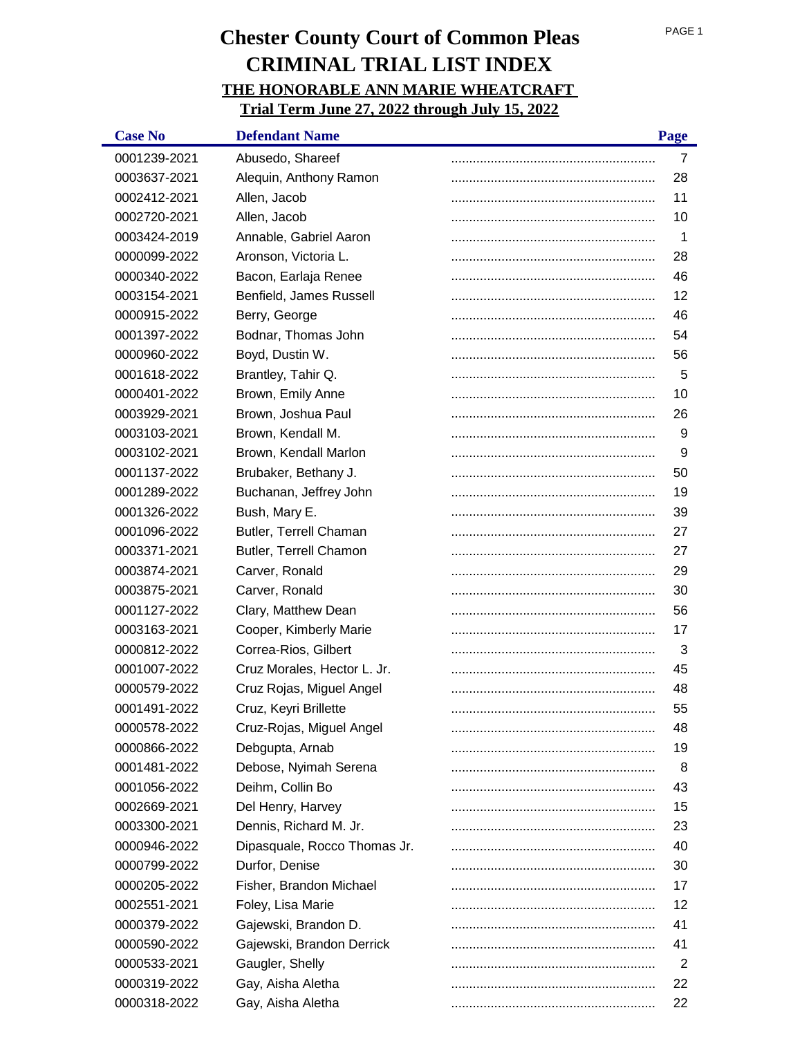# Chester County Court of Common Pleas
# CRIMINAL TRIAL LIST INDEX
## THE HONORABLE ANN MARIE WHEATCRAFT
## Trial Term June 27, 2022 through July 15, 2022

| Case No | Defendant Name | Page |
|---|---|---|
| 0001239-2021 | Abusedo, Shareef | 7 |
| 0003637-2021 | Alequin, Anthony Ramon | 28 |
| 0002412-2021 | Allen, Jacob | 11 |
| 0002720-2021 | Allen, Jacob | 10 |
| 0003424-2019 | Annable, Gabriel Aaron | 1 |
| 0000099-2022 | Aronson, Victoria L. | 28 |
| 0000340-2022 | Bacon, Earlaja Renee | 46 |
| 0003154-2021 | Benfield, James Russell | 12 |
| 0000915-2022 | Berry, George | 46 |
| 0001397-2022 | Bodnar, Thomas John | 54 |
| 0000960-2022 | Boyd, Dustin W. | 56 |
| 0001618-2022 | Brantley, Tahir Q. | 5 |
| 0000401-2022 | Brown, Emily Anne | 10 |
| 0003929-2021 | Brown, Joshua Paul | 26 |
| 0003103-2021 | Brown, Kendall M. | 9 |
| 0003102-2021 | Brown, Kendall Marlon | 9 |
| 0001137-2022 | Brubaker, Bethany J. | 50 |
| 0001289-2022 | Buchanan, Jeffrey John | 19 |
| 0001326-2022 | Bush, Mary E. | 39 |
| 0001096-2022 | Butler, Terrell Chaman | 27 |
| 0003371-2021 | Butler, Terrell Chamon | 27 |
| 0003874-2021 | Carver, Ronald | 29 |
| 0003875-2021 | Carver, Ronald | 30 |
| 0001127-2022 | Clary, Matthew Dean | 56 |
| 0003163-2021 | Cooper, Kimberly Marie | 17 |
| 0000812-2022 | Correa-Rios, Gilbert | 3 |
| 0001007-2022 | Cruz Morales, Hector L. Jr. | 45 |
| 0000579-2022 | Cruz Rojas, Miguel Angel | 48 |
| 0001491-2022 | Cruz, Keyri Brillette | 55 |
| 0000578-2022 | Cruz-Rojas, Miguel Angel | 48 |
| 0000866-2022 | Debgupta, Arnab | 19 |
| 0001481-2022 | Debose, Nyimah Serena | 8 |
| 0001056-2022 | Deihm, Collin Bo | 43 |
| 0002669-2021 | Del Henry, Harvey | 15 |
| 0003300-2021 | Dennis, Richard M. Jr. | 23 |
| 0000946-2022 | Dipasquale, Rocco Thomas Jr. | 40 |
| 0000799-2022 | Durfor, Denise | 30 |
| 0000205-2022 | Fisher, Brandon Michael | 17 |
| 0002551-2021 | Foley, Lisa Marie | 12 |
| 0000379-2022 | Gajewski, Brandon D. | 41 |
| 0000590-2022 | Gajewski, Brandon Derrick | 41 |
| 0000533-2021 | Gaugler, Shelly | 2 |
| 0000319-2022 | Gay, Aisha Aletha | 22 |
| 0000318-2022 | Gay, Aisha Aletha | 22 |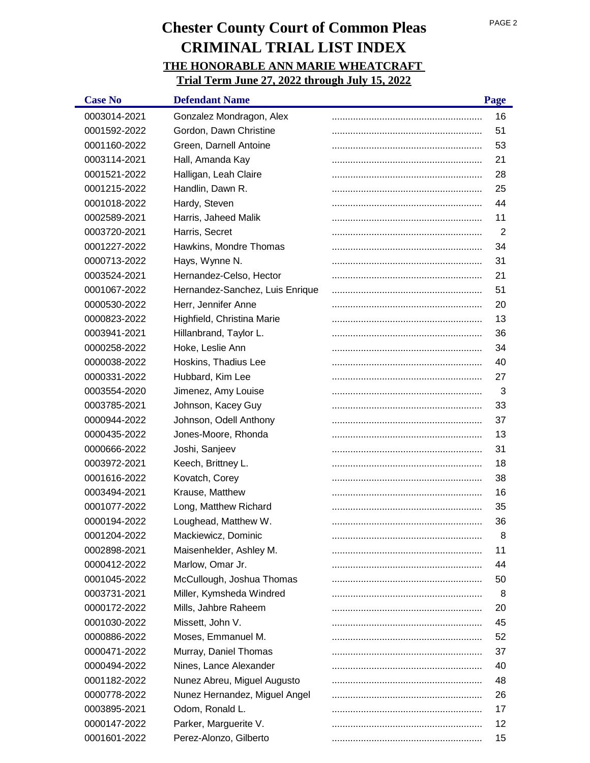# Chester County Court of Common Pleas
# CRIMINAL TRIAL LIST INDEX
## THE HONORABLE ANN MARIE WHEATCRAFT
## Trial Term June 27, 2022 through July 15, 2022

| Case No | Defendant Name | Page |
|---|---|---|
| 0003014-2021 | Gonzalez Mondragon, Alex | 16 |
| 0001592-2022 | Gordon, Dawn Christine | 51 |
| 0001160-2022 | Green, Darnell Antoine | 53 |
| 0003114-2021 | Hall, Amanda Kay | 21 |
| 0001521-2022 | Halligan, Leah Claire | 28 |
| 0001215-2022 | Handlin, Dawn R. | 25 |
| 0001018-2022 | Hardy, Steven | 44 |
| 0002589-2021 | Harris, Jaheed Malik | 11 |
| 0003720-2021 | Harris, Secret | 2 |
| 0001227-2022 | Hawkins, Mondre Thomas | 34 |
| 0000713-2022 | Hays, Wynne N. | 31 |
| 0003524-2021 | Hernandez-Celso, Hector | 21 |
| 0001067-2022 | Hernandez-Sanchez, Luis Enrique | 51 |
| 0000530-2022 | Herr, Jennifer Anne | 20 |
| 0000823-2022 | Highfield, Christina Marie | 13 |
| 0003941-2021 | Hillanbrand, Taylor L. | 36 |
| 0000258-2022 | Hoke, Leslie Ann | 34 |
| 0000038-2022 | Hoskins, Thadius Lee | 40 |
| 0000331-2022 | Hubbard, Kim Lee | 27 |
| 0003554-2020 | Jimenez, Amy Louise | 3 |
| 0003785-2021 | Johnson, Kacey Guy | 33 |
| 0000944-2022 | Johnson, Odell Anthony | 37 |
| 0000435-2022 | Jones-Moore, Rhonda | 13 |
| 0000666-2022 | Joshi, Sanjeev | 31 |
| 0003972-2021 | Keech, Brittney L. | 18 |
| 0001616-2022 | Kovatch, Corey | 38 |
| 0003494-2021 | Krause, Matthew | 16 |
| 0001077-2022 | Long, Matthew Richard | 35 |
| 0000194-2022 | Loughead, Matthew W. | 36 |
| 0001204-2022 | Mackiewicz, Dominic | 8 |
| 0002898-2021 | Maisenhelder, Ashley M. | 11 |
| 0000412-2022 | Marlow, Omar Jr. | 44 |
| 0001045-2022 | McCullough, Joshua Thomas | 50 |
| 0003731-2021 | Miller, Kymsheda Windred | 8 |
| 0000172-2022 | Mills, Jahbre Raheem | 20 |
| 0001030-2022 | Missett, John V. | 45 |
| 0000886-2022 | Moses, Emmanuel M. | 52 |
| 0000471-2022 | Murray, Daniel Thomas | 37 |
| 0000494-2022 | Nines, Lance Alexander | 40 |
| 0001182-2022 | Nunez Abreu, Miguel Augusto | 48 |
| 0000778-2022 | Nunez Hernandez, Miguel Angel | 26 |
| 0003895-2021 | Odom, Ronald L. | 17 |
| 0000147-2022 | Parker, Marguerite V. | 12 |
| 0001601-2022 | Perez-Alonzo, Gilberto | 15 |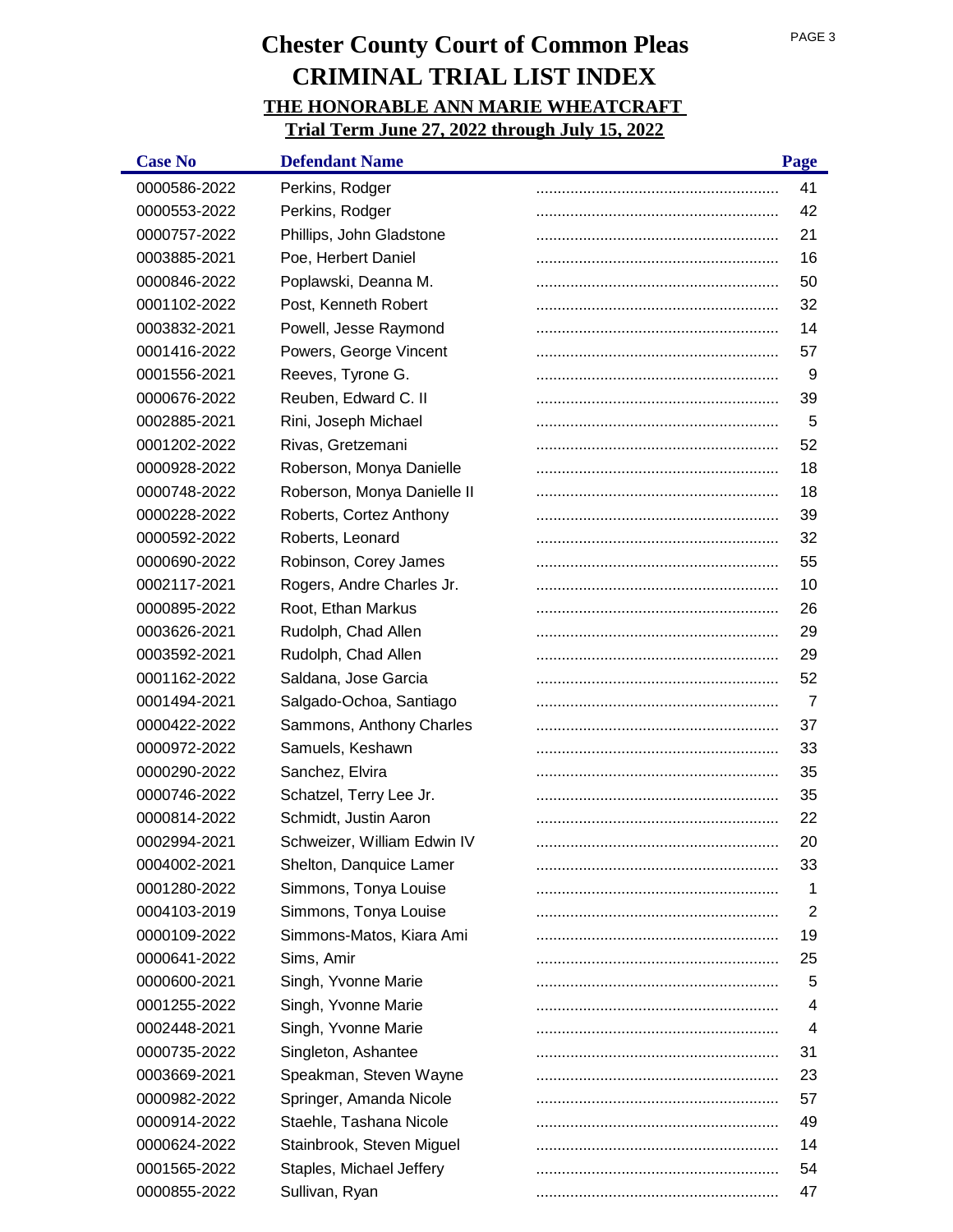# Chester County Court of Common Pleas

# CRIMINAL TRIAL LIST INDEX

## THE HONORABLE ANN MARIE WHEATCRAFT

## Trial Term June 27, 2022 through July 15, 2022

| Case No | Defendant Name | Page |
|---|---|---|
| 0000586-2022 | Perkins, Rodger | 41 |
| 0000553-2022 | Perkins, Rodger | 42 |
| 0000757-2022 | Phillips, John Gladstone | 21 |
| 0003885-2021 | Poe, Herbert Daniel | 16 |
| 0000846-2022 | Poplawski, Deanna M. | 50 |
| 0001102-2022 | Post, Kenneth Robert | 32 |
| 0003832-2021 | Powell, Jesse Raymond | 14 |
| 0001416-2022 | Powers, George Vincent | 57 |
| 0001556-2021 | Reeves, Tyrone G. | 9 |
| 0000676-2022 | Reuben, Edward C. II | 39 |
| 0002885-2021 | Rini, Joseph Michael | 5 |
| 0001202-2022 | Rivas, Gretzemani | 52 |
| 0000928-2022 | Roberson, Monya Danielle | 18 |
| 0000748-2022 | Roberson, Monya Danielle II | 18 |
| 0000228-2022 | Roberts, Cortez Anthony | 39 |
| 0000592-2022 | Roberts, Leonard | 32 |
| 0000690-2022 | Robinson, Corey James | 55 |
| 0002117-2021 | Rogers, Andre Charles Jr. | 10 |
| 0000895-2022 | Root, Ethan Markus | 26 |
| 0003626-2021 | Rudolph, Chad Allen | 29 |
| 0003592-2021 | Rudolph, Chad Allen | 29 |
| 0001162-2022 | Saldana, Jose Garcia | 52 |
| 0001494-2021 | Salgado-Ochoa, Santiago | 7 |
| 0000422-2022 | Sammons, Anthony Charles | 37 |
| 0000972-2022 | Samuels, Keshawn | 33 |
| 0000290-2022 | Sanchez, Elvira | 35 |
| 0000746-2022 | Schatzel, Terry Lee Jr. | 35 |
| 0000814-2022 | Schmidt, Justin Aaron | 22 |
| 0002994-2021 | Schweizer, William Edwin IV | 20 |
| 0004002-2021 | Shelton, Danquice Lamer | 33 |
| 0001280-2022 | Simmons, Tonya Louise | 1 |
| 0004103-2019 | Simmons, Tonya Louise | 2 |
| 0000109-2022 | Simmons-Matos, Kiara Ami | 19 |
| 0000641-2022 | Sims, Amir | 25 |
| 0000600-2021 | Singh, Yvonne Marie | 5 |
| 0001255-2022 | Singh, Yvonne Marie | 4 |
| 0002448-2021 | Singh, Yvonne Marie | 4 |
| 0000735-2022 | Singleton, Ashantee | 31 |
| 0003669-2021 | Speakman, Steven Wayne | 23 |
| 0000982-2022 | Springer, Amanda Nicole | 57 |
| 0000914-2022 | Staehle, Tashana Nicole | 49 |
| 0000624-2022 | Stainbrook, Steven Miguel | 14 |
| 0001565-2022 | Staples, Michael Jeffery | 54 |
| 0000855-2022 | Sullivan, Ryan | 47 |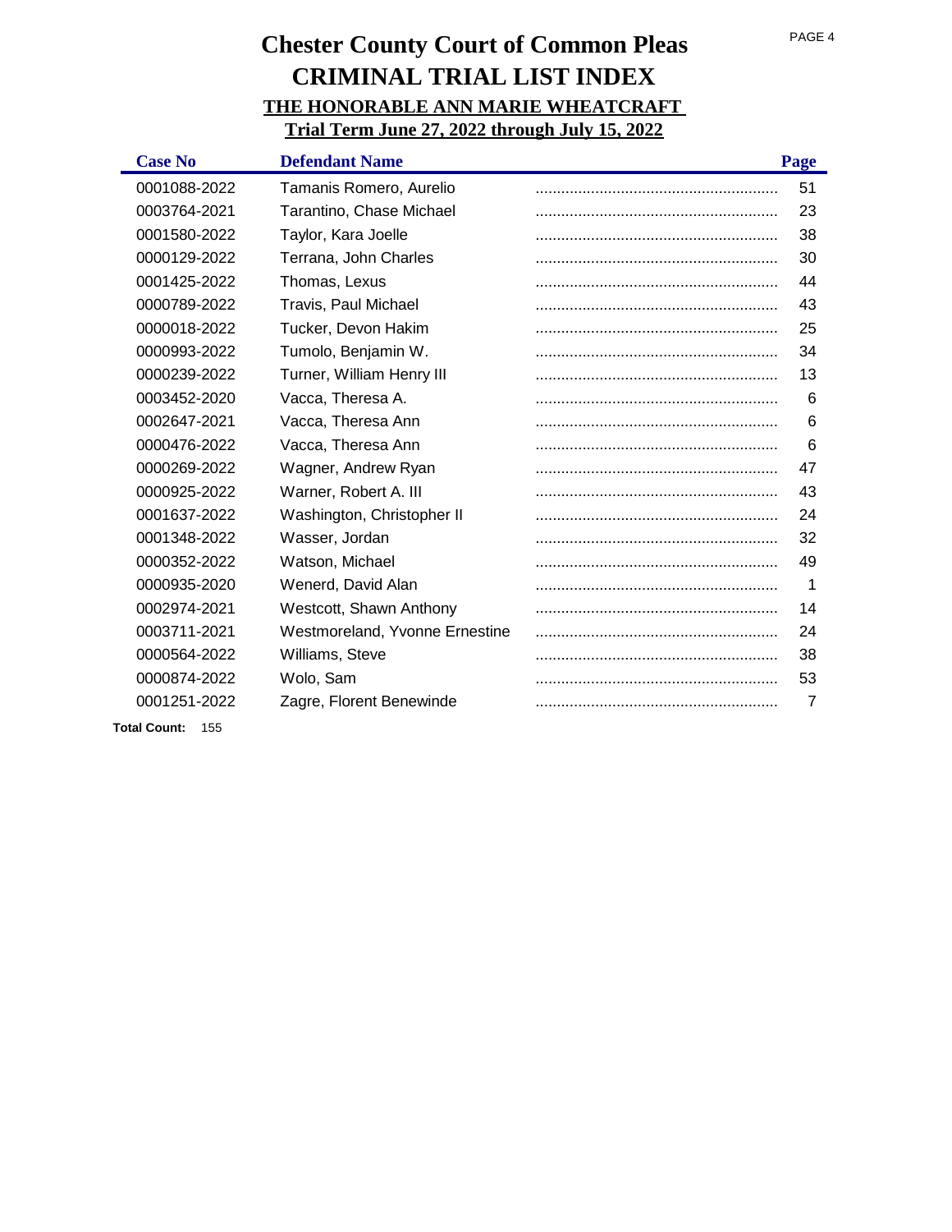# Chester County Court of Common Pleas

# CRIMINAL TRIAL LIST INDEX

## THE HONORABLE ANN MARIE WHEATCRAFT

## Trial Term June 27, 2022 through July 15, 2022

| Case No | Defendant Name | Page |
|---|---|---|
| 0001088-2022 | Tamanis Romero, Aurelio | 51 |
| 0003764-2021 | Tarantino, Chase Michael | 23 |
| 0001580-2022 | Taylor, Kara Joelle | 38 |
| 0000129-2022 | Terrana, John Charles | 30 |
| 0001425-2022 | Thomas, Lexus | 44 |
| 0000789-2022 | Travis, Paul Michael | 43 |
| 0000018-2022 | Tucker, Devon Hakim | 25 |
| 0000993-2022 | Tumolo, Benjamin W. | 34 |
| 0000239-2022 | Turner, William Henry III | 13 |
| 0003452-2020 | Vacca, Theresa A. | 6 |
| 0002647-2021 | Vacca, Theresa Ann | 6 |
| 0000476-2022 | Vacca, Theresa Ann | 6 |
| 0000269-2022 | Wagner, Andrew Ryan | 47 |
| 0000925-2022 | Warner, Robert A. III | 43 |
| 0001637-2022 | Washington, Christopher II | 24 |
| 0001348-2022 | Wasser, Jordan | 32 |
| 0000352-2022 | Watson, Michael | 49 |
| 0000935-2020 | Wenerd, David Alan | 1 |
| 0002974-2021 | Westcott, Shawn Anthony | 14 |
| 0003711-2021 | Westmoreland, Yvonne Ernestine | 24 |
| 0000564-2022 | Williams, Steve | 38 |
| 0000874-2022 | Wolo, Sam | 53 |
| 0001251-2022 | Zagre, Florent Benewinde | 7 |

**Total Count:** 155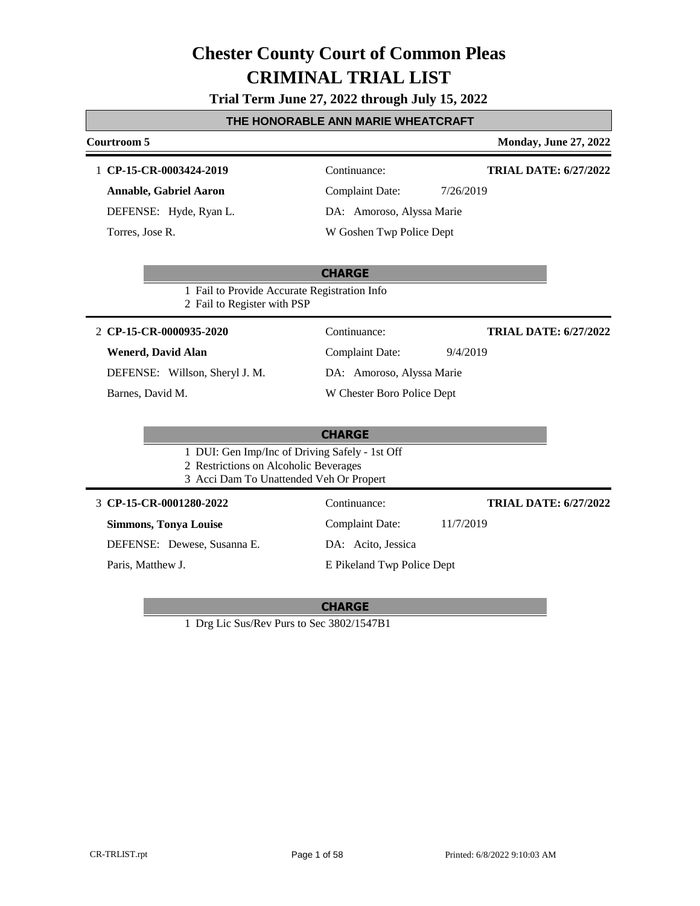# Chester County Court of Common Pleas

# CRIMINAL TRIAL LIST

**Trial Term June 27, 2022 through July 15, 2022**

## THE HONORABLE ANN MARIE WHEATCRAFT

**Courtroom 5** — **Monday, June 27, 2022**

---

1 **CP-15-CR-0003424-2019** | Continuance: | **TRIAL DATE: 6/27/2022**

**Annable, Gabriel Aaron** | Complaint Date: 7/26/2019

DEFENSE: Hyde, Ryan L. | DA: Amoroso, Alyssa Marie

Torres, Jose R. | W Goshen Twp Police Dept

**CHARGE**

1 Fail to Provide Accurate Registration Info
2 Fail to Register with PSP

---

2 **CP-15-CR-0000935-2020** | Continuance: | **TRIAL DATE: 6/27/2022**

**Wenerd, David Alan** | Complaint Date: 9/4/2019

DEFENSE: Willson, Sheryl J. M. | DA: Amoroso, Alyssa Marie

Barnes, David M. | W Chester Boro Police Dept

**CHARGE**

1 DUI: Gen Imp/Inc of Driving Safely - 1st Off
2 Restrictions on Alcoholic Beverages
3 Acci Dam To Unattended Veh Or Propert

---

3 **CP-15-CR-0001280-2022** | Continuance: | **TRIAL DATE: 6/27/2022**

**Simmons, Tonya Louise** | Complaint Date: 11/7/2019

DEFENSE: Dewese, Susanna E. | DA: Acito, Jessica

Paris, Matthew J. | E Pikeland Twp Police Dept

**CHARGE**

1 Drg Lic Sus/Rev Purs to Sec 3802/1547B1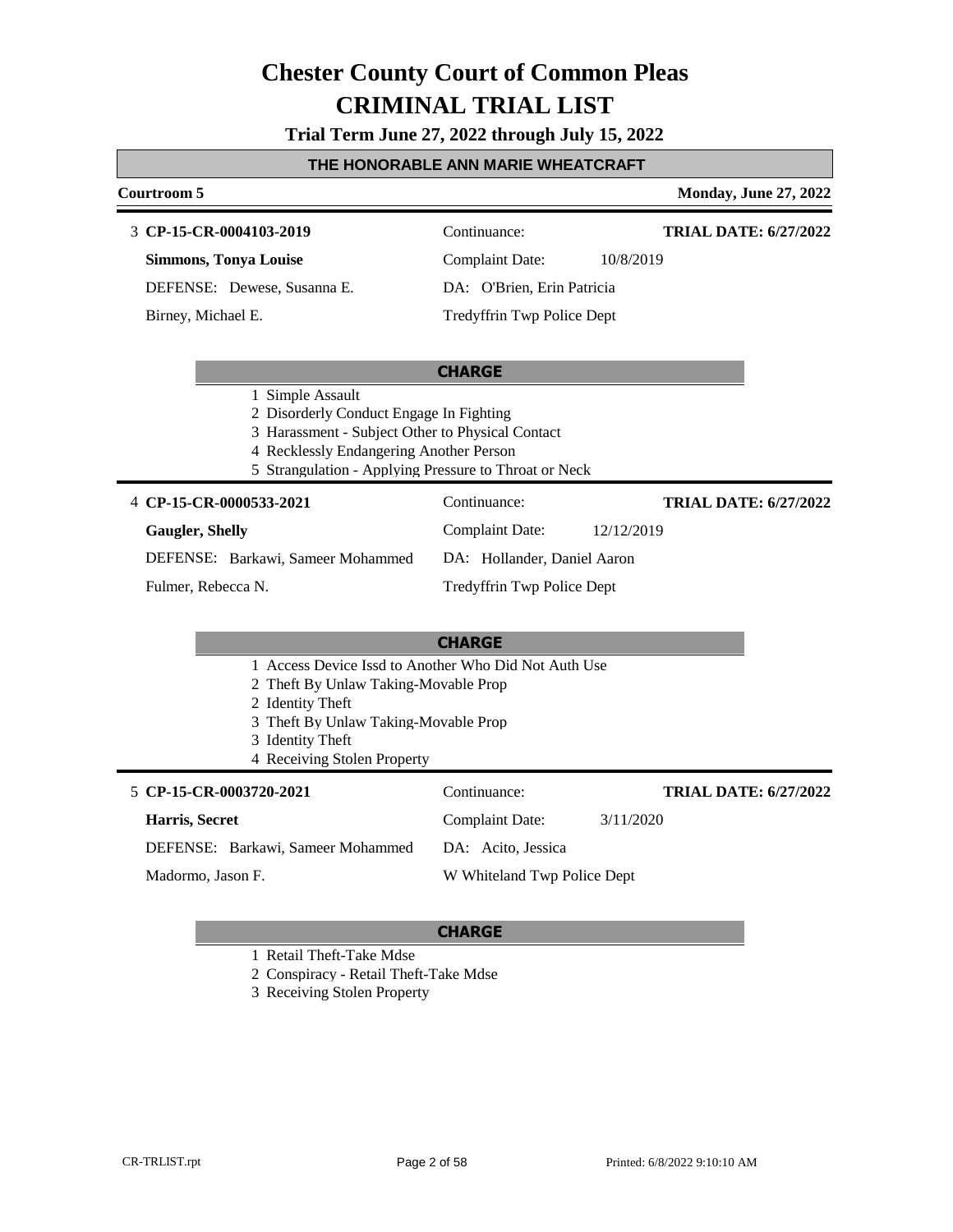# Chester County Court of Common Pleas
# CRIMINAL TRIAL LIST

**Trial Term June 27, 2022 through July 15, 2022**

**THE HONORABLE ANN MARIE WHEATCRAFT**

**Courtroom 5** — **Monday, June 27, 2022**

---

3 **CP-15-CR-0004103-2019** — Continuance: — **TRIAL DATE: 6/27/2022**

**Simmons, Tonya Louise** — Complaint Date: 10/8/2019

DEFENSE: Dewese, Susanna E. — DA: O'Brien, Erin Patricia

Birney, Michael E. — Tredyffrin Twp Police Dept

**CHARGE**

1 Simple Assault
2 Disorderly Conduct Engage In Fighting
3 Harassment - Subject Other to Physical Contact
4 Recklessly Endangering Another Person
5 Strangulation - Applying Pressure to Throat or Neck

---

4 **CP-15-CR-0000533-2021** — Continuance: — **TRIAL DATE: 6/27/2022**

**Gaugler, Shelly** — Complaint Date: 12/12/2019

DEFENSE: Barkawi, Sameer Mohammed — DA: Hollander, Daniel Aaron

Fulmer, Rebecca N. — Tredyffrin Twp Police Dept

**CHARGE**

1 Access Device Issd to Another Who Did Not Auth Use
2 Theft By Unlaw Taking-Movable Prop
2 Identity Theft
3 Theft By Unlaw Taking-Movable Prop
3 Identity Theft
4 Receiving Stolen Property

---

5 **CP-15-CR-0003720-2021** — Continuance: — **TRIAL DATE: 6/27/2022**

**Harris, Secret** — Complaint Date: 3/11/2020

DEFENSE: Barkawi, Sameer Mohammed — DA: Acito, Jessica

Madormo, Jason F. — W Whiteland Twp Police Dept

**CHARGE**

1 Retail Theft-Take Mdse
2 Conspiracy - Retail Theft-Take Mdse
3 Receiving Stolen Property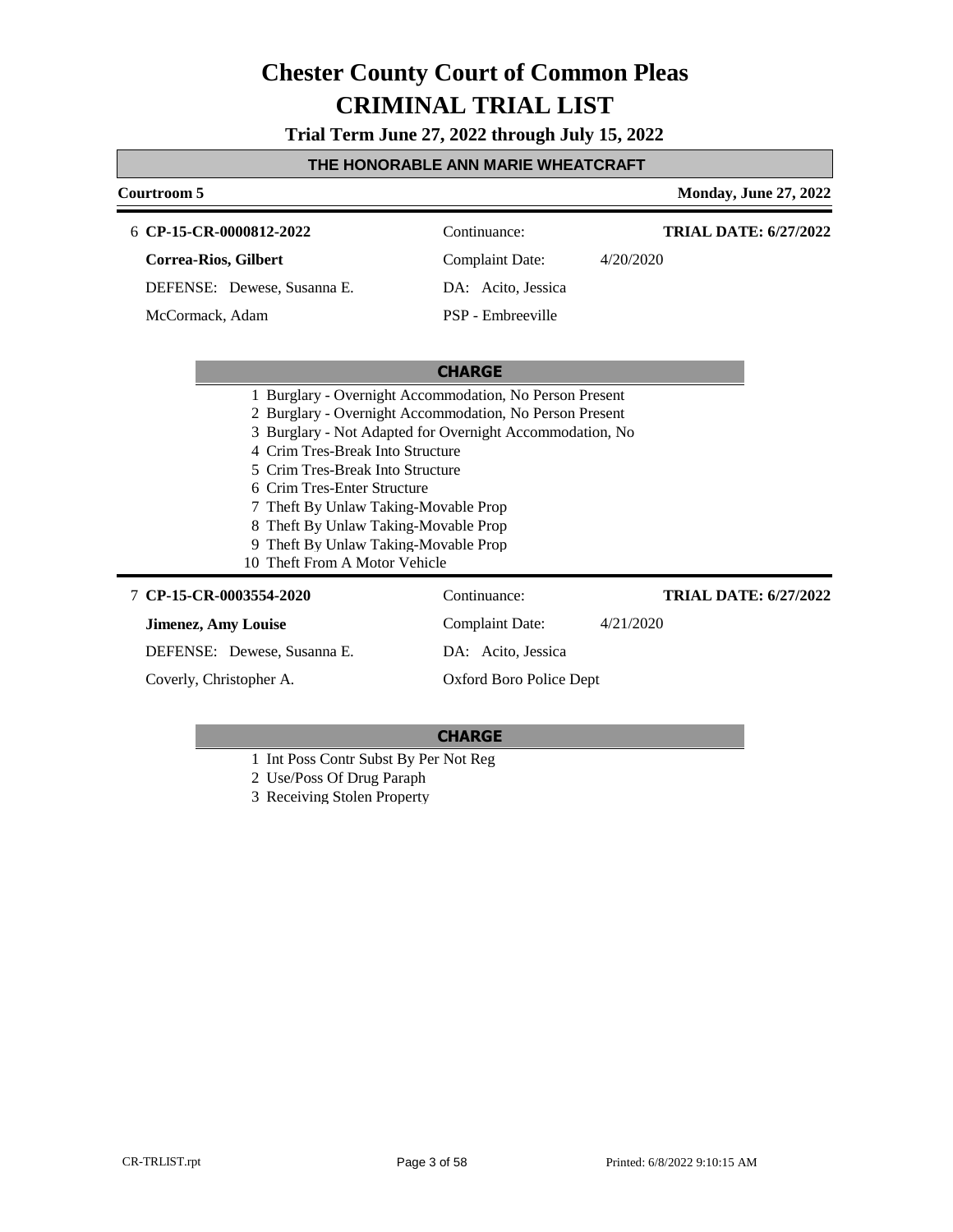# Chester County Court of Common Pleas

# CRIMINAL TRIAL LIST

**Trial Term June 27, 2022 through July 15, 2022**

## THE HONORABLE ANN MARIE WHEATCRAFT

**Courtroom 5** — **Monday, June 27, 2022**

---

6 **CP-15-CR-0000812-2022** — Continuance: — **TRIAL DATE: 6/27/2022**

**Correa-Rios, Gilbert** — Complaint Date: 4/20/2020

DEFENSE: Dewese, Susanna E. — DA: Acito, Jessica

McCormack, Adam — PSP - Embreeville

**CHARGE**

1 Burglary - Overnight Accommodation, No Person Present
2 Burglary - Overnight Accommodation, No Person Present
3 Burglary - Not Adapted for Overnight Accommodation, No
4 Crim Tres-Break Into Structure
5 Crim Tres-Break Into Structure
6 Crim Tres-Enter Structure
7 Theft By Unlaw Taking-Movable Prop
8 Theft By Unlaw Taking-Movable Prop
9 Theft By Unlaw Taking-Movable Prop
10 Theft From A Motor Vehicle

---

7 **CP-15-CR-0003554-2020** — Continuance: — **TRIAL DATE: 6/27/2022**

**Jimenez, Amy Louise** — Complaint Date: 4/21/2020

DEFENSE: Dewese, Susanna E. — DA: Acito, Jessica

Coverly, Christopher A. — Oxford Boro Police Dept

**CHARGE**

1 Int Poss Contr Subst By Per Not Reg
2 Use/Poss Of Drug Paraph
3 Receiving Stolen Property

CR-TRLIST.rpt — Printed: 6/8/2022 9:10:15 AM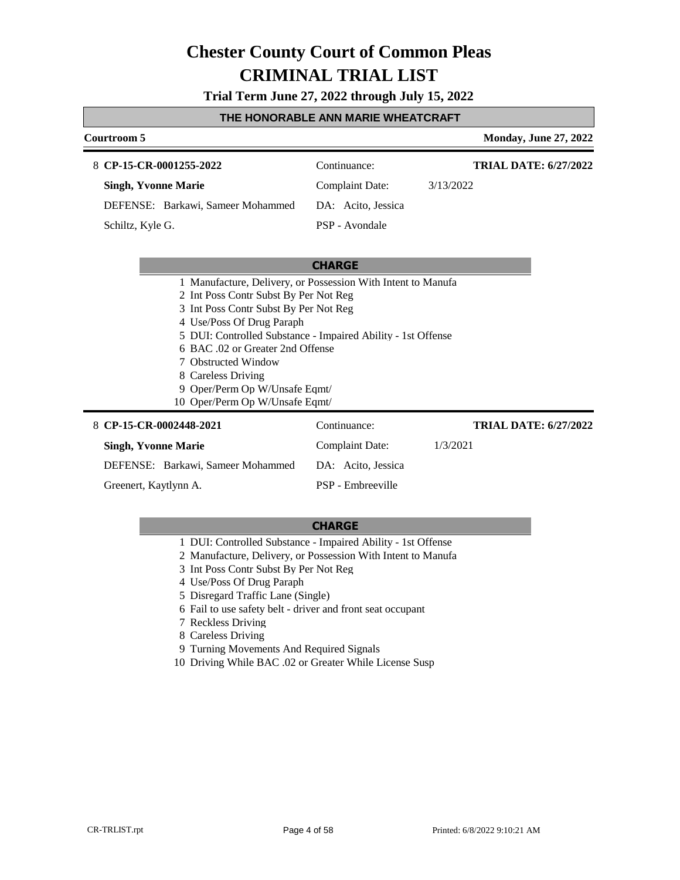# Chester County Court of Common Pleas
# CRIMINAL TRIAL LIST

**Trial Term June 27, 2022 through July 15, 2022**

## THE HONORABLE ANN MARIE WHEATCRAFT

**Courtroom 5** — **Monday, June 27, 2022**

---

8 **CP-15-CR-0001255-2022** | Continuance: | **TRIAL DATE: 6/27/2022**

**Singh, Yvonne Marie** | Complaint Date: 3/13/2022

DEFENSE: Barkawi, Sameer Mohammed | DA: Acito, Jessica

Schiltz, Kyle G. | PSP - Avondale

**CHARGE**

1 Manufacture, Delivery, or Possession With Intent to Manufa
2 Int Poss Contr Subst By Per Not Reg
3 Int Poss Contr Subst By Per Not Reg
4 Use/Poss Of Drug Paraph
5 DUI: Controlled Substance - Impaired Ability - 1st Offense
6 BAC .02 or Greater 2nd Offense
7 Obstructed Window
8 Careless Driving
9 Oper/Perm Op W/Unsafe Eqmt/
10 Oper/Perm Op W/Unsafe Eqmt/

---

8 **CP-15-CR-0002448-2021** | Continuance: | **TRIAL DATE: 6/27/2022**

**Singh, Yvonne Marie** | Complaint Date: 1/3/2021

DEFENSE: Barkawi, Sameer Mohammed | DA: Acito, Jessica

Greenert, Kaytlynn A. | PSP - Embreeville

**CHARGE**

1 DUI: Controlled Substance - Impaired Ability - 1st Offense
2 Manufacture, Delivery, or Possession With Intent to Manufa
3 Int Poss Contr Subst By Per Not Reg
4 Use/Poss Of Drug Paraph
5 Disregard Traffic Lane (Single)
6 Fail to use safety belt - driver and front seat occupant
7 Reckless Driving
8 Careless Driving
9 Turning Movements And Required Signals
10 Driving While BAC .02 or Greater While License Susp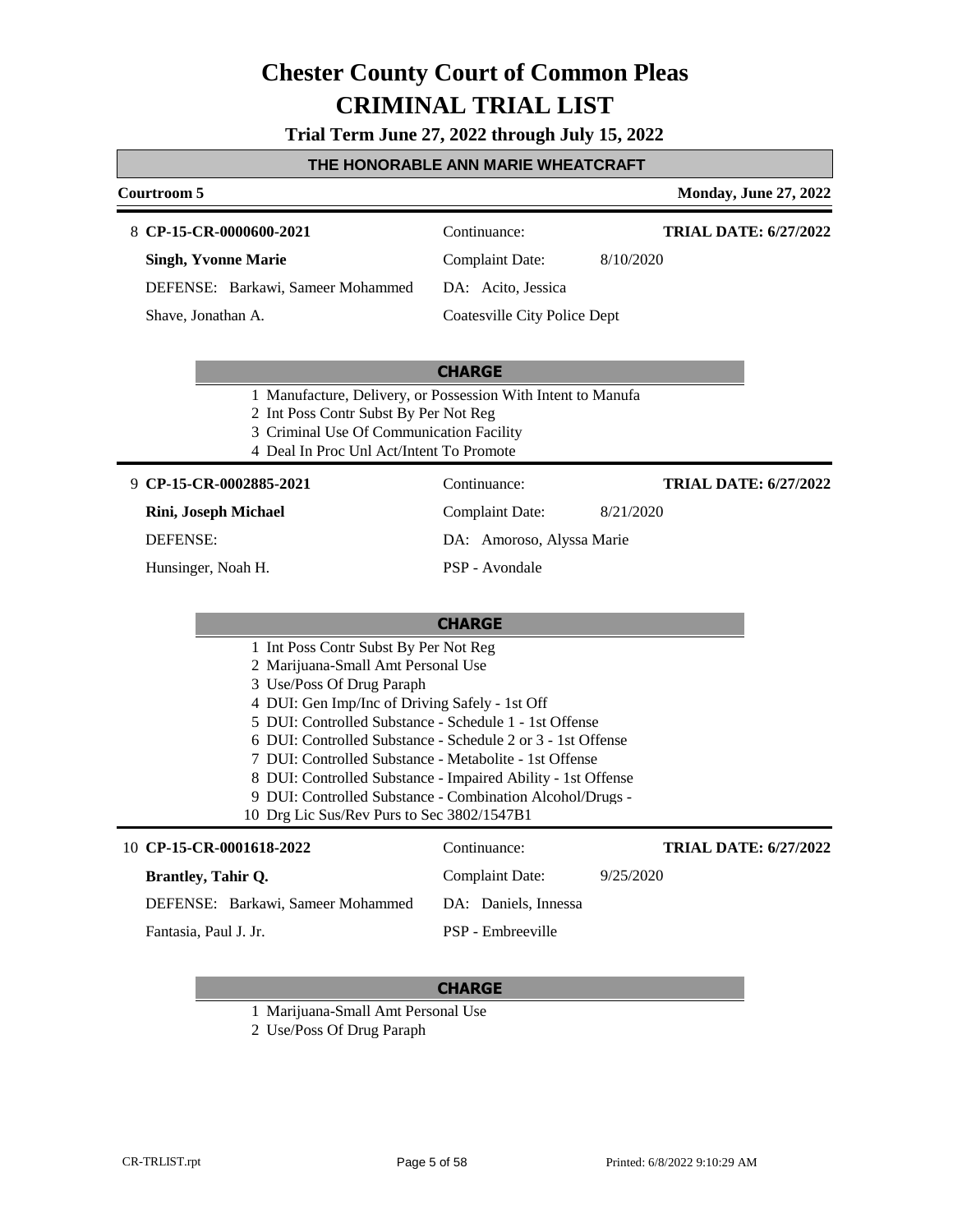# Chester County Court of Common Pleas
# CRIMINAL TRIAL LIST

**Trial Term June 27, 2022 through July 15, 2022**

**THE HONORABLE ANN MARIE WHEATCRAFT**

**Courtroom 5** — **Monday, June 27, 2022**

---

8 **CP-15-CR-0000600-2021** — Continuance: — **TRIAL DATE: 6/27/2022**

**Singh, Yvonne Marie** — Complaint Date: 8/10/2020

DEFENSE: Barkawi, Sameer Mohammed — DA: Acito, Jessica

Shave, Jonathan A. — Coatesville City Police Dept

**CHARGE**

1. Manufacture, Delivery, or Possession With Intent to Manufa
2. Int Poss Contr Subst By Per Not Reg
3. Criminal Use Of Communication Facility
4. Deal In Proc Unl Act/Intent To Promote

---

9 **CP-15-CR-0002885-2021** — Continuance: — **TRIAL DATE: 6/27/2022**

**Rini, Joseph Michael** — Complaint Date: 8/21/2020

DEFENSE: — DA: Amoroso, Alyssa Marie

Hunsinger, Noah H. — PSP - Avondale

**CHARGE**

1. Int Poss Contr Subst By Per Not Reg
2. Marijuana-Small Amt Personal Use
3. Use/Poss Of Drug Paraph
4. DUI: Gen Imp/Inc of Driving Safely - 1st Off
5. DUI: Controlled Substance - Schedule 1 - 1st Offense
6. DUI: Controlled Substance - Schedule 2 or 3 - 1st Offense
7. DUI: Controlled Substance - Metabolite - 1st Offense
8. DUI: Controlled Substance - Impaired Ability - 1st Offense
9. DUI: Controlled Substance - Combination Alcohol/Drugs -
10. Drg Lic Sus/Rev Purs to Sec 3802/1547B1

---

10 **CP-15-CR-0001618-2022** — Continuance: — **TRIAL DATE: 6/27/2022**

**Brantley, Tahir Q.** — Complaint Date: 9/25/2020

DEFENSE: Barkawi, Sameer Mohammed — DA: Daniels, Innessa

Fantasia, Paul J. Jr. — PSP - Embreeville

**CHARGE**

1. Marijuana-Small Amt Personal Use
2. Use/Poss Of Drug Paraph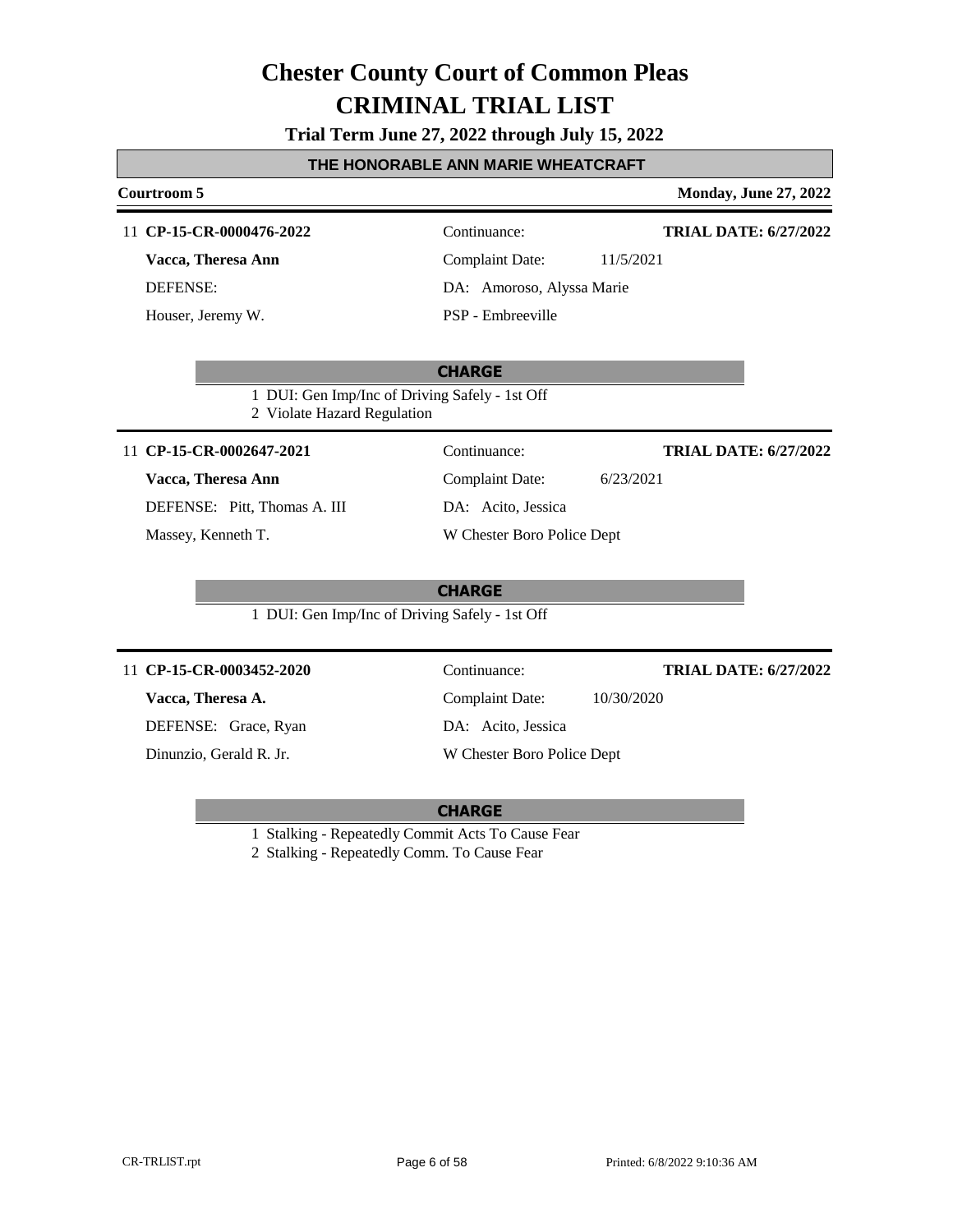# Chester County Court of Common Pleas

# CRIMINAL TRIAL LIST

**Trial Term June 27, 2022 through July 15, 2022**

**THE HONORABLE ANN MARIE WHEATCRAFT**

**Courtroom 5** — **Monday, June 27, 2022**

---

11 **CP-15-CR-0000476-2022** — Continuance: — **TRIAL DATE: 6/27/2022**

**Vacca, Theresa Ann** — Complaint Date: 11/5/2021

DEFENSE: — DA: Amoroso, Alyssa Marie

Houser, Jeremy W. — PSP - Embreeville

**CHARGE**

1 DUI: Gen Imp/Inc of Driving Safely - 1st Off
2 Violate Hazard Regulation

---

11 **CP-15-CR-0002647-2021** — Continuance: — **TRIAL DATE: 6/27/2022**

**Vacca, Theresa Ann** — Complaint Date: 6/23/2021

DEFENSE: Pitt, Thomas A. III — DA: Acito, Jessica

Massey, Kenneth T. — W Chester Boro Police Dept

**CHARGE**

1 DUI: Gen Imp/Inc of Driving Safely - 1st Off

---

11 **CP-15-CR-0003452-2020** — Continuance: — **TRIAL DATE: 6/27/2022**

**Vacca, Theresa A.** — Complaint Date: 10/30/2020

DEFENSE: Grace, Ryan — DA: Acito, Jessica

Dinunzio, Gerald R. Jr. — W Chester Boro Police Dept

**CHARGE**

1 Stalking - Repeatedly Commit Acts To Cause Fear
2 Stalking - Repeatedly Comm. To Cause Fear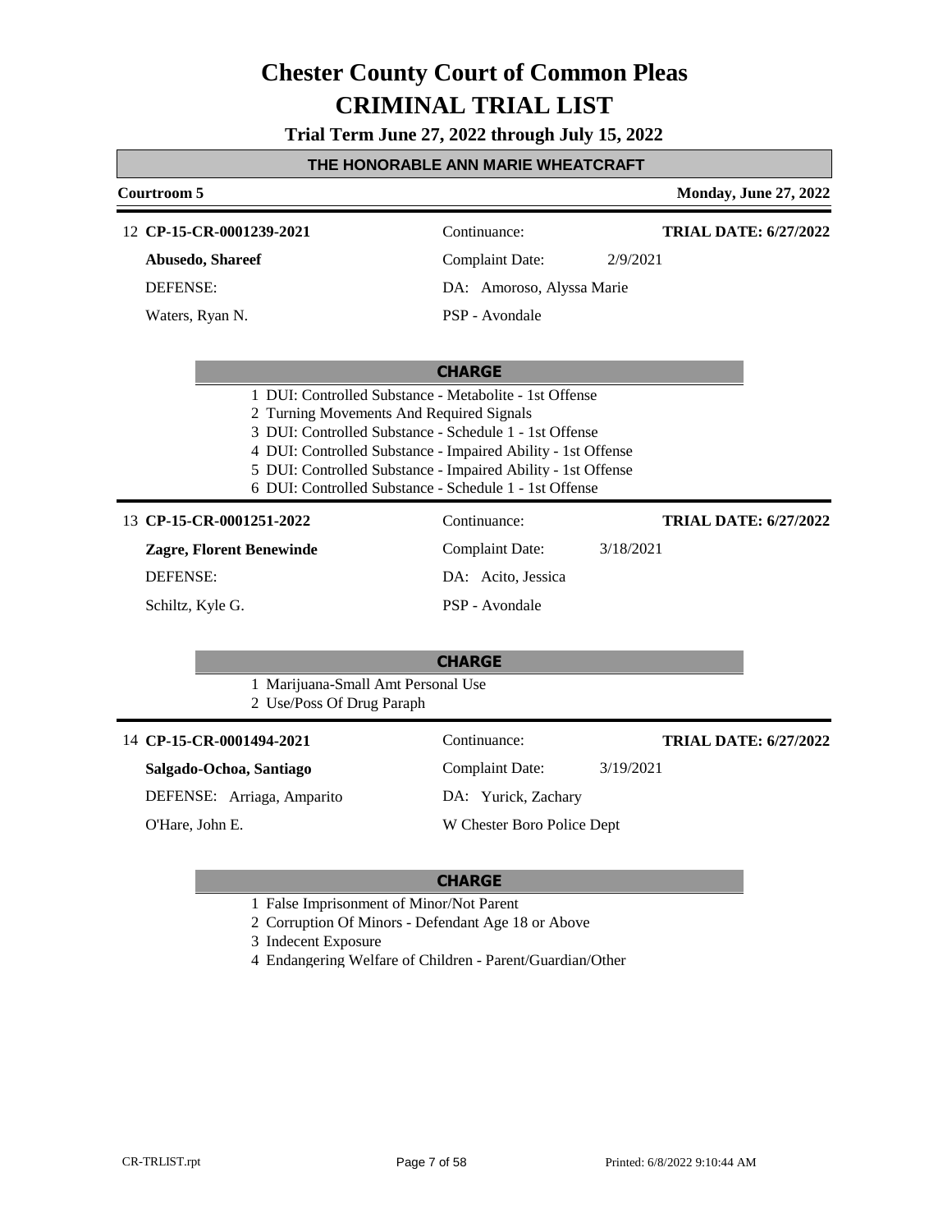# Chester County Court of Common Pleas
# CRIMINAL TRIAL LIST

**Trial Term June 27, 2022 through July 15, 2022**

**THE HONORABLE ANN MARIE WHEATCRAFT**

**Courtroom 5** — **Monday, June 27, 2022**

---

12 **CP-15-CR-0001239-2021** — Continuance: — **TRIAL DATE: 6/27/2022**

**Abusedo, Shareef** — Complaint Date: 2/9/2021

DEFENSE: — DA: Amoroso, Alyssa Marie

Waters, Ryan N. — PSP - Avondale

**CHARGE**

1. DUI: Controlled Substance - Metabolite - 1st Offense
2. Turning Movements And Required Signals
3. DUI: Controlled Substance - Schedule 1 - 1st Offense
4. DUI: Controlled Substance - Impaired Ability - 1st Offense
5. DUI: Controlled Substance - Impaired Ability - 1st Offense
6. DUI: Controlled Substance - Schedule 1 - 1st Offense

---

13 **CP-15-CR-0001251-2022** — Continuance: — **TRIAL DATE: 6/27/2022**

**Zagre, Florent Benewinde** — Complaint Date: 3/18/2021

DEFENSE: — DA: Acito, Jessica

Schiltz, Kyle G. — PSP - Avondale

**CHARGE**

1. Marijuana-Small Amt Personal Use
2. Use/Poss Of Drug Paraph

---

14 **CP-15-CR-0001494-2021** — Continuance: — **TRIAL DATE: 6/27/2022**

**Salgado-Ochoa, Santiago** — Complaint Date: 3/19/2021

DEFENSE: Arriaga, Amparito — DA: Yurick, Zachary

O'Hare, John E. — W Chester Boro Police Dept

**CHARGE**

1. False Imprisonment of Minor/Not Parent
2. Corruption Of Minors - Defendant Age 18 or Above
3. Indecent Exposure
4. Endangering Welfare of Children - Parent/Guardian/Other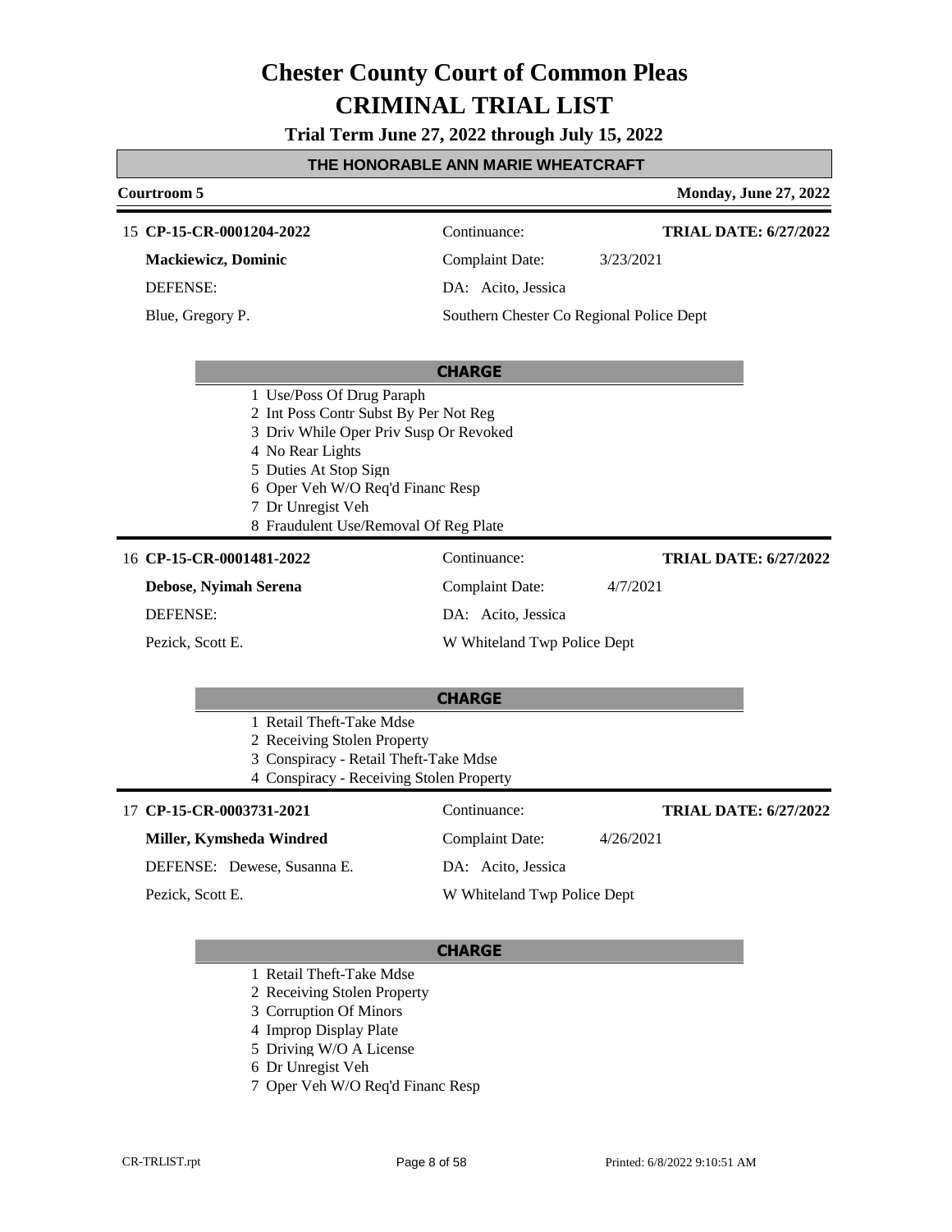# Chester County Court of Common Pleas
# CRIMINAL TRIAL LIST

**Trial Term June 27, 2022 through July 15, 2022**

**THE HONORABLE ANN MARIE WHEATCRAFT**

**Courtroom 5** — **Monday, June 27, 2022**

---

15 **CP-15-CR-0001204-2022**

**Mackiewicz, Dominic**

DEFENSE:

Blue, Gregory P.

Continuance:

Complaint Date: 3/23/2021

DA: Acito, Jessica

Southern Chester Co Regional Police Dept

**TRIAL DATE: 6/27/2022**

**CHARGE**

1. Use/Poss Of Drug Paraph
2. Int Poss Contr Subst By Per Not Reg
3. Driv While Oper Priv Susp Or Revoked
4. No Rear Lights
5. Duties At Stop Sign
6. Oper Veh W/O Req'd Financ Resp
7. Dr Unregist Veh
8. Fraudulent Use/Removal Of Reg Plate

---

16 **CP-15-CR-0001481-2022**

**Debose, Nyimah Serena**

DEFENSE:

Pezick, Scott E.

Continuance:

Complaint Date: 4/7/2021

DA: Acito, Jessica

W Whiteland Twp Police Dept

**TRIAL DATE: 6/27/2022**

**CHARGE**

1. Retail Theft-Take Mdse
2. Receiving Stolen Property
3. Conspiracy - Retail Theft-Take Mdse
4. Conspiracy - Receiving Stolen Property

---

17 **CP-15-CR-0003731-2021**

**Miller, Kymsheda Windred**

DEFENSE: Dewese, Susanna E.

Pezick, Scott E.

Continuance:

Complaint Date: 4/26/2021

DA: Acito, Jessica

W Whiteland Twp Police Dept

**TRIAL DATE: 6/27/2022**

**CHARGE**

1. Retail Theft-Take Mdse
2. Receiving Stolen Property
3. Corruption Of Minors
4. Improp Display Plate
5. Driving W/O A License
6. Dr Unregist Veh
7. Oper Veh W/O Req'd Financ Resp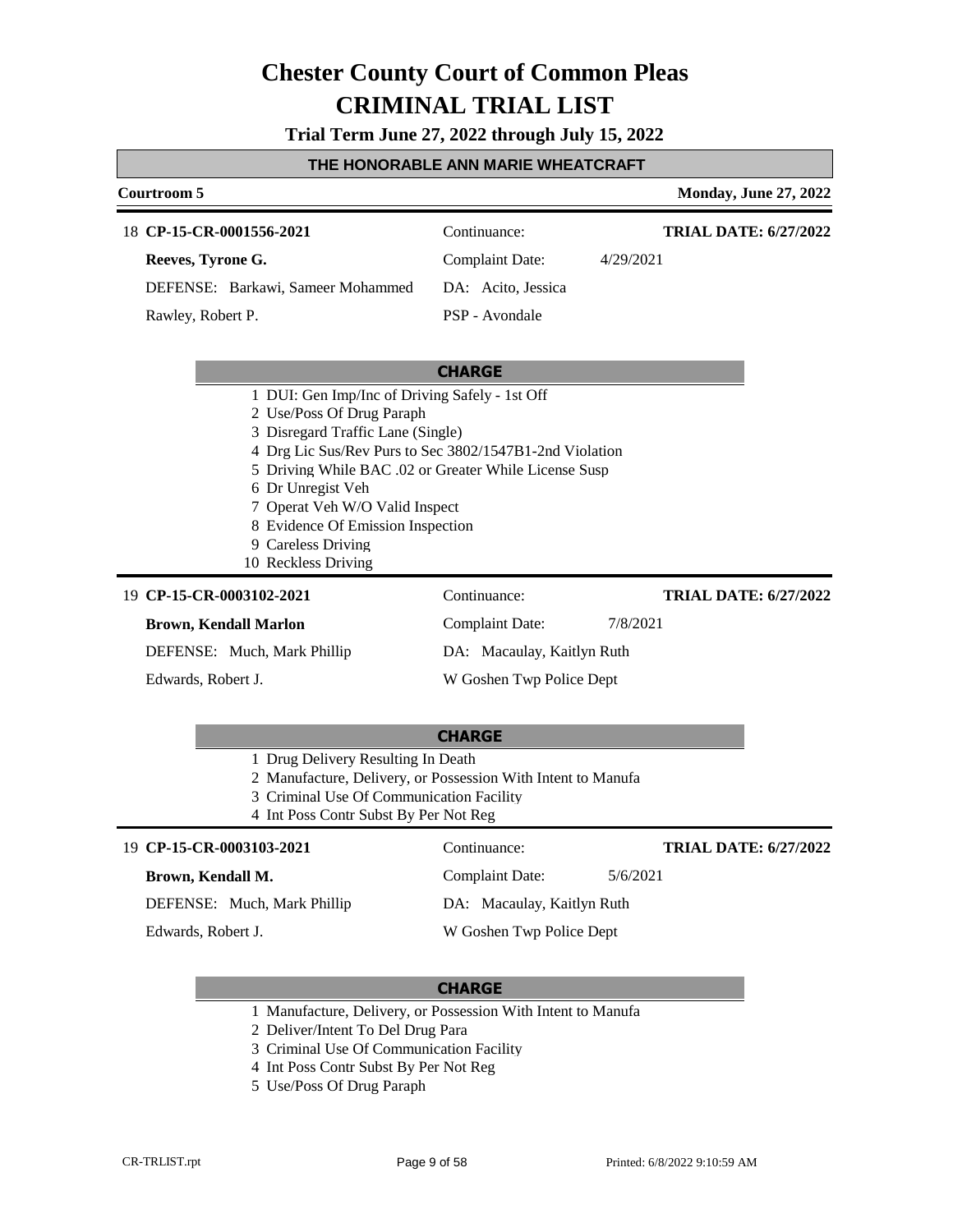# Chester County Court of Common Pleas
# CRIMINAL TRIAL LIST

**Trial Term June 27, 2022 through July 15, 2022**

**THE HONORABLE ANN MARIE WHEATCRAFT**

**Courtroom 5** | **Monday, June 27, 2022**

---

18 **CP-15-CR-0001556-2021** | Continuance: | **TRIAL DATE: 6/27/2022**

**Reeves, Tyrone G.** | Complaint Date: 4/29/2021

DEFENSE: Barkawi, Sameer Mohammed | DA: Acito, Jessica

Rawley, Robert P. | PSP - Avondale

**CHARGE**

1. DUI: Gen Imp/Inc of Driving Safely - 1st Off
2. Use/Poss Of Drug Paraph
3. Disregard Traffic Lane (Single)
4. Drg Lic Sus/Rev Purs to Sec 3802/1547B1-2nd Violation
5. Driving While BAC .02 or Greater While License Susp
6. Dr Unregist Veh
7. Operat Veh W/O Valid Inspect
8. Evidence Of Emission Inspection
9. Careless Driving
10. Reckless Driving

---

19 **CP-15-CR-0003102-2021** | Continuance: | **TRIAL DATE: 6/27/2022**

**Brown, Kendall Marlon** | Complaint Date: 7/8/2021

DEFENSE: Much, Mark Phillip | DA: Macaulay, Kaitlyn Ruth

Edwards, Robert J. | W Goshen Twp Police Dept

**CHARGE**

1. Drug Delivery Resulting In Death
2. Manufacture, Delivery, or Possession With Intent to Manufa
3. Criminal Use Of Communication Facility
4. Int Poss Contr Subst By Per Not Reg

---

19 **CP-15-CR-0003103-2021** | Continuance: | **TRIAL DATE: 6/27/2022**

**Brown, Kendall M.** | Complaint Date: 5/6/2021

DEFENSE: Much, Mark Phillip | DA: Macaulay, Kaitlyn Ruth

Edwards, Robert J. | W Goshen Twp Police Dept

**CHARGE**

1. Manufacture, Delivery, or Possession With Intent to Manufa
2. Deliver/Intent To Del Drug Para
3. Criminal Use Of Communication Facility
4. Int Poss Contr Subst By Per Not Reg
5. Use/Poss Of Drug Paraph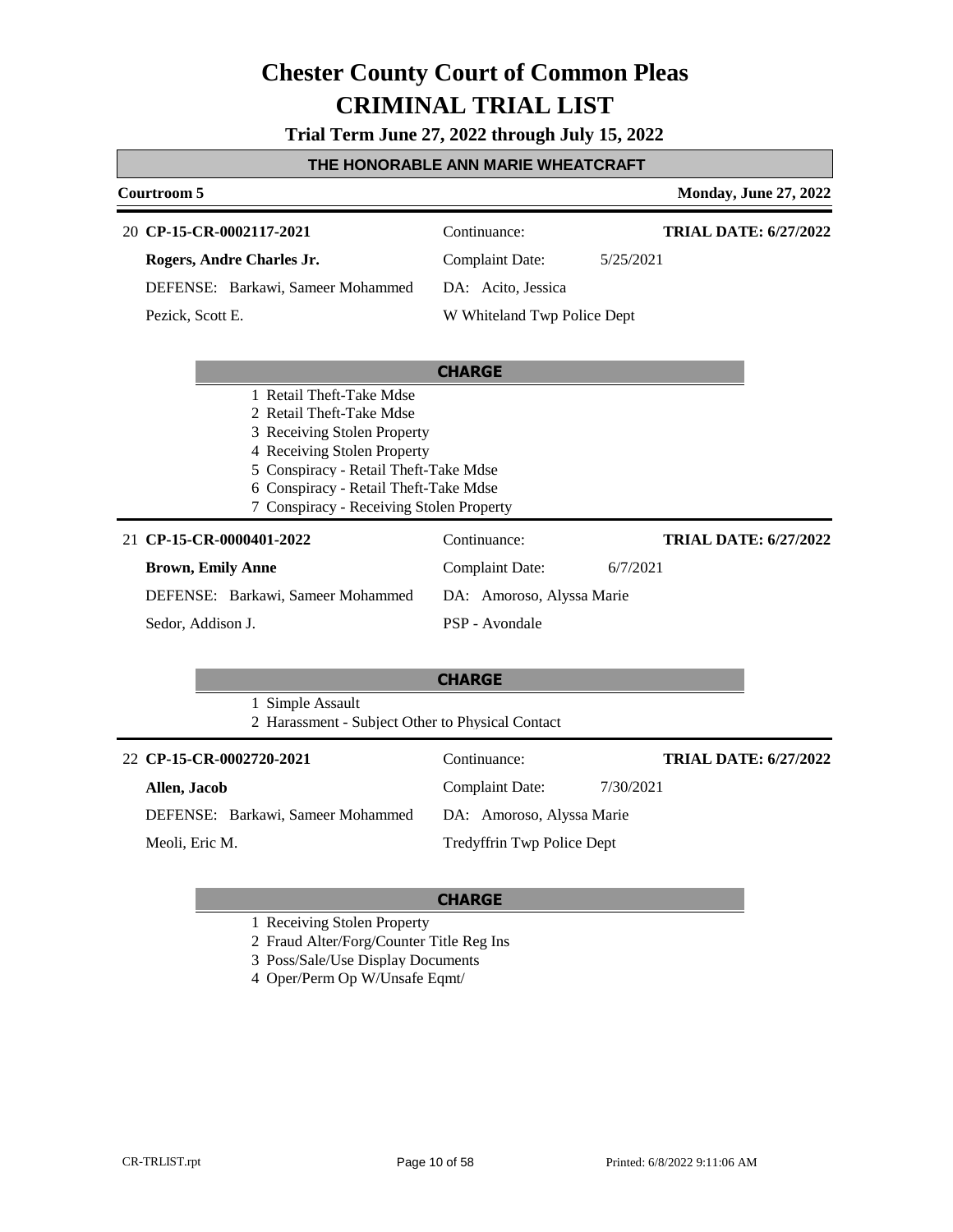# Chester County Court of Common Pleas
# CRIMINAL TRIAL LIST

**Trial Term June 27, 2022 through July 15, 2022**

## THE HONORABLE ANN MARIE WHEATCRAFT

**Courtroom 5** — **Monday, June 27, 2022**

---

20 **CP-15-CR-0002117-2021** — Continuance: — **TRIAL DATE: 6/27/2022**

**Rogers, Andre Charles Jr.** — Complaint Date: 5/25/2021

DEFENSE: Barkawi, Sameer Mohammed — DA: Acito, Jessica

Pezick, Scott E. — W Whiteland Twp Police Dept

**CHARGE**

1. Retail Theft-Take Mdse
2. Retail Theft-Take Mdse
3. Receiving Stolen Property
4. Receiving Stolen Property
5. Conspiracy - Retail Theft-Take Mdse
6. Conspiracy - Retail Theft-Take Mdse
7. Conspiracy - Receiving Stolen Property

---

21 **CP-15-CR-0000401-2022** — Continuance: — **TRIAL DATE: 6/27/2022**

**Brown, Emily Anne** — Complaint Date: 6/7/2021

DEFENSE: Barkawi, Sameer Mohammed — DA: Amoroso, Alyssa Marie

Sedor, Addison J. — PSP - Avondale

**CHARGE**

1. Simple Assault
2. Harassment - Subject Other to Physical Contact

---

22 **CP-15-CR-0002720-2021** — Continuance: — **TRIAL DATE: 6/27/2022**

**Allen, Jacob** — Complaint Date: 7/30/2021

DEFENSE: Barkawi, Sameer Mohammed — DA: Amoroso, Alyssa Marie

Meoli, Eric M. — Tredyffrin Twp Police Dept

**CHARGE**

1. Receiving Stolen Property
2. Fraud Alter/Forg/Counter Title Reg Ins
3. Poss/Sale/Use Display Documents
4. Oper/Perm Op W/Unsafe Eqmt/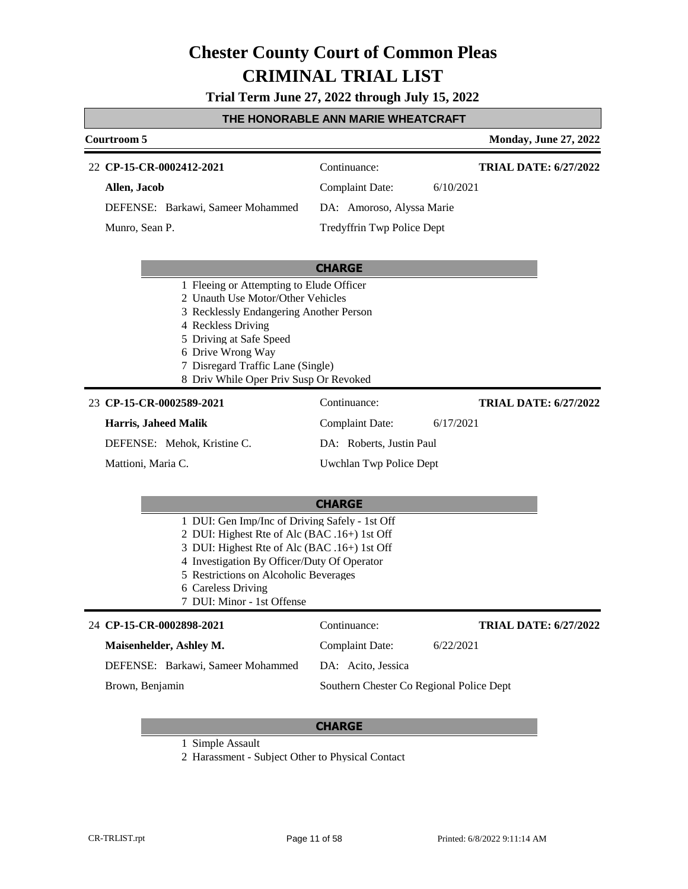# Chester County Court of Common Pleas

# CRIMINAL TRIAL LIST

**Trial Term June 27, 2022 through July 15, 2022**

## THE HONORABLE ANN MARIE WHEATCRAFT

**Courtroom 5** — **Monday, June 27, 2022**

---

22 **CP-15-CR-0002412-2021** | Continuance: | **TRIAL DATE: 6/27/2022**

**Allen, Jacob** | Complaint Date: 6/10/2021

DEFENSE: Barkawi, Sameer Mohammed | DA: Amoroso, Alyssa Marie

Munro, Sean P. | Tredyffrin Twp Police Dept

**CHARGE**

1. Fleeing or Attempting to Elude Officer
2. Unauth Use Motor/Other Vehicles
3. Recklessly Endangering Another Person
4. Reckless Driving
5. Driving at Safe Speed
6. Drive Wrong Way
7. Disregard Traffic Lane (Single)
8. Driv While Oper Priv Susp Or Revoked

---

23 **CP-15-CR-0002589-2021** | Continuance: | **TRIAL DATE: 6/27/2022**

**Harris, Jaheed Malik** | Complaint Date: 6/17/2021

DEFENSE: Mehok, Kristine C. | DA: Roberts, Justin Paul

Mattioni, Maria C. | Uwchlan Twp Police Dept

**CHARGE**

1. DUI: Gen Imp/Inc of Driving Safely - 1st Off
2. DUI: Highest Rte of Alc (BAC .16+) 1st Off
3. DUI: Highest Rte of Alc (BAC .16+) 1st Off
4. Investigation By Officer/Duty Of Operator
5. Restrictions on Alcoholic Beverages
6. Careless Driving
7. DUI: Minor - 1st Offense

---

24 **CP-15-CR-0002898-2021** | Continuance: | **TRIAL DATE: 6/27/2022**

**Maisenhelder, Ashley M.** | Complaint Date: 6/22/2021

DEFENSE: Barkawi, Sameer Mohammed | DA: Acito, Jessica

Brown, Benjamin | Southern Chester Co Regional Police Dept

**CHARGE**

1. Simple Assault
2. Harassment - Subject Other to Physical Contact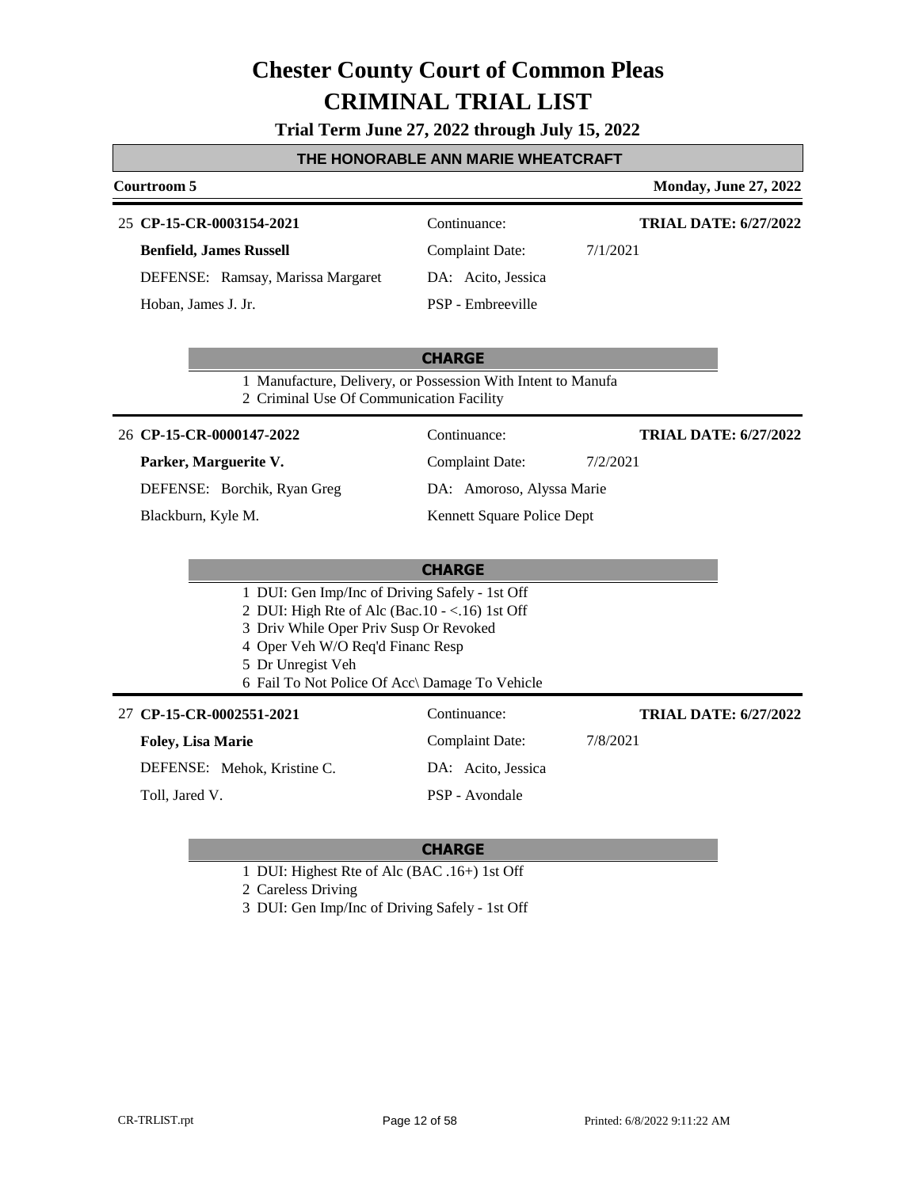# Chester County Court of Common Pleas
# CRIMINAL TRIAL LIST

**Trial Term June 27, 2022 through July 15, 2022**

**THE HONORABLE ANN MARIE WHEATCRAFT**

**Courtroom 5** — **Monday, June 27, 2022**

---

25 **CP-15-CR-0003154-2021** — Continuance: — **TRIAL DATE: 6/27/2022**

**Benfield, James Russell** — Complaint Date: 7/1/2021

DEFENSE: Ramsay, Marissa Margaret — DA: Acito, Jessica

Hoban, James J. Jr. — PSP - Embreeville

**CHARGE**

1 Manufacture, Delivery, or Possession With Intent to Manufa
2 Criminal Use Of Communication Facility

---

26 **CP-15-CR-0000147-2022** — Continuance: — **TRIAL DATE: 6/27/2022**

**Parker, Marguerite V.** — Complaint Date: 7/2/2021

DEFENSE: Borchik, Ryan Greg — DA: Amoroso, Alyssa Marie

Blackburn, Kyle M. — Kennett Square Police Dept

**CHARGE**

1 DUI: Gen Imp/Inc of Driving Safely - 1st Off
2 DUI: High Rte of Alc (Bac.10 - <.16) 1st Off
3 Driv While Oper Priv Susp Or Revoked
4 Oper Veh W/O Req'd Financ Resp
5 Dr Unregist Veh
6 Fail To Not Police Of Acc\ Damage To Vehicle

---

27 **CP-15-CR-0002551-2021** — Continuance: — **TRIAL DATE: 6/27/2022**

**Foley, Lisa Marie** — Complaint Date: 7/8/2021

DEFENSE: Mehok, Kristine C. — DA: Acito, Jessica

Toll, Jared V. — PSP - Avondale

**CHARGE**

1 DUI: Highest Rte of Alc (BAC .16+) 1st Off
2 Careless Driving
3 DUI: Gen Imp/Inc of Driving Safely - 1st Off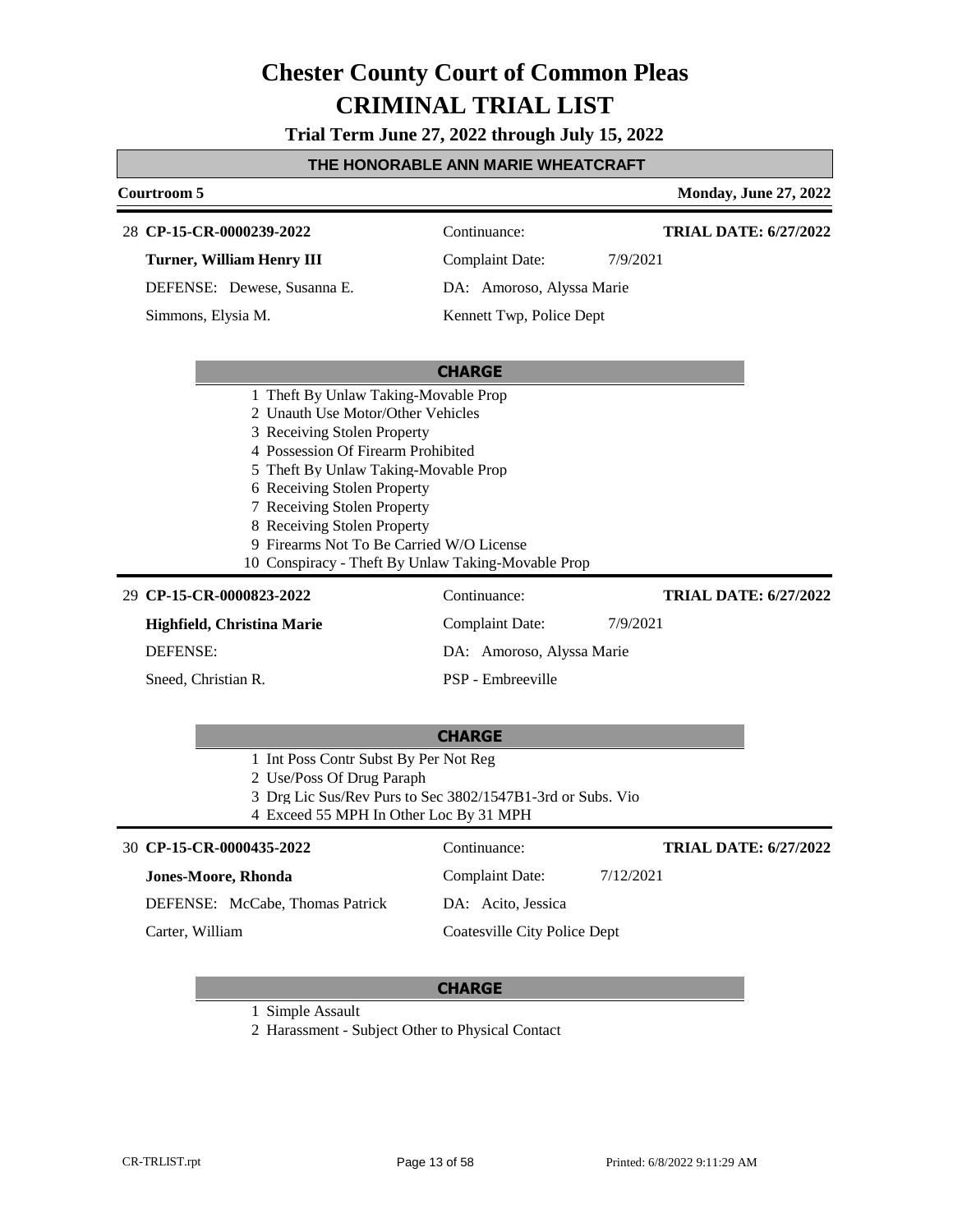# Chester County Court of Common Pleas
# CRIMINAL TRIAL LIST

**Trial Term June 27, 2022 through July 15, 2022**

### THE HONORABLE ANN MARIE WHEATCRAFT

**Courtroom 5** — **Monday, June 27, 2022**

---

28 **CP-15-CR-0000239-2022** — Continuance: — **TRIAL DATE: 6/27/2022**

**Turner, William Henry III** — Complaint Date: 7/9/2021

DEFENSE: Dewese, Susanna E. — DA: Amoroso, Alyssa Marie

Simmons, Elysia M. — Kennett Twp, Police Dept

**CHARGE**

1 Theft By Unlaw Taking-Movable Prop
2 Unauth Use Motor/Other Vehicles
3 Receiving Stolen Property
4 Possession Of Firearm Prohibited
5 Theft By Unlaw Taking-Movable Prop
6 Receiving Stolen Property
7 Receiving Stolen Property
8 Receiving Stolen Property
9 Firearms Not To Be Carried W/O License
10 Conspiracy - Theft By Unlaw Taking-Movable Prop

---

29 **CP-15-CR-0000823-2022** — Continuance: — **TRIAL DATE: 6/27/2022**

**Highfield, Christina Marie** — Complaint Date: 7/9/2021

DEFENSE: — DA: Amoroso, Alyssa Marie

Sneed, Christian R. — PSP - Embreeville

**CHARGE**

1 Int Poss Contr Subst By Per Not Reg
2 Use/Poss Of Drug Paraph
3 Drg Lic Sus/Rev Purs to Sec 3802/1547B1-3rd or Subs. Vio
4 Exceed 55 MPH In Other Loc By 31 MPH

---

30 **CP-15-CR-0000435-2022** — Continuance: — **TRIAL DATE: 6/27/2022**

**Jones-Moore, Rhonda** — Complaint Date: 7/12/2021

DEFENSE: McCabe, Thomas Patrick — DA: Acito, Jessica

Carter, William — Coatesville City Police Dept

**CHARGE**

1 Simple Assault
2 Harassment - Subject Other to Physical Contact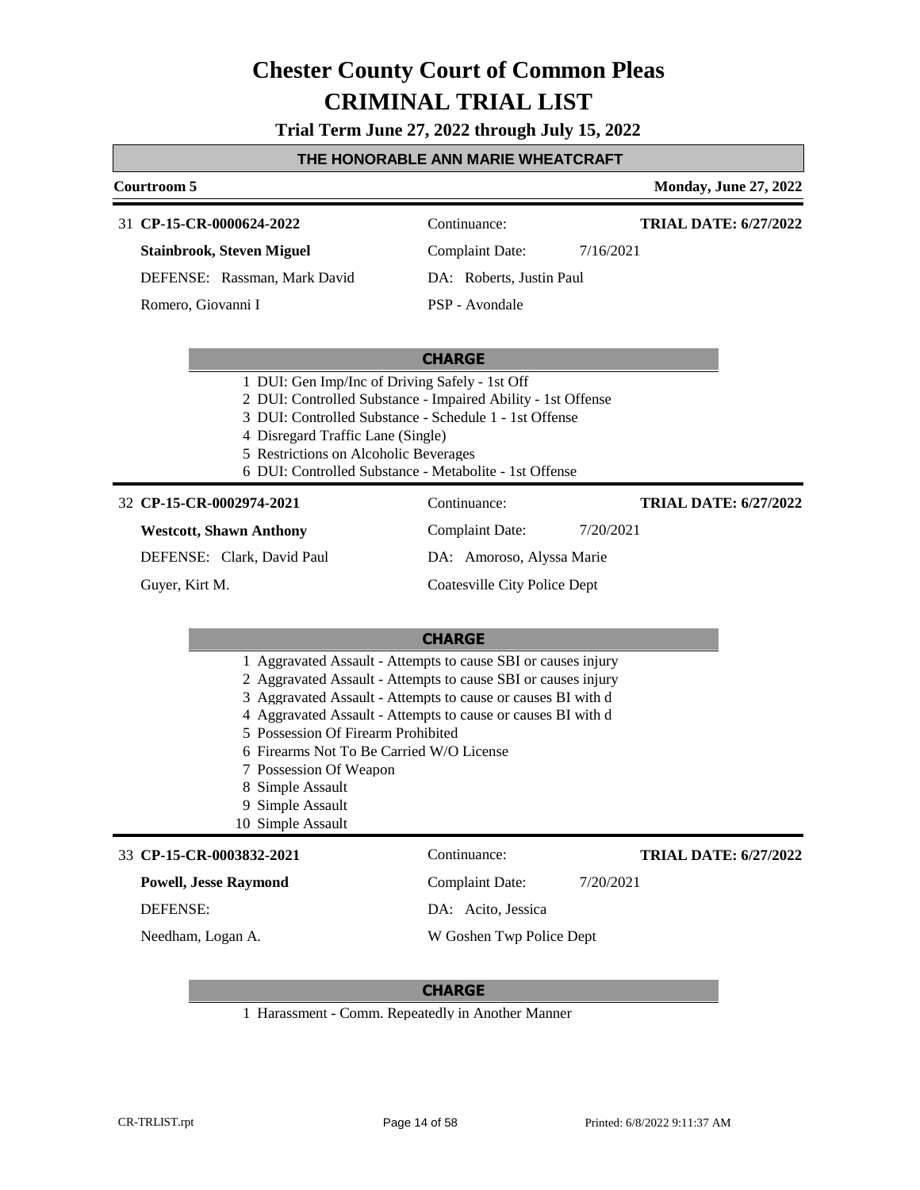# Chester County Court of Common Pleas
# CRIMINAL TRIAL LIST

**Trial Term June 27, 2022 through July 15, 2022**

## THE HONORABLE ANN MARIE WHEATCRAFT

**Courtroom 5** | **Monday, June 27, 2022**

---

31 **CP-15-CR-0000624-2022** | Continuance: | **TRIAL DATE: 6/27/2022**

**Stainbrook, Steven Miguel** | Complaint Date: 7/16/2021

DEFENSE: Rassman, Mark David | DA: Roberts, Justin Paul

Romero, Giovanni I | PSP - Avondale

**CHARGE**

1 DUI: Gen Imp/Inc of Driving Safely - 1st Off
2 DUI: Controlled Substance - Impaired Ability - 1st Offense
3 DUI: Controlled Substance - Schedule 1 - 1st Offense
4 Disregard Traffic Lane (Single)
5 Restrictions on Alcoholic Beverages
6 DUI: Controlled Substance - Metabolite - 1st Offense

---

32 **CP-15-CR-0002974-2021** | Continuance: | **TRIAL DATE: 6/27/2022**

**Westcott, Shawn Anthony** | Complaint Date: 7/20/2021

DEFENSE: Clark, David Paul | DA: Amoroso, Alyssa Marie

Guyer, Kirt M. | Coatesville City Police Dept

**CHARGE**

1 Aggravated Assault - Attempts to cause SBI or causes injury
2 Aggravated Assault - Attempts to cause SBI or causes injury
3 Aggravated Assault - Attempts to cause or causes BI with d
4 Aggravated Assault - Attempts to cause or causes BI with d
5 Possession Of Firearm Prohibited
6 Firearms Not To Be Carried W/O License
7 Possession Of Weapon
8 Simple Assault
9 Simple Assault
10 Simple Assault

---

33 **CP-15-CR-0003832-2021** | Continuance: | **TRIAL DATE: 6/27/2022**

**Powell, Jesse Raymond** | Complaint Date: 7/20/2021

DEFENSE: | DA: Acito, Jessica

Needham, Logan A. | W Goshen Twp Police Dept

**CHARGE**

1 Harassment - Comm. Repeatedly in Another Manner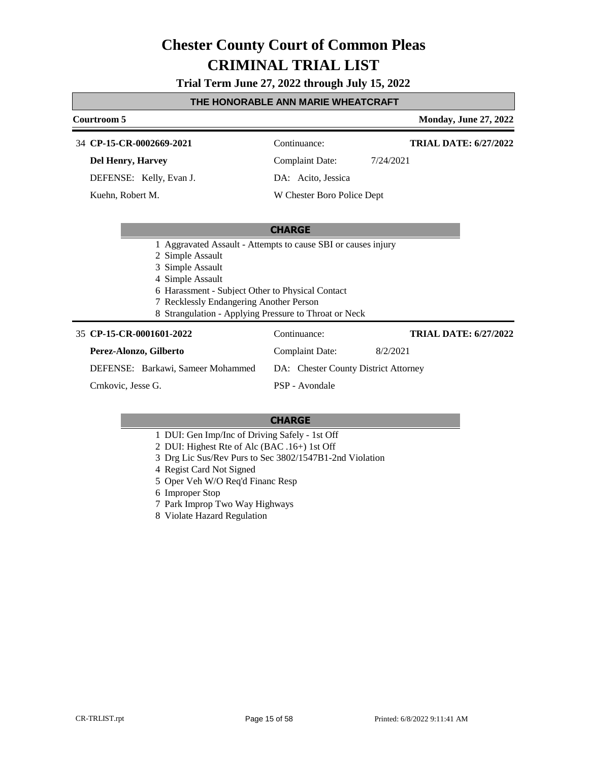# Chester County Court of Common Pleas

# CRIMINAL TRIAL LIST

**Trial Term June 27, 2022 through July 15, 2022**

## THE HONORABLE ANN MARIE WHEATCRAFT

**Courtroom 5** — **Monday, June 27, 2022**

---

34 **CP-15-CR-0002669-2021** — Continuance: — **TRIAL DATE: 6/27/2022**

**Del Henry, Harvey** — Complaint Date: 7/24/2021

DEFENSE: Kelly, Evan J. — DA: Acito, Jessica

Kuehn, Robert M. — W Chester Boro Police Dept

**CHARGE**

1 Aggravated Assault - Attempts to cause SBI or causes injury
2 Simple Assault
3 Simple Assault
4 Simple Assault
6 Harassment - Subject Other to Physical Contact
7 Recklessly Endangering Another Person
8 Strangulation - Applying Pressure to Throat or Neck

---

35 **CP-15-CR-0001601-2022** — Continuance: — **TRIAL DATE: 6/27/2022**

**Perez-Alonzo, Gilberto** — Complaint Date: 8/2/2021

DEFENSE: Barkawi, Sameer Mohammed — DA: Chester County District Attorney

Crnkovic, Jesse G. — PSP - Avondale

**CHARGE**

1 DUI: Gen Imp/Inc of Driving Safely - 1st Off
2 DUI: Highest Rte of Alc (BAC .16+) 1st Off
3 Drg Lic Sus/Rev Purs to Sec 3802/1547B1-2nd Violation
4 Regist Card Not Signed
5 Oper Veh W/O Req'd Financ Resp
6 Improper Stop
7 Park Improp Two Way Highways
8 Violate Hazard Regulation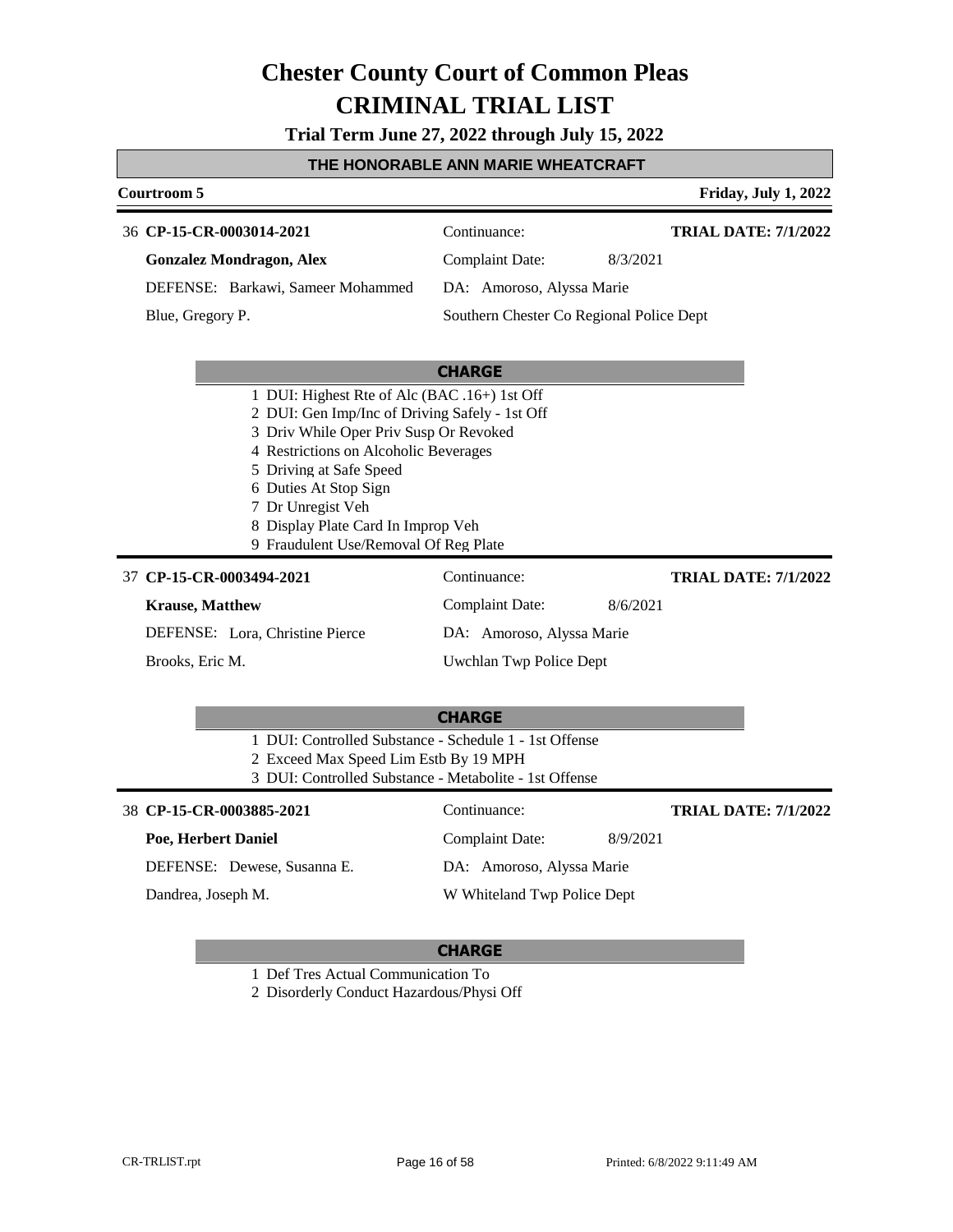# Chester County Court of Common Pleas
# CRIMINAL TRIAL LIST

**Trial Term June 27, 2022 through July 15, 2022**

**THE HONORABLE ANN MARIE WHEATCRAFT**

**Courtroom 5** — **Friday, July 1, 2022**

---

36 **CP-15-CR-0003014-2021** — Continuance: — **TRIAL DATE: 7/1/2022**

**Gonzalez Mondragon, Alex** — Complaint Date: 8/3/2021

DEFENSE: Barkawi, Sameer Mohammed — DA: Amoroso, Alyssa Marie

Blue, Gregory P. — Southern Chester Co Regional Police Dept

**CHARGE**

1 DUI: Highest Rte of Alc (BAC .16+) 1st Off
2 DUI: Gen Imp/Inc of Driving Safely - 1st Off
3 Driv While Oper Priv Susp Or Revoked
4 Restrictions on Alcoholic Beverages
5 Driving at Safe Speed
6 Duties At Stop Sign
7 Dr Unregist Veh
8 Display Plate Card In Improp Veh
9 Fraudulent Use/Removal Of Reg Plate

---

37 **CP-15-CR-0003494-2021** — Continuance: — **TRIAL DATE: 7/1/2022**

**Krause, Matthew** — Complaint Date: 8/6/2021

DEFENSE: Lora, Christine Pierce — DA: Amoroso, Alyssa Marie

Brooks, Eric M. — Uwchlan Twp Police Dept

**CHARGE**

1 DUI: Controlled Substance - Schedule 1 - 1st Offense
2 Exceed Max Speed Lim Estb By 19 MPH
3 DUI: Controlled Substance - Metabolite - 1st Offense

---

38 **CP-15-CR-0003885-2021** — Continuance: — **TRIAL DATE: 7/1/2022**

**Poe, Herbert Daniel** — Complaint Date: 8/9/2021

DEFENSE: Dewese, Susanna E. — DA: Amoroso, Alyssa Marie

Dandrea, Joseph M. — W Whiteland Twp Police Dept

**CHARGE**

1 Def Tres Actual Communication To
2 Disorderly Conduct Hazardous/Physi Off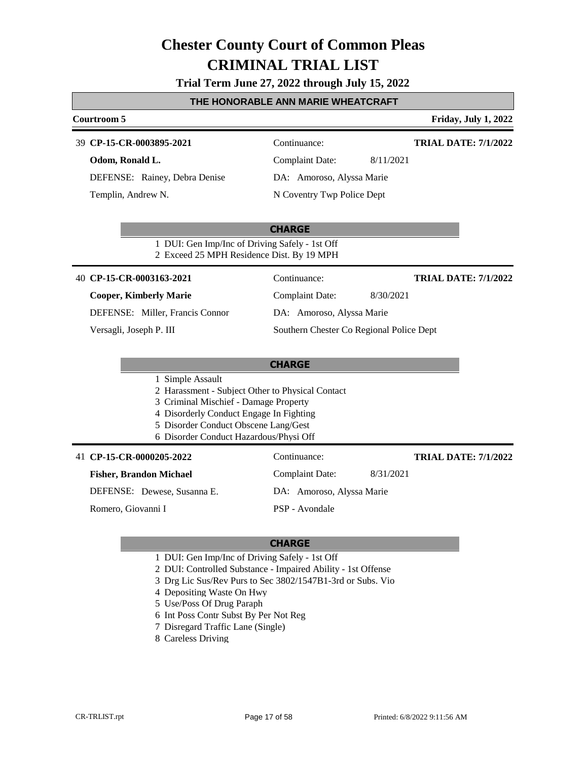# Chester County Court of Common Pleas
# CRIMINAL TRIAL LIST

**Trial Term June 27, 2022 through July 15, 2022**

## THE HONORABLE ANN MARIE WHEATCRAFT

**Courtroom 5** — **Friday, July 1, 2022**

---

39 **CP-15-CR-0003895-2021** | Continuance: | **TRIAL DATE: 7/1/2022**

**Odom, Ronald L.** | Complaint Date: 8/11/2021

DEFENSE: Rainey, Debra Denise | DA: Amoroso, Alyssa Marie

Templin, Andrew N. | N Coventry Twp Police Dept

**CHARGE**

1 DUI: Gen Imp/Inc of Driving Safely - 1st Off
2 Exceed 25 MPH Residence Dist. By 19 MPH

---

40 **CP-15-CR-0003163-2021** | Continuance: | **TRIAL DATE: 7/1/2022**

**Cooper, Kimberly Marie** | Complaint Date: 8/30/2021

DEFENSE: Miller, Francis Connor | DA: Amoroso, Alyssa Marie

Versagli, Joseph P. III | Southern Chester Co Regional Police Dept

**CHARGE**

1 Simple Assault
2 Harassment - Subject Other to Physical Contact
3 Criminal Mischief - Damage Property
4 Disorderly Conduct Engage In Fighting
5 Disorder Conduct Obscene Lang/Gest
6 Disorder Conduct Hazardous/Physi Off

---

41 **CP-15-CR-0000205-2022** | Continuance: | **TRIAL DATE: 7/1/2022**

**Fisher, Brandon Michael** | Complaint Date: 8/31/2021

DEFENSE: Dewese, Susanna E. | DA: Amoroso, Alyssa Marie

Romero, Giovanni I | PSP - Avondale

**CHARGE**

1 DUI: Gen Imp/Inc of Driving Safely - 1st Off
2 DUI: Controlled Substance - Impaired Ability - 1st Offense
3 Drg Lic Sus/Rev Purs to Sec 3802/1547B1-3rd or Subs. Vio
4 Depositing Waste On Hwy
5 Use/Poss Of Drug Paraph
6 Int Poss Contr Subst By Per Not Reg
7 Disregard Traffic Lane (Single)
8 Careless Driving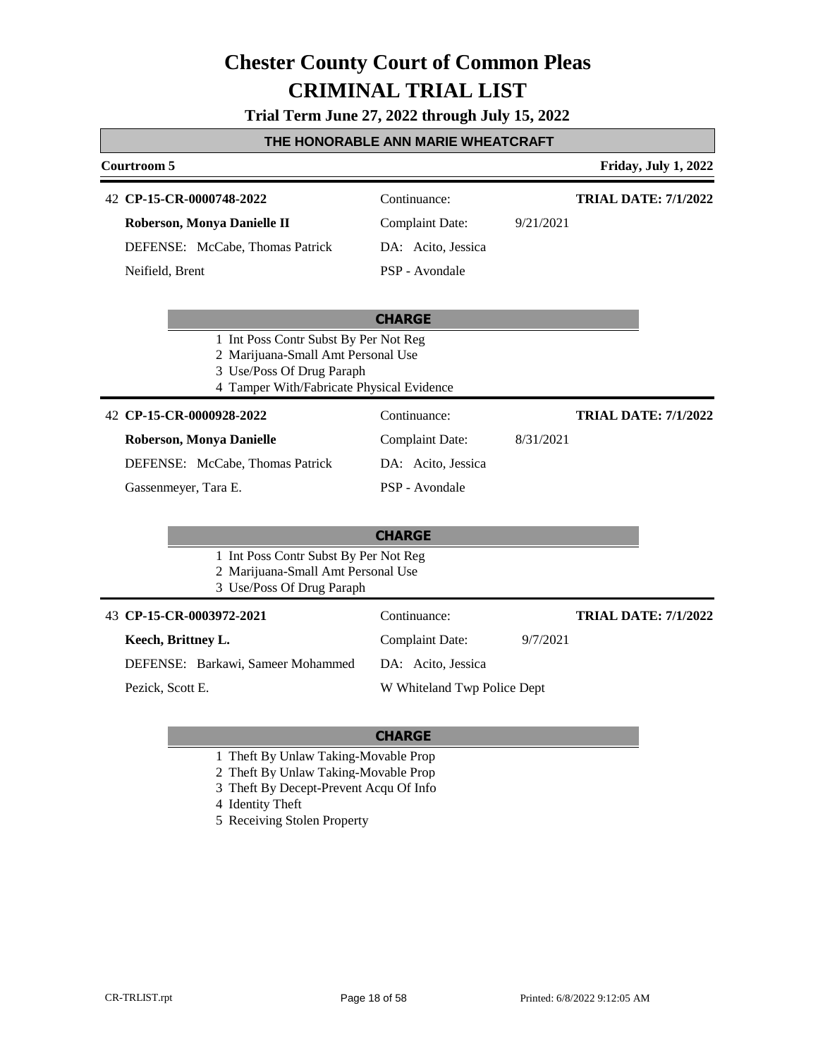# Chester County Court of Common Pleas
# CRIMINAL TRIAL LIST

**Trial Term June 27, 2022 through July 15, 2022**

## THE HONORABLE ANN MARIE WHEATCRAFT

**Courtroom 5** — **Friday, July 1, 2022**

---

42 **CP-15-CR-0000748-2022** — Continuance: — **TRIAL DATE: 7/1/2022**

**Roberson, Monya Danielle II** — Complaint Date: 9/21/2021

DEFENSE: McCabe, Thomas Patrick — DA: Acito, Jessica

Neifield, Brent — PSP - Avondale

**CHARGE**

1 Int Poss Contr Subst By Per Not Reg
2 Marijuana-Small Amt Personal Use
3 Use/Poss Of Drug Paraph
4 Tamper With/Fabricate Physical Evidence

---

42 **CP-15-CR-0000928-2022** — Continuance: — **TRIAL DATE: 7/1/2022**

**Roberson, Monya Danielle** — Complaint Date: 8/31/2021

DEFENSE: McCabe, Thomas Patrick — DA: Acito, Jessica

Gassenmeyer, Tara E. — PSP - Avondale

**CHARGE**

1 Int Poss Contr Subst By Per Not Reg
2 Marijuana-Small Amt Personal Use
3 Use/Poss Of Drug Paraph

---

43 **CP-15-CR-0003972-2021** — Continuance: — **TRIAL DATE: 7/1/2022**

**Keech, Brittney L.** — Complaint Date: 9/7/2021

DEFENSE: Barkawi, Sameer Mohammed — DA: Acito, Jessica

Pezick, Scott E. — W Whiteland Twp Police Dept

**CHARGE**

1 Theft By Unlaw Taking-Movable Prop
2 Theft By Unlaw Taking-Movable Prop
3 Theft By Decept-Prevent Acqu Of Info
4 Identity Theft
5 Receiving Stolen Property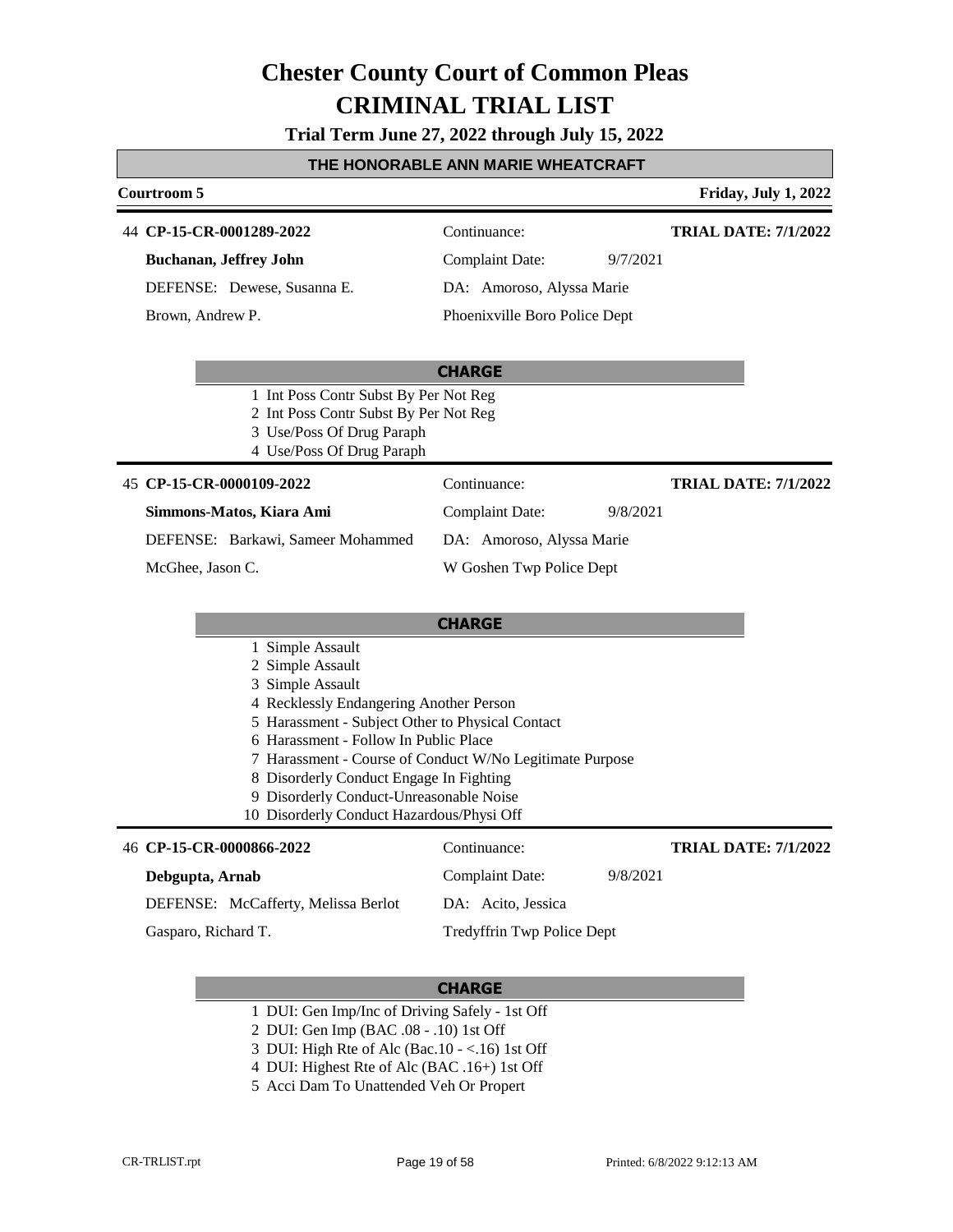# Chester County Court of Common Pleas

# CRIMINAL TRIAL LIST

**Trial Term June 27, 2022 through July 15, 2022**

**THE HONORABLE ANN MARIE WHEATCRAFT**

**Courtroom 5** — **Friday, July 1, 2022**

---

44 **CP-15-CR-0001289-2022** — Continuance: — **TRIAL DATE: 7/1/2022**

**Buchanan, Jeffrey John** — Complaint Date: 9/7/2021

DEFENSE: Dewese, Susanna E. — DA: Amoroso, Alyssa Marie

Brown, Andrew P. — Phoenixville Boro Police Dept

**CHARGE**

1. Int Poss Contr Subst By Per Not Reg
2. Int Poss Contr Subst By Per Not Reg
3. Use/Poss Of Drug Paraph
4. Use/Poss Of Drug Paraph

---

45 **CP-15-CR-0000109-2022** — Continuance: — **TRIAL DATE: 7/1/2022**

**Simmons-Matos, Kiara Ami** — Complaint Date: 9/8/2021

DEFENSE: Barkawi, Sameer Mohammed — DA: Amoroso, Alyssa Marie

McGhee, Jason C. — W Goshen Twp Police Dept

**CHARGE**

1. Simple Assault
2. Simple Assault
3. Simple Assault
4. Recklessly Endangering Another Person
5. Harassment - Subject Other to Physical Contact
6. Harassment - Follow In Public Place
7. Harassment - Course of Conduct W/No Legitimate Purpose
8. Disorderly Conduct Engage In Fighting
9. Disorderly Conduct-Unreasonable Noise
10. Disorderly Conduct Hazardous/Physi Off

---

46 **CP-15-CR-0000866-2022** — Continuance: — **TRIAL DATE: 7/1/2022**

**Debgupta, Arnab** — Complaint Date: 9/8/2021

DEFENSE: McCafferty, Melissa Berlot — DA: Acito, Jessica

Gasparo, Richard T. — Tredyffrin Twp Police Dept

**CHARGE**

1. DUI: Gen Imp/Inc of Driving Safely - 1st Off
2. DUI: Gen Imp (BAC .08 - .10) 1st Off
3. DUI: High Rte of Alc (Bac.10 - <.16) 1st Off
4. DUI: Highest Rte of Alc (BAC .16+) 1st Off
5. Acci Dam To Unattended Veh Or Propert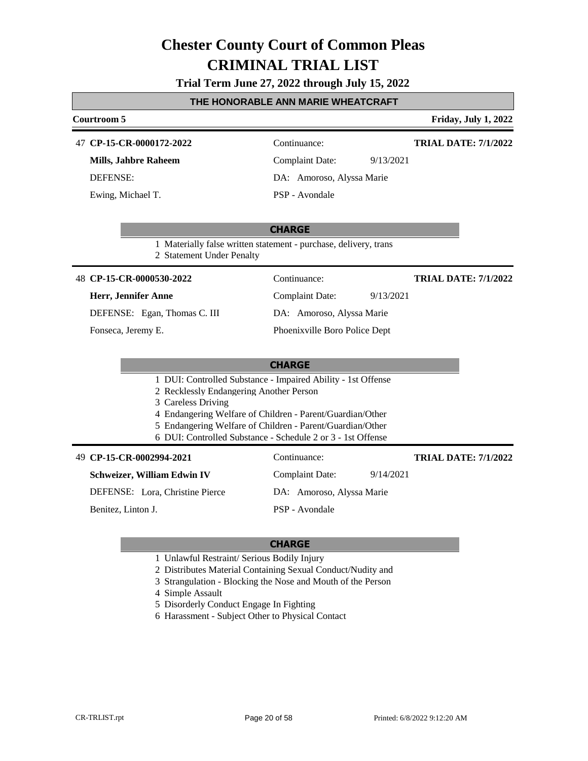# Chester County Court of Common Pleas
# CRIMINAL TRIAL LIST

**Trial Term June 27, 2022 through July 15, 2022**

## THE HONORABLE ANN MARIE WHEATCRAFT

**Courtroom 5** — **Friday, July 1, 2022**

---

47 **CP-15-CR-0000172-2022** | Continuance: | **TRIAL DATE: 7/1/2022**

**Mills, Jahbre Raheem** | Complaint Date: 9/13/2021

DEFENSE: | DA: Amoroso, Alyssa Marie

Ewing, Michael T. | PSP - Avondale

**CHARGE**

1. Materially false written statement - purchase, delivery, trans
2. Statement Under Penalty

---

48 **CP-15-CR-0000530-2022** | Continuance: | **TRIAL DATE: 7/1/2022**

**Herr, Jennifer Anne** | Complaint Date: 9/13/2021

DEFENSE: Egan, Thomas C. III | DA: Amoroso, Alyssa Marie

Fonseca, Jeremy E. | Phoenixville Boro Police Dept

**CHARGE**

1. DUI: Controlled Substance - Impaired Ability - 1st Offense
2. Recklessly Endangering Another Person
3. Careless Driving
4. Endangering Welfare of Children - Parent/Guardian/Other
5. Endangering Welfare of Children - Parent/Guardian/Other
6. DUI: Controlled Substance - Schedule 2 or 3 - 1st Offense

---

49 **CP-15-CR-0002994-2021** | Continuance: | **TRIAL DATE: 7/1/2022**

**Schweizer, William Edwin IV** | Complaint Date: 9/14/2021

DEFENSE: Lora, Christine Pierce | DA: Amoroso, Alyssa Marie

Benitez, Linton J. | PSP - Avondale

**CHARGE**

1. Unlawful Restraint/ Serious Bodily Injury
2. Distributes Material Containing Sexual Conduct/Nudity and
3. Strangulation - Blocking the Nose and Mouth of the Person
4. Simple Assault
5. Disorderly Conduct Engage In Fighting
6. Harassment - Subject Other to Physical Contact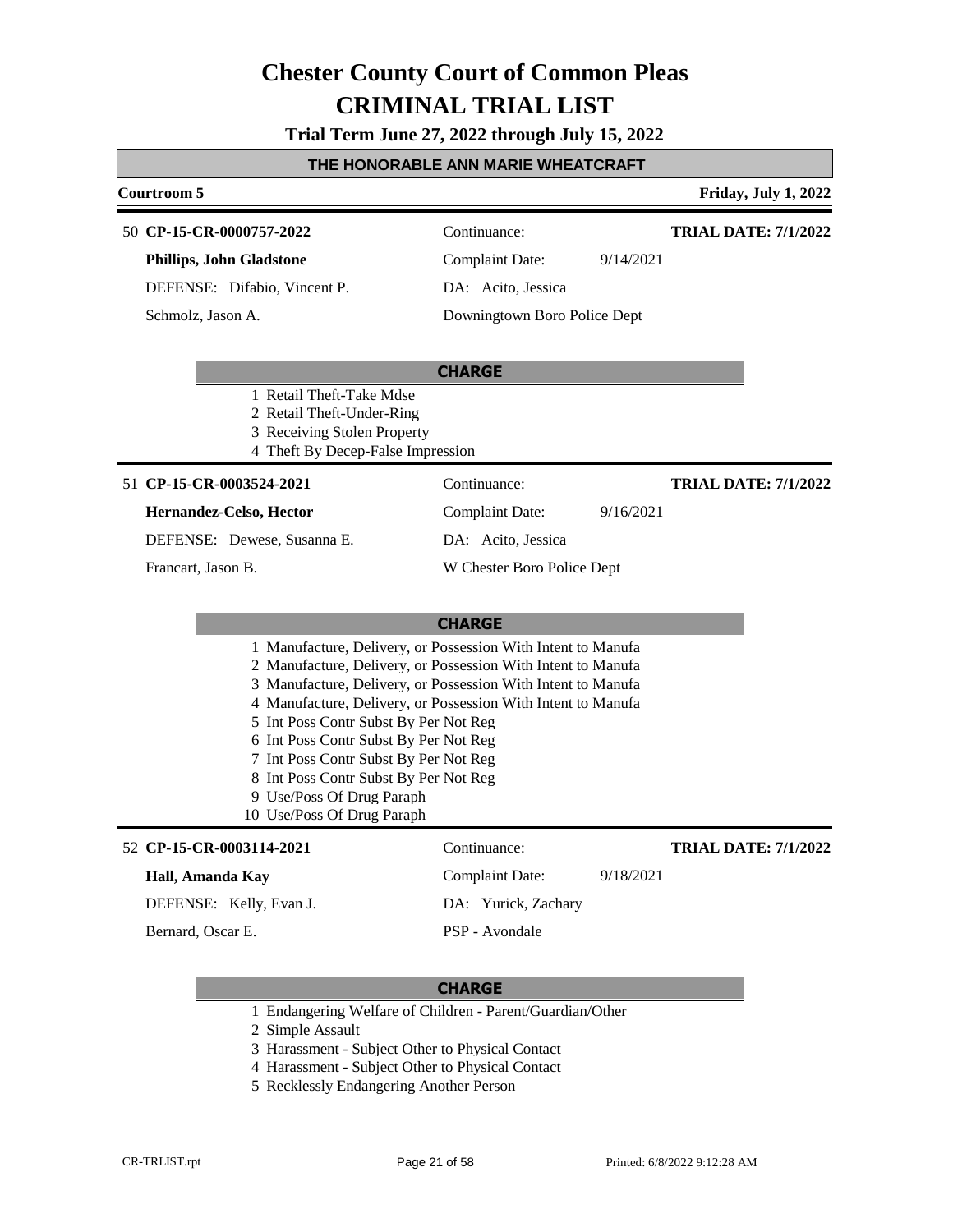# Chester County Court of Common Pleas
# CRIMINAL TRIAL LIST

**Trial Term June 27, 2022 through July 15, 2022**

**THE HONORABLE ANN MARIE WHEATCRAFT**

**Courtroom 5** — **Friday, July 1, 2022**

---

50 **CP-15-CR-0000757-2022** — Continuance: — **TRIAL DATE: 7/1/2022**

**Phillips, John Gladstone** — Complaint Date: 9/14/2021

DEFENSE: Difabio, Vincent P. — DA: Acito, Jessica

Schmolz, Jason A. — Downingtown Boro Police Dept

**CHARGE**

1 Retail Theft-Take Mdse
2 Retail Theft-Under-Ring
3 Receiving Stolen Property
4 Theft By Decep-False Impression

---

51 **CP-15-CR-0003524-2021** — Continuance: — **TRIAL DATE: 7/1/2022**

**Hernandez-Celso, Hector** — Complaint Date: 9/16/2021

DEFENSE: Dewese, Susanna E. — DA: Acito, Jessica

Francart, Jason B. — W Chester Boro Police Dept

**CHARGE**

1 Manufacture, Delivery, or Possession With Intent to Manufa
2 Manufacture, Delivery, or Possession With Intent to Manufa
3 Manufacture, Delivery, or Possession With Intent to Manufa
4 Manufacture, Delivery, or Possession With Intent to Manufa
5 Int Poss Contr Subst By Per Not Reg
6 Int Poss Contr Subst By Per Not Reg
7 Int Poss Contr Subst By Per Not Reg
8 Int Poss Contr Subst By Per Not Reg
9 Use/Poss Of Drug Paraph
10 Use/Poss Of Drug Paraph

---

52 **CP-15-CR-0003114-2021** — Continuance: — **TRIAL DATE: 7/1/2022**

**Hall, Amanda Kay** — Complaint Date: 9/18/2021

DEFENSE: Kelly, Evan J. — DA: Yurick, Zachary

Bernard, Oscar E. — PSP - Avondale

**CHARGE**

1 Endangering Welfare of Children - Parent/Guardian/Other
2 Simple Assault
3 Harassment - Subject Other to Physical Contact
4 Harassment - Subject Other to Physical Contact
5 Recklessly Endangering Another Person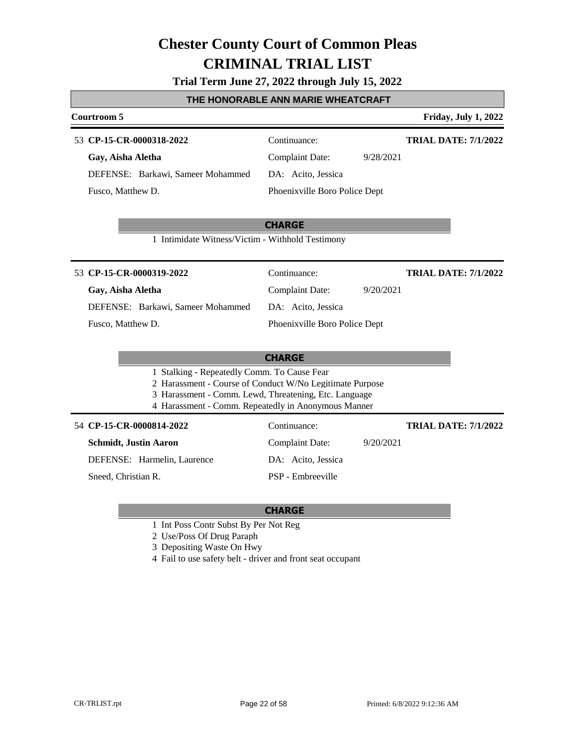# Chester County Court of Common Pleas
# CRIMINAL TRIAL LIST

**Trial Term June 27, 2022 through July 15, 2022**

## THE HONORABLE ANN MARIE WHEATCRAFT

**Courtroom 5** — **Friday, July 1, 2022**

---

53 **CP-15-CR-0000318-2022** — Continuance: — **TRIAL DATE: 7/1/2022**

**Gay, Aisha Aletha** — Complaint Date: 9/28/2021

DEFENSE: Barkawi, Sameer Mohammed — DA: Acito, Jessica

Fusco, Matthew D. — Phoenixville Boro Police Dept

**CHARGE**

1 Intimidate Witness/Victim - Withhold Testimony

---

53 **CP-15-CR-0000319-2022** — Continuance: — **TRIAL DATE: 7/1/2022**

**Gay, Aisha Aletha** — Complaint Date: 9/20/2021

DEFENSE: Barkawi, Sameer Mohammed — DA: Acito, Jessica

Fusco, Matthew D. — Phoenixville Boro Police Dept

**CHARGE**

1 Stalking - Repeatedly Comm. To Cause Fear
2 Harassment - Course of Conduct W/No Legitimate Purpose
3 Harassment - Comm. Lewd, Threatening, Etc. Language
4 Harassment - Comm. Repeatedly in Anonymous Manner

---

54 **CP-15-CR-0000814-2022** — Continuance: — **TRIAL DATE: 7/1/2022**

**Schmidt, Justin Aaron** — Complaint Date: 9/20/2021

DEFENSE: Harmelin, Laurence — DA: Acito, Jessica

Sneed, Christian R. — PSP - Embreeville

**CHARGE**

1 Int Poss Contr Subst By Per Not Reg
2 Use/Poss Of Drug Paraph
3 Depositing Waste On Hwy
4 Fail to use safety belt - driver and front seat occupant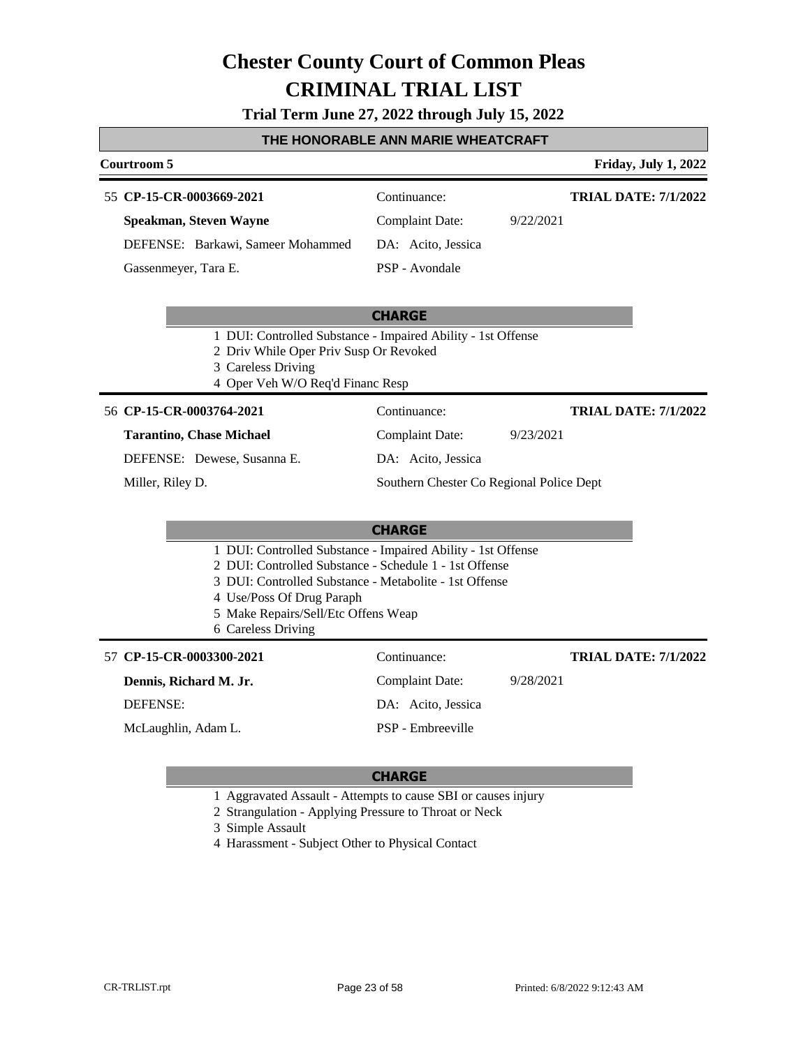# Chester County Court of Common Pleas

# CRIMINAL TRIAL LIST

**Trial Term June 27, 2022 through July 15, 2022**

## THE HONORABLE ANN MARIE WHEATCRAFT

**Courtroom 5** | **Friday, July 1, 2022**

---

55 **CP-15-CR-0003669-2021** | Continuance: | **TRIAL DATE: 7/1/2022**

**Speakman, Steven Wayne** | Complaint Date: 9/22/2021

DEFENSE: Barkawi, Sameer Mohammed | DA: Acito, Jessica

Gassenmeyer, Tara E. | PSP - Avondale

**CHARGE**

1 DUI: Controlled Substance - Impaired Ability - 1st Offense
2 Driv While Oper Priv Susp Or Revoked
3 Careless Driving
4 Oper Veh W/O Req'd Financ Resp

---

56 **CP-15-CR-0003764-2021** | Continuance: | **TRIAL DATE: 7/1/2022**

**Tarantino, Chase Michael** | Complaint Date: 9/23/2021

DEFENSE: Dewese, Susanna E. | DA: Acito, Jessica

Miller, Riley D. | Southern Chester Co Regional Police Dept

**CHARGE**

1 DUI: Controlled Substance - Impaired Ability - 1st Offense
2 DUI: Controlled Substance - Schedule 1 - 1st Offense
3 DUI: Controlled Substance - Metabolite - 1st Offense
4 Use/Poss Of Drug Paraph
5 Make Repairs/Sell/Etc Offens Weap
6 Careless Driving

---

57 **CP-15-CR-0003300-2021** | Continuance: | **TRIAL DATE: 7/1/2022**

**Dennis, Richard M. Jr.** | Complaint Date: 9/28/2021

DEFENSE: | DA: Acito, Jessica

McLaughlin, Adam L. | PSP - Embreeville

**CHARGE**

1 Aggravated Assault - Attempts to cause SBI or causes injury
2 Strangulation - Applying Pressure to Throat or Neck
3 Simple Assault
4 Harassment - Subject Other to Physical Contact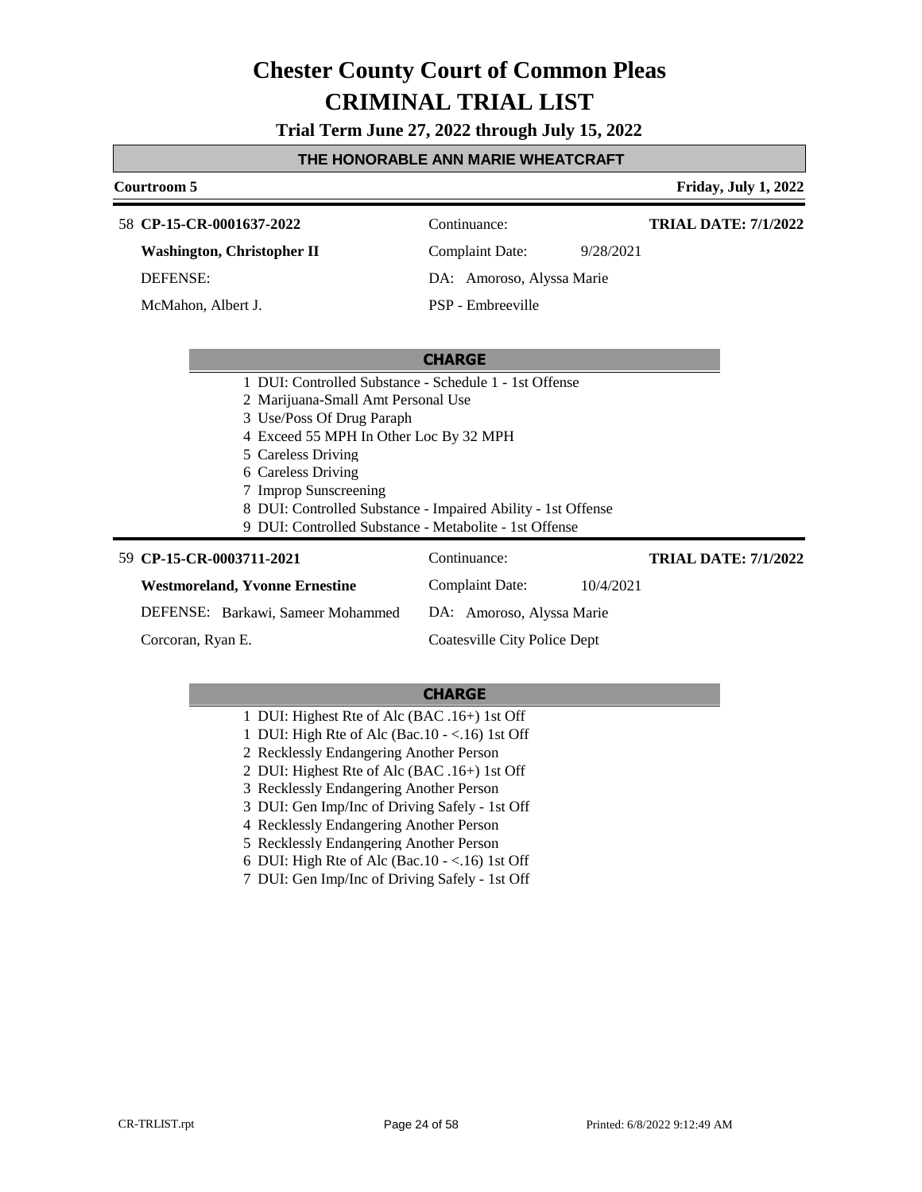# Chester County Court of Common Pleas

# CRIMINAL TRIAL LIST

**Trial Term June 27, 2022 through July 15, 2022**

**THE HONORABLE ANN MARIE WHEATCRAFT**

**Courtroom 5** | **Friday, July 1, 2022**

---

58 **CP-15-CR-0001637-2022** | Continuance: | **TRIAL DATE: 7/1/2022**

**Washington, Christopher II** | Complaint Date: 9/28/2021

DEFENSE: | DA: Amoroso, Alyssa Marie

McMahon, Albert J. | PSP - Embreeville

**CHARGE**

1 DUI: Controlled Substance - Schedule 1 - 1st Offense
2 Marijuana-Small Amt Personal Use
3 Use/Poss Of Drug Paraph
4 Exceed 55 MPH In Other Loc By 32 MPH
5 Careless Driving
6 Careless Driving
7 Improp Sunscreening
8 DUI: Controlled Substance - Impaired Ability - 1st Offense
9 DUI: Controlled Substance - Metabolite - 1st Offense

---

59 **CP-15-CR-0003711-2021** | Continuance: | **TRIAL DATE: 7/1/2022**

**Westmoreland, Yvonne Ernestine** | Complaint Date: 10/4/2021

DEFENSE: Barkawi, Sameer Mohammed | DA: Amoroso, Alyssa Marie

Corcoran, Ryan E. | Coatesville City Police Dept

**CHARGE**

1 DUI: Highest Rte of Alc (BAC .16+) 1st Off
1 DUI: High Rte of Alc (Bac.10 - <.16) 1st Off
2 Recklessly Endangering Another Person
2 DUI: Highest Rte of Alc (BAC .16+) 1st Off
3 Recklessly Endangering Another Person
3 DUI: Gen Imp/Inc of Driving Safely - 1st Off
4 Recklessly Endangering Another Person
5 Recklessly Endangering Another Person
6 DUI: High Rte of Alc (Bac.10 - <.16) 1st Off
7 DUI: Gen Imp/Inc of Driving Safely - 1st Off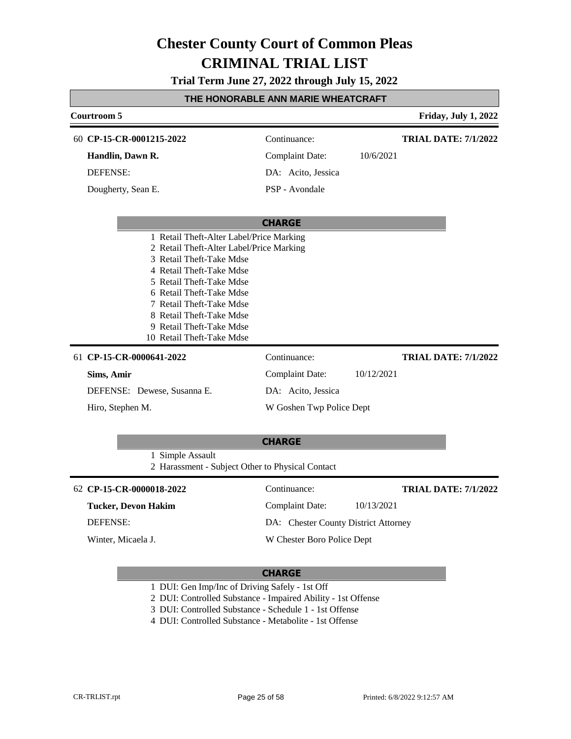# Chester County Court of Common Pleas
# CRIMINAL TRIAL LIST

**Trial Term June 27, 2022 through July 15, 2022**

**THE HONORABLE ANN MARIE WHEATCRAFT**

**Courtroom 5** — **Friday, July 1, 2022**

---

60 **CP-15-CR-0001215-2022** — Continuance: — **TRIAL DATE: 7/1/2022**

**Handlin, Dawn R.** — Complaint Date: 10/6/2021

DEFENSE: — DA: Acito, Jessica

Dougherty, Sean E. — PSP - Avondale

**CHARGE**

1 Retail Theft-Alter Label/Price Marking
2 Retail Theft-Alter Label/Price Marking
3 Retail Theft-Take Mdse
4 Retail Theft-Take Mdse
5 Retail Theft-Take Mdse
6 Retail Theft-Take Mdse
7 Retail Theft-Take Mdse
8 Retail Theft-Take Mdse
9 Retail Theft-Take Mdse
10 Retail Theft-Take Mdse

---

61 **CP-15-CR-0000641-2022** — Continuance: — **TRIAL DATE: 7/1/2022**

**Sims, Amir** — Complaint Date: 10/12/2021

DEFENSE: Dewese, Susanna E. — DA: Acito, Jessica

Hiro, Stephen M. — W Goshen Twp Police Dept

**CHARGE**

1 Simple Assault
2 Harassment - Subject Other to Physical Contact

---

62 **CP-15-CR-0000018-2022** — Continuance: — **TRIAL DATE: 7/1/2022**

**Tucker, Devon Hakim** — Complaint Date: 10/13/2021

DEFENSE: — DA: Chester County District Attorney

Winter, Micaela J. — W Chester Boro Police Dept

**CHARGE**

1 DUI: Gen Imp/Inc of Driving Safely - 1st Off
2 DUI: Controlled Substance - Impaired Ability - 1st Offense
3 DUI: Controlled Substance - Schedule 1 - 1st Offense
4 DUI: Controlled Substance - Metabolite - 1st Offense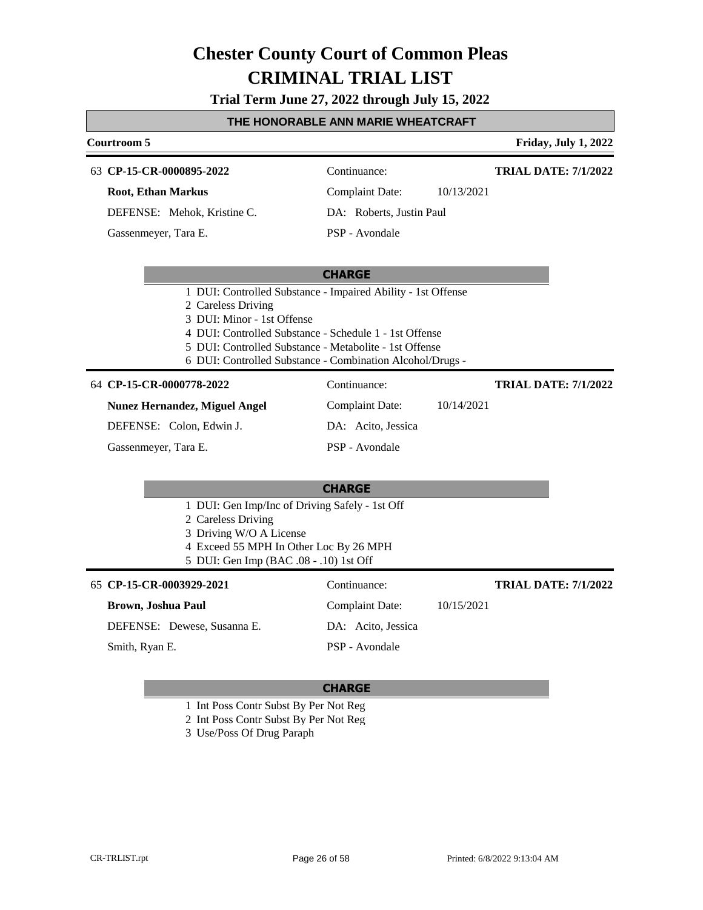# Chester County Court of Common Pleas

# CRIMINAL TRIAL LIST

**Trial Term June 27, 2022 through July 15, 2022**

**THE HONORABLE ANN MARIE WHEATCRAFT**

**Courtroom 5** — **Friday, July 1, 2022**

---

63 **CP-15-CR-0000895-2022** — Continuance: — **TRIAL DATE: 7/1/2022**

**Root, Ethan Markus** — Complaint Date: 10/13/2021

DEFENSE: Mehok, Kristine C. — DA: Roberts, Justin Paul

Gassenmeyer, Tara E. — PSP - Avondale

**CHARGE**

1 DUI: Controlled Substance - Impaired Ability - 1st Offense
2 Careless Driving
3 DUI: Minor - 1st Offense
4 DUI: Controlled Substance - Schedule 1 - 1st Offense
5 DUI: Controlled Substance - Metabolite - 1st Offense
6 DUI: Controlled Substance - Combination Alcohol/Drugs -

---

64 **CP-15-CR-0000778-2022** — Continuance: — **TRIAL DATE: 7/1/2022**

**Nunez Hernandez, Miguel Angel** — Complaint Date: 10/14/2021

DEFENSE: Colon, Edwin J. — DA: Acito, Jessica

Gassenmeyer, Tara E. — PSP - Avondale

**CHARGE**

1 DUI: Gen Imp/Inc of Driving Safely - 1st Off
2 Careless Driving
3 Driving W/O A License
4 Exceed 55 MPH In Other Loc By 26 MPH
5 DUI: Gen Imp (BAC .08 - .10) 1st Off

---

65 **CP-15-CR-0003929-2021** — Continuance: — **TRIAL DATE: 7/1/2022**

**Brown, Joshua Paul** — Complaint Date: 10/15/2021

DEFENSE: Dewese, Susanna E. — DA: Acito, Jessica

Smith, Ryan E. — PSP - Avondale

**CHARGE**

1 Int Poss Contr Subst By Per Not Reg
2 Int Poss Contr Subst By Per Not Reg
3 Use/Poss Of Drug Paraph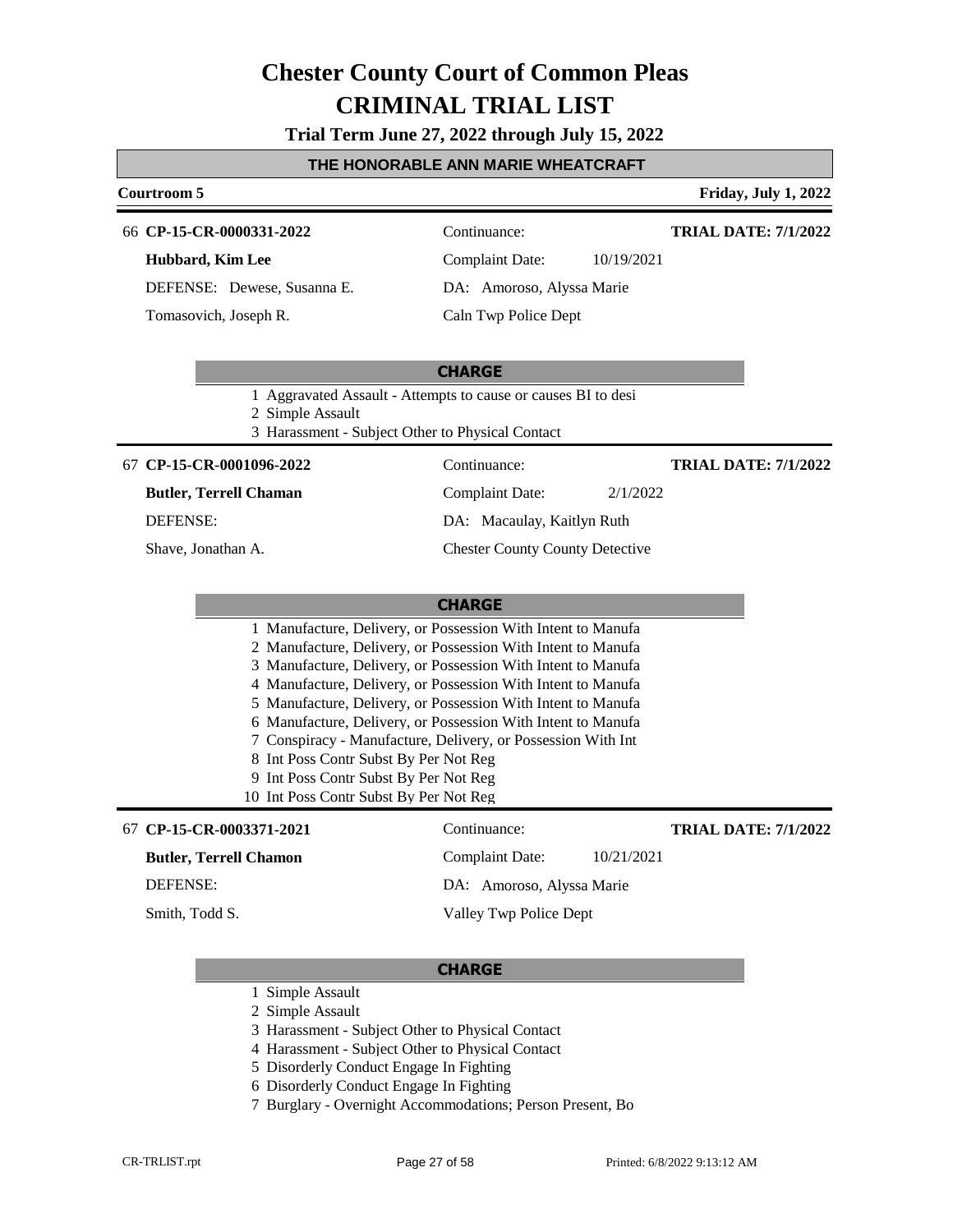# Chester County Court of Common Pleas
# CRIMINAL TRIAL LIST

**Trial Term June 27, 2022 through July 15, 2022**

## THE HONORABLE ANN MARIE WHEATCRAFT

**Courtroom 5** — **Friday, July 1, 2022**

---

66 **CP-15-CR-0000331-2022** — Continuance: — **TRIAL DATE: 7/1/2022**

**Hubbard, Kim Lee** — Complaint Date: 10/19/2021

DEFENSE: Dewese, Susanna E. — DA: Amoroso, Alyssa Marie

Tomasovich, Joseph R. — Caln Twp Police Dept

**CHARGE**

1. Aggravated Assault - Attempts to cause or causes BI to desi
2. Simple Assault
3. Harassment - Subject Other to Physical Contact

---

67 **CP-15-CR-0001096-2022** — Continuance: — **TRIAL DATE: 7/1/2022**

**Butler, Terrell Chaman** — Complaint Date: 2/1/2022

DEFENSE: — DA: Macaulay, Kaitlyn Ruth

Shave, Jonathan A. — Chester County County Detective

**CHARGE**

1. Manufacture, Delivery, or Possession With Intent to Manufa
2. Manufacture, Delivery, or Possession With Intent to Manufa
3. Manufacture, Delivery, or Possession With Intent to Manufa
4. Manufacture, Delivery, or Possession With Intent to Manufa
5. Manufacture, Delivery, or Possession With Intent to Manufa
6. Manufacture, Delivery, or Possession With Intent to Manufa
7. Conspiracy - Manufacture, Delivery, or Possession With Int
8. Int Poss Contr Subst By Per Not Reg
9. Int Poss Contr Subst By Per Not Reg
10. Int Poss Contr Subst By Per Not Reg

---

67 **CP-15-CR-0003371-2021** — Continuance: — **TRIAL DATE: 7/1/2022**

**Butler, Terrell Chamon** — Complaint Date: 10/21/2021

DEFENSE: — DA: Amoroso, Alyssa Marie

Smith, Todd S. — Valley Twp Police Dept

**CHARGE**

1. Simple Assault
2. Simple Assault
3. Harassment - Subject Other to Physical Contact
4. Harassment - Subject Other to Physical Contact
5. Disorderly Conduct Engage In Fighting
6. Disorderly Conduct Engage In Fighting
7. Burglary - Overnight Accommodations; Person Present, Bo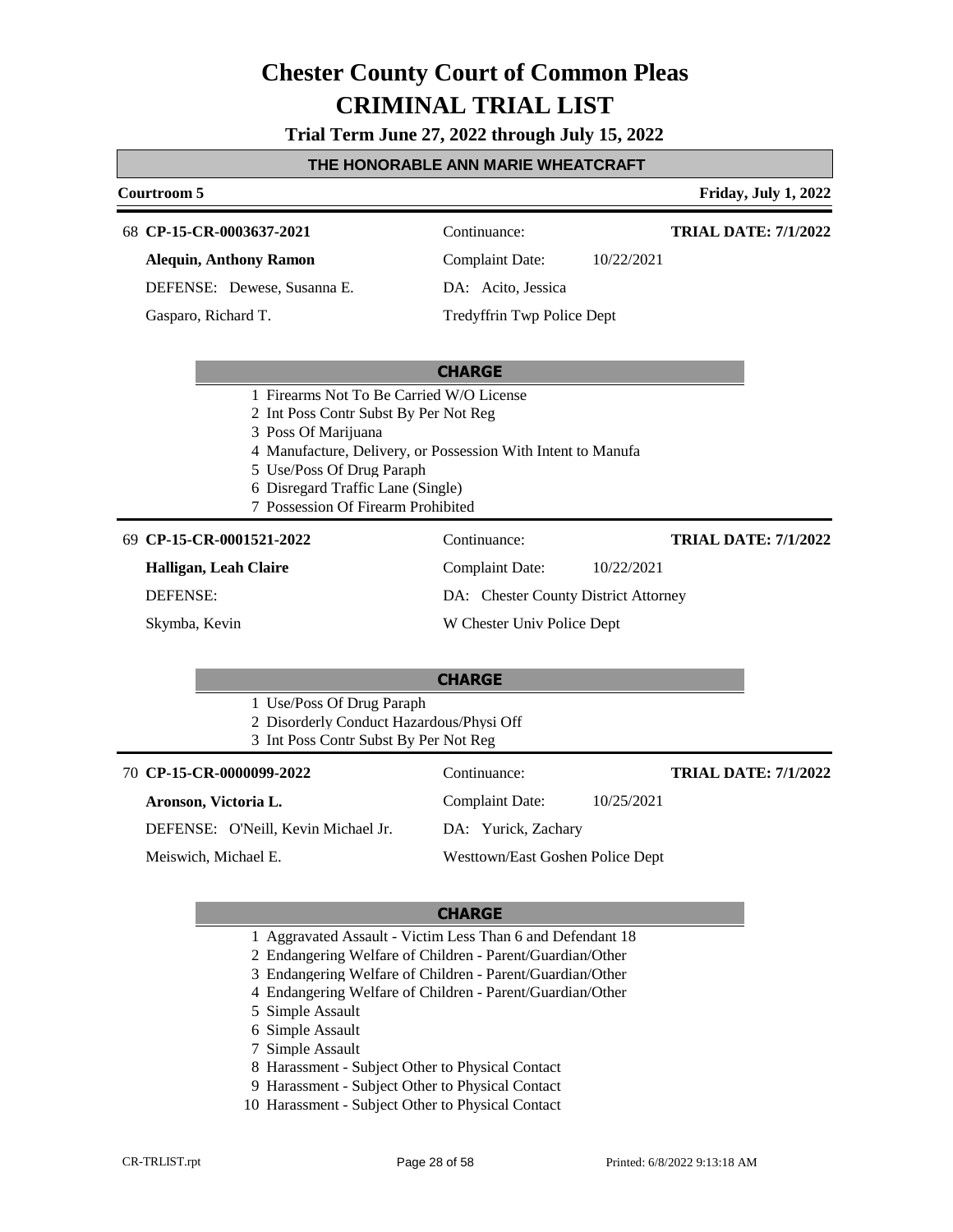# Chester County Court of Common Pleas
# CRIMINAL TRIAL LIST

**Trial Term June 27, 2022 through July 15, 2022**

**THE HONORABLE ANN MARIE WHEATCRAFT**

**Courtroom 5** — **Friday, July 1, 2022**

---

68 **CP-15-CR-0003637-2021** — Continuance: — **TRIAL DATE: 7/1/2022**

**Alequin, Anthony Ramon** — Complaint Date: 10/22/2021

DEFENSE: Dewese, Susanna E. — DA: Acito, Jessica

Gasparo, Richard T. — Tredyffrin Twp Police Dept

**CHARGE**

1 Firearms Not To Be Carried W/O License
2 Int Poss Contr Subst By Per Not Reg
3 Poss Of Marijuana
4 Manufacture, Delivery, or Possession With Intent to Manufa
5 Use/Poss Of Drug Paraph
6 Disregard Traffic Lane (Single)
7 Possession Of Firearm Prohibited

---

69 **CP-15-CR-0001521-2022** — Continuance: — **TRIAL DATE: 7/1/2022**

**Halligan, Leah Claire** — Complaint Date: 10/22/2021

DEFENSE: — DA: Chester County District Attorney

Skymba, Kevin — W Chester Univ Police Dept

**CHARGE**

1 Use/Poss Of Drug Paraph
2 Disorderly Conduct Hazardous/Physi Off
3 Int Poss Contr Subst By Per Not Reg

---

70 **CP-15-CR-0000099-2022** — Continuance: — **TRIAL DATE: 7/1/2022**

**Aronson, Victoria L.** — Complaint Date: 10/25/2021

DEFENSE: O'Neill, Kevin Michael Jr. — DA: Yurick, Zachary

Meiswich, Michael E. — Westtown/East Goshen Police Dept

**CHARGE**

1 Aggravated Assault - Victim Less Than 6 and Defendant 18
2 Endangering Welfare of Children - Parent/Guardian/Other
3 Endangering Welfare of Children - Parent/Guardian/Other
4 Endangering Welfare of Children - Parent/Guardian/Other
5 Simple Assault
6 Simple Assault
7 Simple Assault
8 Harassment - Subject Other to Physical Contact
9 Harassment - Subject Other to Physical Contact
10 Harassment - Subject Other to Physical Contact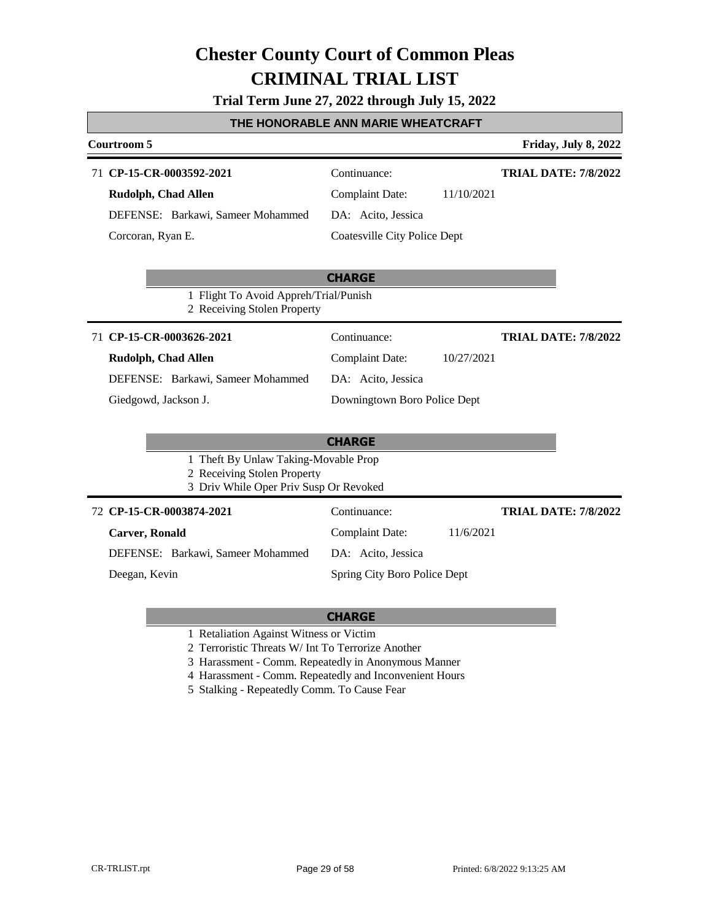# Chester County Court of Common Pleas

# CRIMINAL TRIAL LIST

**Trial Term June 27, 2022 through July 15, 2022**

**THE HONORABLE ANN MARIE WHEATCRAFT**

**Courtroom 5** — **Friday, July 8, 2022**

---

71 **CP-15-CR-0003592-2021** — Continuance: — **TRIAL DATE: 7/8/2022**

**Rudolph, Chad Allen** — Complaint Date: 11/10/2021

DEFENSE: Barkawi, Sameer Mohammed — DA: Acito, Jessica

Corcoran, Ryan E. — Coatesville City Police Dept

**CHARGE**

1 Flight To Avoid Appreh/Trial/Punish
2 Receiving Stolen Property

---

71 **CP-15-CR-0003626-2021** — Continuance: — **TRIAL DATE: 7/8/2022**

**Rudolph, Chad Allen** — Complaint Date: 10/27/2021

DEFENSE: Barkawi, Sameer Mohammed — DA: Acito, Jessica

Giedgowd, Jackson J. — Downingtown Boro Police Dept

**CHARGE**

1 Theft By Unlaw Taking-Movable Prop
2 Receiving Stolen Property
3 Driv While Oper Priv Susp Or Revoked

---

72 **CP-15-CR-0003874-2021** — Continuance: — **TRIAL DATE: 7/8/2022**

**Carver, Ronald** — Complaint Date: 11/6/2021

DEFENSE: Barkawi, Sameer Mohammed — DA: Acito, Jessica

Deegan, Kevin — Spring City Boro Police Dept

**CHARGE**

1 Retaliation Against Witness or Victim
2 Terroristic Threats W/ Int To Terrorize Another
3 Harassment - Comm. Repeatedly in Anonymous Manner
4 Harassment - Comm. Repeatedly and Inconvenient Hours
5 Stalking - Repeatedly Comm. To Cause Fear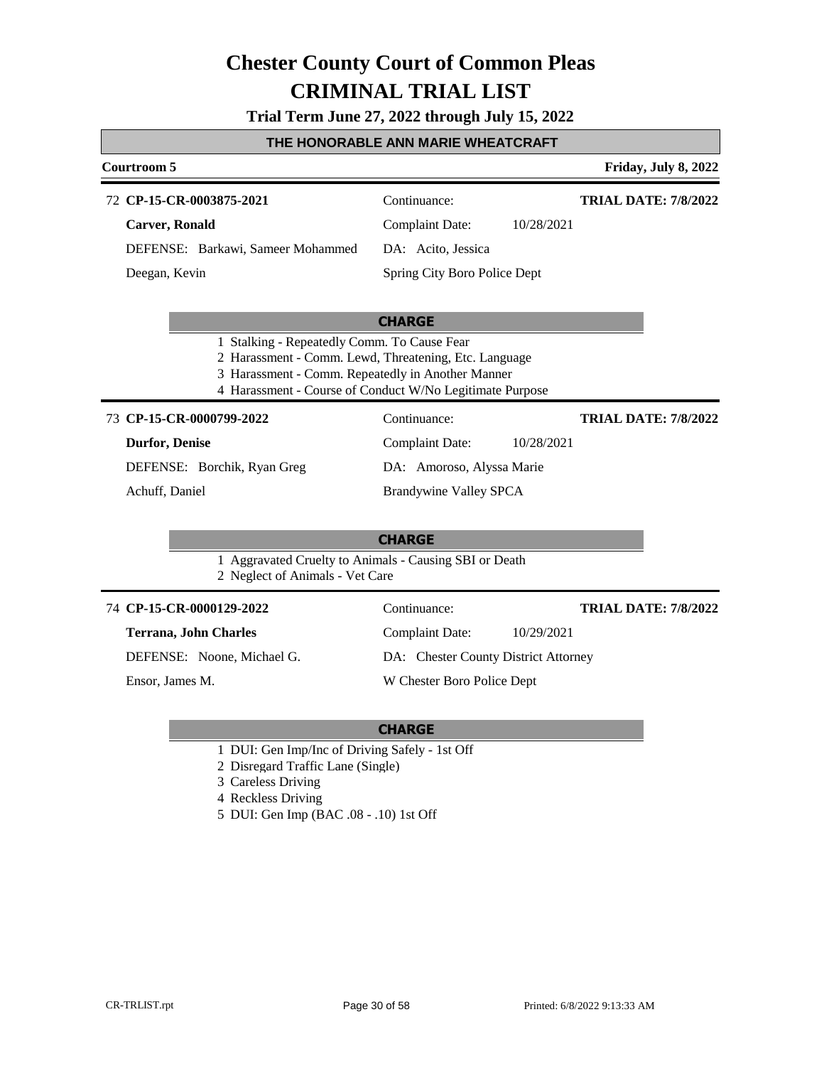# Chester County Court of Common Pleas
# CRIMINAL TRIAL LIST

**Trial Term June 27, 2022 through July 15, 2022**

## THE HONORABLE ANN MARIE WHEATCRAFT

**Courtroom 5** — **Friday, July 8, 2022**

---

72 **CP-15-CR-0003875-2021** | Continuance: | **TRIAL DATE: 7/8/2022**

**Carver, Ronald** | Complaint Date: 10/28/2021

DEFENSE: Barkawi, Sameer Mohammed | DA: Acito, Jessica

Deegan, Kevin | Spring City Boro Police Dept

**CHARGE**

1 Stalking - Repeatedly Comm. To Cause Fear
2 Harassment - Comm. Lewd, Threatening, Etc. Language
3 Harassment - Comm. Repeatedly in Another Manner
4 Harassment - Course of Conduct W/No Legitimate Purpose

---

73 **CP-15-CR-0000799-2022** | Continuance: | **TRIAL DATE: 7/8/2022**

**Durfor, Denise** | Complaint Date: 10/28/2021

DEFENSE: Borchik, Ryan Greg | DA: Amoroso, Alyssa Marie

Achuff, Daniel | Brandywine Valley SPCA

**CHARGE**

1 Aggravated Cruelty to Animals - Causing SBI or Death
2 Neglect of Animals - Vet Care

---

74 **CP-15-CR-0000129-2022** | Continuance: | **TRIAL DATE: 7/8/2022**

**Terrana, John Charles** | Complaint Date: 10/29/2021

DEFENSE: Noone, Michael G. | DA: Chester County District Attorney

Ensor, James M. | W Chester Boro Police Dept

**CHARGE**

1 DUI: Gen Imp/Inc of Driving Safely - 1st Off
2 Disregard Traffic Lane (Single)
3 Careless Driving
4 Reckless Driving
5 DUI: Gen Imp (BAC .08 - .10) 1st Off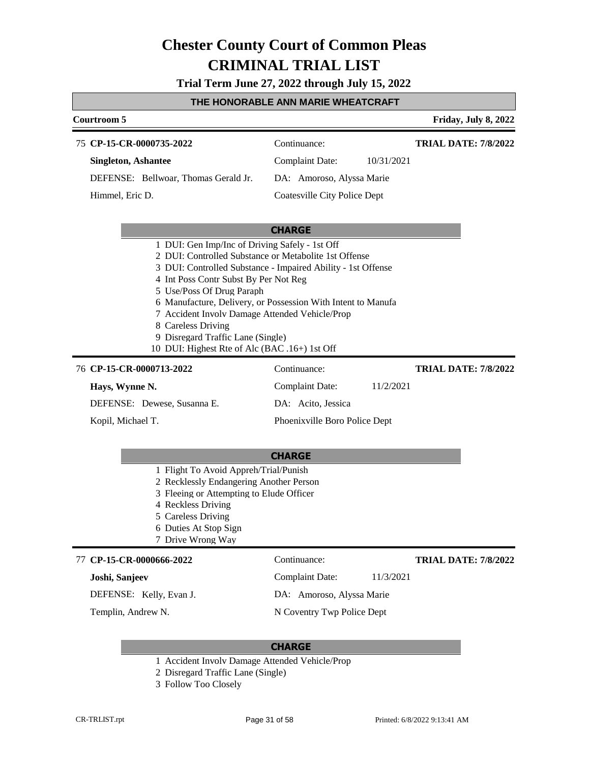# Chester County Court of Common Pleas
# CRIMINAL TRIAL LIST

**Trial Term June 27, 2022 through July 15, 2022**

## THE HONORABLE ANN MARIE WHEATCRAFT

**Courtroom 5** — **Friday, July 8, 2022**

---

75 **CP-15-CR-0000735-2022**
**Singleton, Ashantee**
DEFENSE: Bellwoar, Thomas Gerald Jr.
Himmel, Eric D.

Continuance:
Complaint Date: 10/31/2021
DA: Amoroso, Alyssa Marie
Coatesville City Police Dept

**TRIAL DATE: 7/8/2022**

**CHARGE**

1 DUI: Gen Imp/Inc of Driving Safely - 1st Off
2 DUI: Controlled Substance or Metabolite 1st Offense
3 DUI: Controlled Substance - Impaired Ability - 1st Offense
4 Int Poss Contr Subst By Per Not Reg
5 Use/Poss Of Drug Paraph
6 Manufacture, Delivery, or Possession With Intent to Manufa
7 Accident Involv Damage Attended Vehicle/Prop
8 Careless Driving
9 Disregard Traffic Lane (Single)
10 DUI: Highest Rte of Alc (BAC .16+) 1st Off

---

76 **CP-15-CR-0000713-2022**
**Hays, Wynne N.**
DEFENSE: Dewese, Susanna E.
Kopil, Michael T.

Continuance:
Complaint Date: 11/2/2021
DA: Acito, Jessica
Phoenixville Boro Police Dept

**TRIAL DATE: 7/8/2022**

**CHARGE**

1 Flight To Avoid Appreh/Trial/Punish
2 Recklessly Endangering Another Person
3 Fleeing or Attempting to Elude Officer
4 Reckless Driving
5 Careless Driving
6 Duties At Stop Sign
7 Drive Wrong Way

---

77 **CP-15-CR-0000666-2022**
**Joshi, Sanjeev**
DEFENSE: Kelly, Evan J.
Templin, Andrew N.

Continuance:
Complaint Date: 11/3/2021
DA: Amoroso, Alyssa Marie
N Coventry Twp Police Dept

**TRIAL DATE: 7/8/2022**

**CHARGE**

1 Accident Involv Damage Attended Vehicle/Prop
2 Disregard Traffic Lane (Single)
3 Follow Too Closely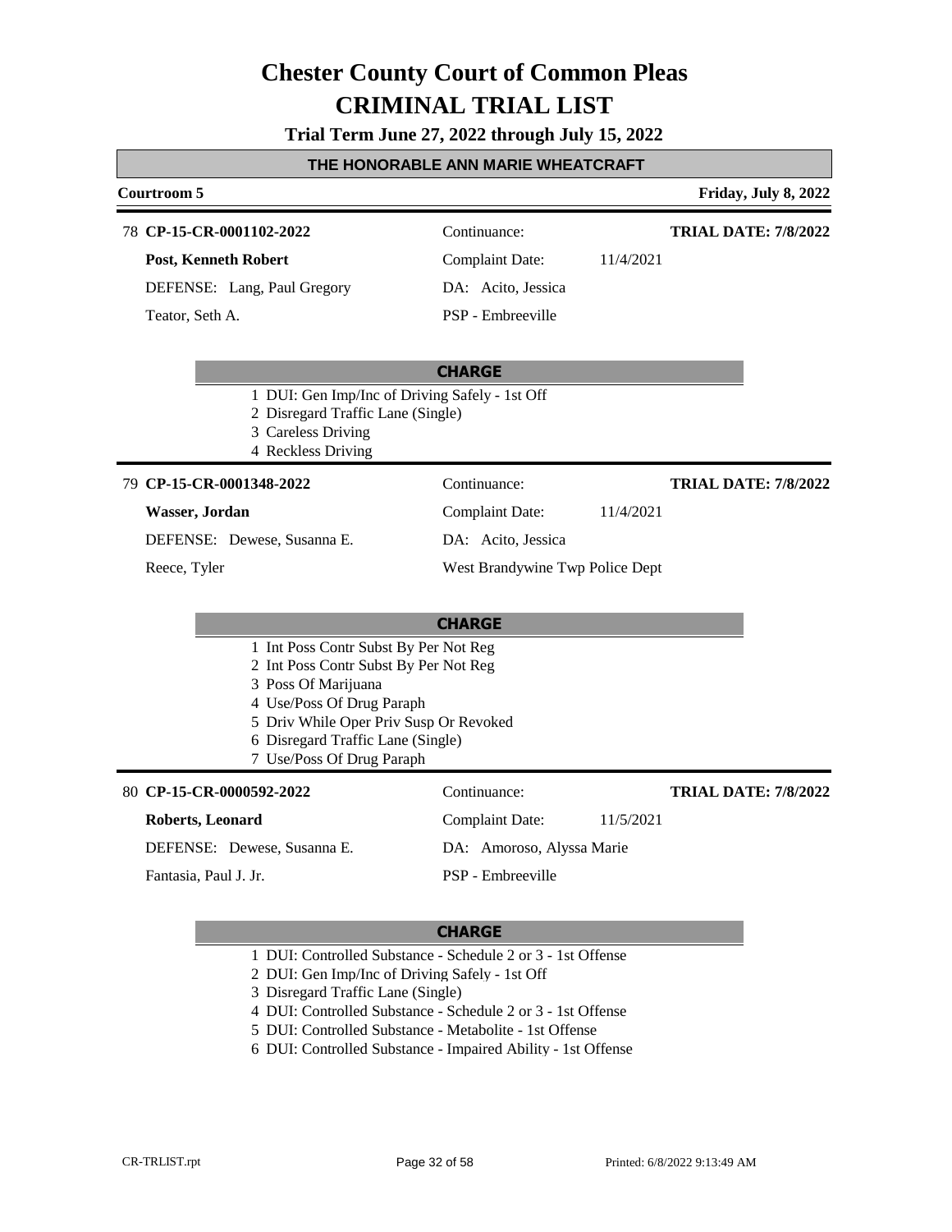# Chester County Court of Common Pleas
# CRIMINAL TRIAL LIST

**Trial Term June 27, 2022 through July 15, 2022**

## THE HONORABLE ANN MARIE WHEATCRAFT

**Courtroom 5** — **Friday, July 8, 2022**

---

78 **CP-15-CR-0001102-2022**
Continuance:
**TRIAL DATE: 7/8/2022**

**Post, Kenneth Robert**
Complaint Date: 11/4/2021

DEFENSE: Lang, Paul Gregory
DA: Acito, Jessica

Teator, Seth A.
PSP - Embreeville

**CHARGE**

1 DUI: Gen Imp/Inc of Driving Safely - 1st Off
2 Disregard Traffic Lane (Single)
3 Careless Driving
4 Reckless Driving

---

79 **CP-15-CR-0001348-2022**
Continuance:
**TRIAL DATE: 7/8/2022**

**Wasser, Jordan**
Complaint Date: 11/4/2021

DEFENSE: Dewese, Susanna E.
DA: Acito, Jessica

Reece, Tyler
West Brandywine Twp Police Dept

**CHARGE**

1 Int Poss Contr Subst By Per Not Reg
2 Int Poss Contr Subst By Per Not Reg
3 Poss Of Marijuana
4 Use/Poss Of Drug Paraph
5 Driv While Oper Priv Susp Or Revoked
6 Disregard Traffic Lane (Single)
7 Use/Poss Of Drug Paraph

---

80 **CP-15-CR-0000592-2022**
Continuance:
**TRIAL DATE: 7/8/2022**

**Roberts, Leonard**
Complaint Date: 11/5/2021

DEFENSE: Dewese, Susanna E.
DA: Amoroso, Alyssa Marie

Fantasia, Paul J. Jr.
PSP - Embreeville

**CHARGE**

1 DUI: Controlled Substance - Schedule 2 or 3 - 1st Offense
2 DUI: Gen Imp/Inc of Driving Safely - 1st Off
3 Disregard Traffic Lane (Single)
4 DUI: Controlled Substance - Schedule 2 or 3 - 1st Offense
5 DUI: Controlled Substance - Metabolite - 1st Offense
6 DUI: Controlled Substance - Impaired Ability - 1st Offense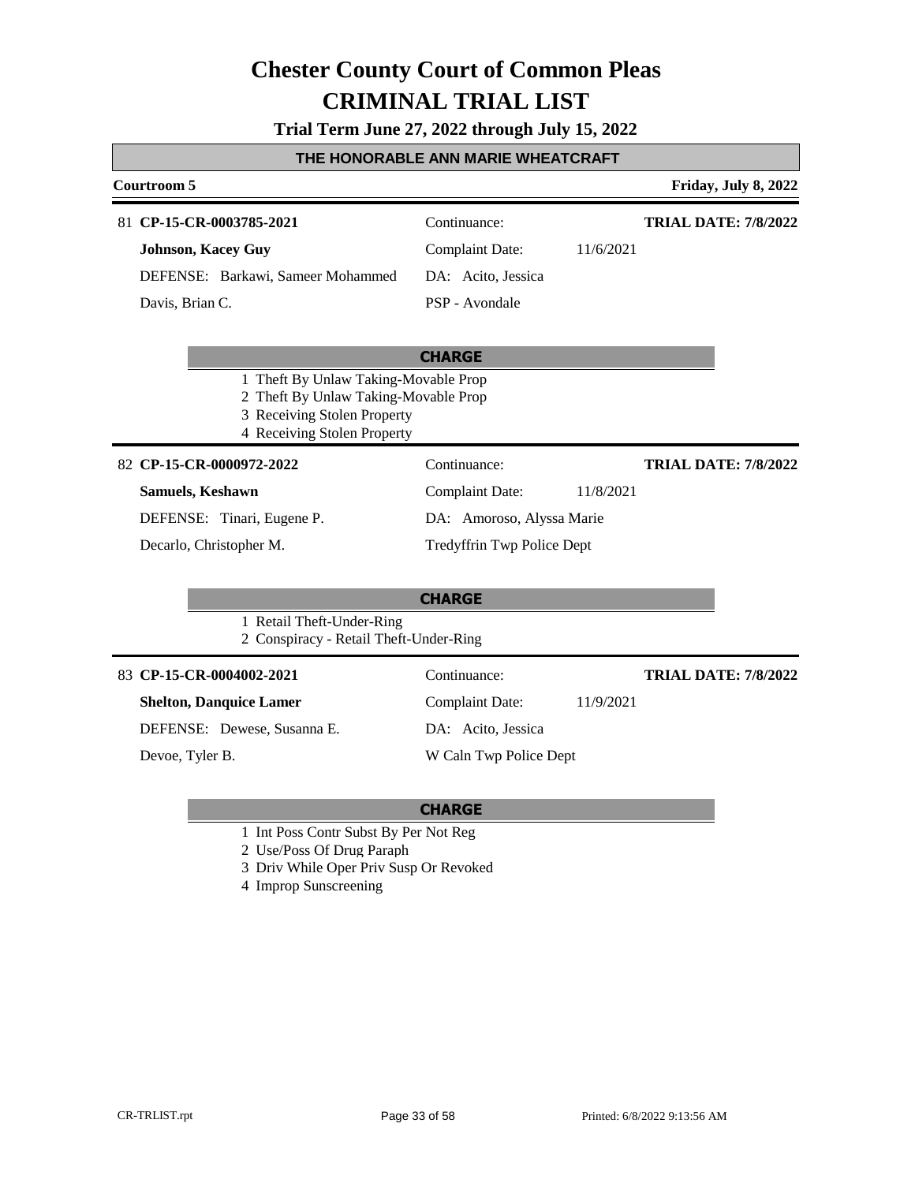# Chester County Court of Common Pleas
# CRIMINAL TRIAL LIST

**Trial Term June 27, 2022 through July 15, 2022**

## THE HONORABLE ANN MARIE WHEATCRAFT

**Courtroom 5** — **Friday, July 8, 2022**

---

81 **CP-15-CR-0003785-2021**
Continuance:
**TRIAL DATE: 7/8/2022**

**Johnson, Kacey Guy**
Complaint Date: 11/6/2021

DEFENSE: Barkawi, Sameer Mohammed
DA: Acito, Jessica

Davis, Brian C.
PSP - Avondale

**CHARGE**

1 Theft By Unlaw Taking-Movable Prop
2 Theft By Unlaw Taking-Movable Prop
3 Receiving Stolen Property
4 Receiving Stolen Property

---

82 **CP-15-CR-0000972-2022**
Continuance:
**TRIAL DATE: 7/8/2022**

**Samuels, Keshawn**
Complaint Date: 11/8/2021

DEFENSE: Tinari, Eugene P.
DA: Amoroso, Alyssa Marie

Decarlo, Christopher M.
Tredyffrin Twp Police Dept

**CHARGE**

1 Retail Theft-Under-Ring
2 Conspiracy - Retail Theft-Under-Ring

---

83 **CP-15-CR-0004002-2021**
Continuance:
**TRIAL DATE: 7/8/2022**

**Shelton, Danquice Lamer**
Complaint Date: 11/9/2021

DEFENSE: Dewese, Susanna E.
DA: Acito, Jessica

Devoe, Tyler B.
W Caln Twp Police Dept

**CHARGE**

1 Int Poss Contr Subst By Per Not Reg
2 Use/Poss Of Drug Paraph
3 Driv While Oper Priv Susp Or Revoked
4 Improp Sunscreening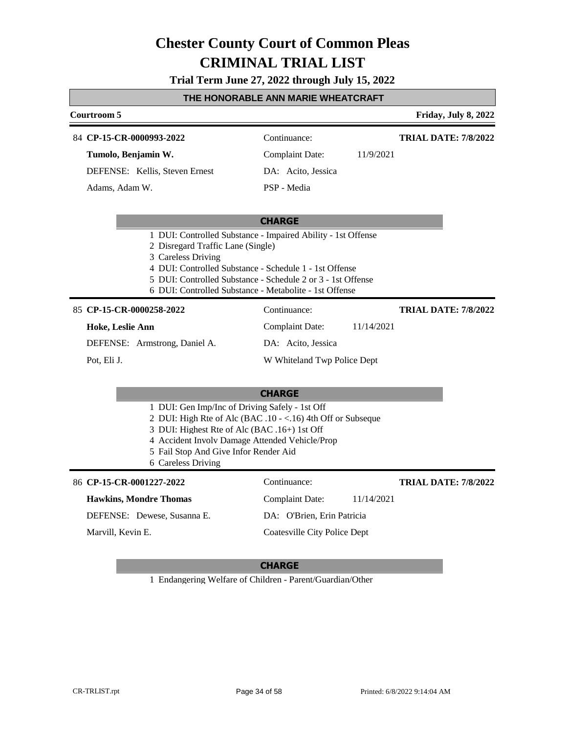# Chester County Court of Common Pleas
# CRIMINAL TRIAL LIST

**Trial Term June 27, 2022 through July 15, 2022**

## THE HONORABLE ANN MARIE WHEATCRAFT

**Courtroom 5** — **Friday, July 8, 2022**

---

84 **CP-15-CR-0000993-2022** | Continuance: | **TRIAL DATE: 7/8/2022**

**Tumolo, Benjamin W.** | Complaint Date: 11/9/2021

DEFENSE: Kellis, Steven Ernest | DA: Acito, Jessica

Adams, Adam W. | PSP - Media

**CHARGE**

1 DUI: Controlled Substance - Impaired Ability - 1st Offense
2 Disregard Traffic Lane (Single)
3 Careless Driving
4 DUI: Controlled Substance - Schedule 1 - 1st Offense
5 DUI: Controlled Substance - Schedule 2 or 3 - 1st Offense
6 DUI: Controlled Substance - Metabolite - 1st Offense

---

85 **CP-15-CR-0000258-2022** | Continuance: | **TRIAL DATE: 7/8/2022**

**Hoke, Leslie Ann** | Complaint Date: 11/14/2021

DEFENSE: Armstrong, Daniel A. | DA: Acito, Jessica

Pot, Eli J. | W Whiteland Twp Police Dept

**CHARGE**

1 DUI: Gen Imp/Inc of Driving Safely - 1st Off
2 DUI: High Rte of Alc (BAC .10 - <.16) 4th Off or Subseque
3 DUI: Highest Rte of Alc (BAC .16+) 1st Off
4 Accident Involv Damage Attended Vehicle/Prop
5 Fail Stop And Give Infor Render Aid
6 Careless Driving

---

86 **CP-15-CR-0001227-2022** | Continuance: | **TRIAL DATE: 7/8/2022**

**Hawkins, Mondre Thomas** | Complaint Date: 11/14/2021

DEFENSE: Dewese, Susanna E. | DA: O'Brien, Erin Patricia

Marvill, Kevin E. | Coatesville City Police Dept

**CHARGE**

1 Endangering Welfare of Children - Parent/Guardian/Other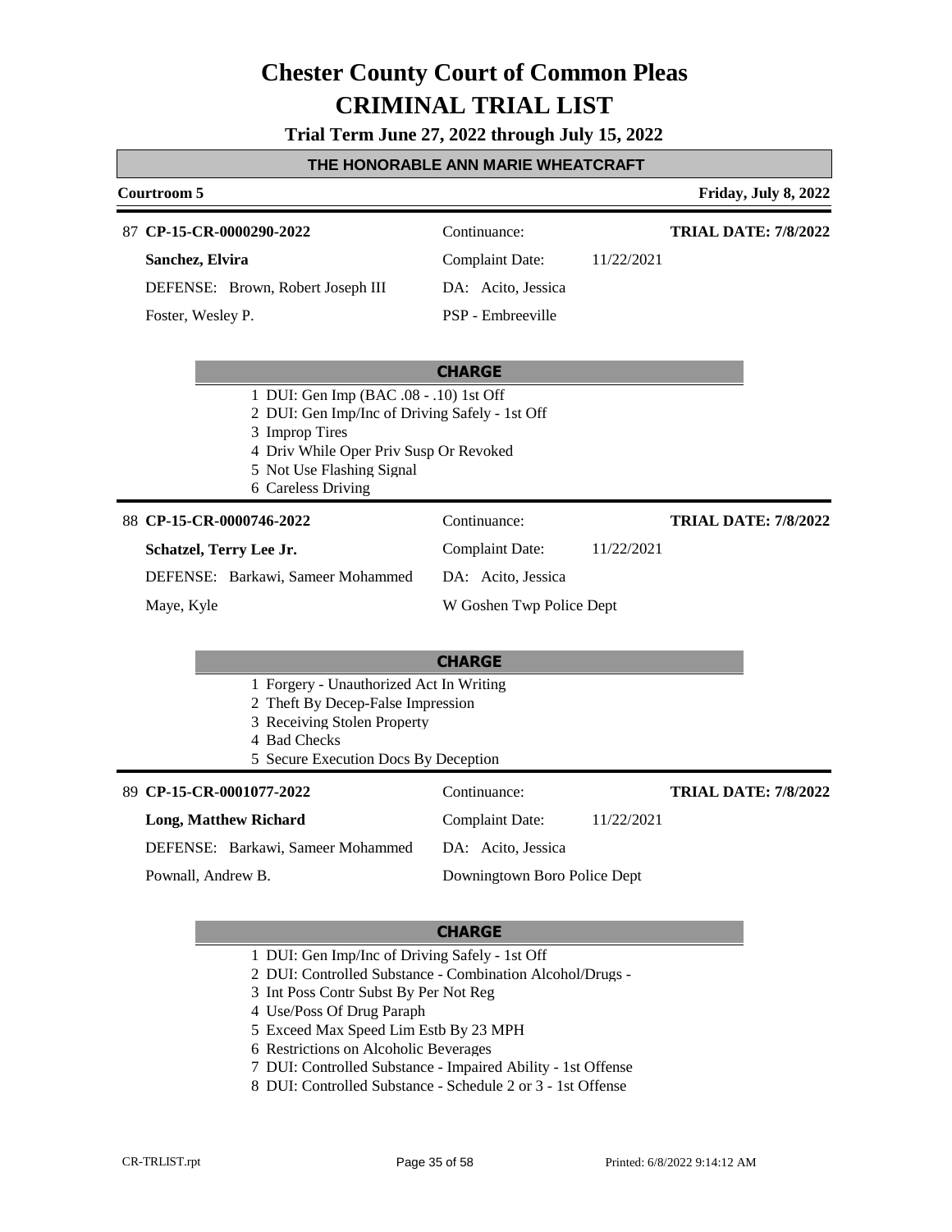# Chester County Court of Common Pleas
# CRIMINAL TRIAL LIST

**Trial Term June 27, 2022 through July 15, 2022**

**THE HONORABLE ANN MARIE WHEATCRAFT**

**Courtroom 5** — **Friday, July 8, 2022**

---

87 **CP-15-CR-0000290-2022** — Continuance: — **TRIAL DATE: 7/8/2022**

**Sanchez, Elvira** — Complaint Date: 11/22/2021

DEFENSE: Brown, Robert Joseph III — DA: Acito, Jessica

Foster, Wesley P. — PSP - Embreeville

**CHARGE**

1 DUI: Gen Imp (BAC .08 - .10) 1st Off
2 DUI: Gen Imp/Inc of Driving Safely - 1st Off
3 Improp Tires
4 Driv While Oper Priv Susp Or Revoked
5 Not Use Flashing Signal
6 Careless Driving

---

88 **CP-15-CR-0000746-2022** — Continuance: — **TRIAL DATE: 7/8/2022**

**Schatzel, Terry Lee Jr.** — Complaint Date: 11/22/2021

DEFENSE: Barkawi, Sameer Mohammed — DA: Acito, Jessica

Maye, Kyle — W Goshen Twp Police Dept

**CHARGE**

1 Forgery - Unauthorized Act In Writing
2 Theft By Decep-False Impression
3 Receiving Stolen Property
4 Bad Checks
5 Secure Execution Docs By Deception

---

89 **CP-15-CR-0001077-2022** — Continuance: — **TRIAL DATE: 7/8/2022**

**Long, Matthew Richard** — Complaint Date: 11/22/2021

DEFENSE: Barkawi, Sameer Mohammed — DA: Acito, Jessica

Pownall, Andrew B. — Downingtown Boro Police Dept

**CHARGE**

1 DUI: Gen Imp/Inc of Driving Safely - 1st Off
2 DUI: Controlled Substance - Combination Alcohol/Drugs -
3 Int Poss Contr Subst By Per Not Reg
4 Use/Poss Of Drug Paraph
5 Exceed Max Speed Lim Estb By 23 MPH
6 Restrictions on Alcoholic Beverages
7 DUI: Controlled Substance - Impaired Ability - 1st Offense
8 DUI: Controlled Substance - Schedule 2 or 3 - 1st Offense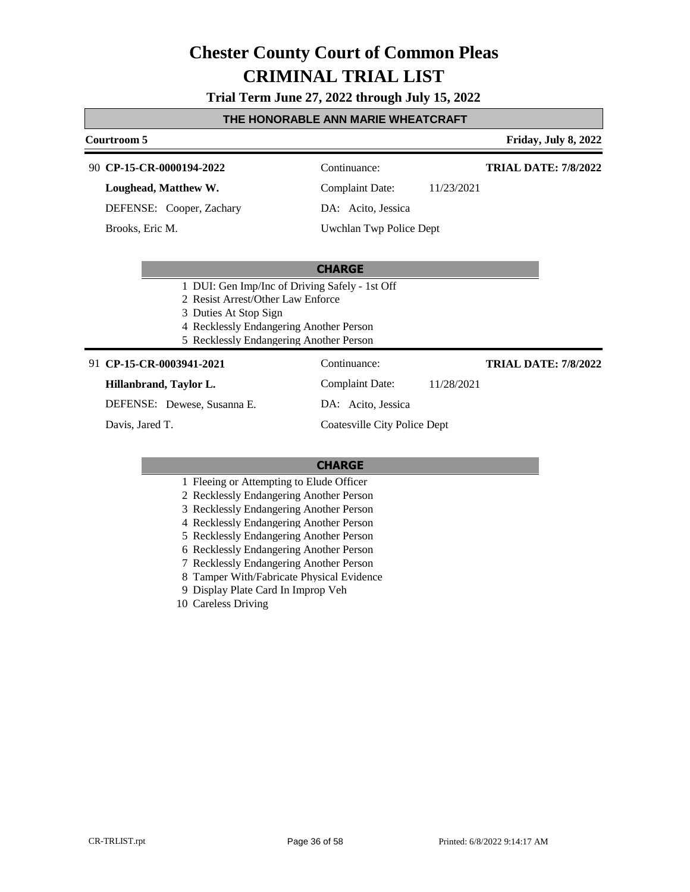# Chester County Court of Common Pleas
# CRIMINAL TRIAL LIST

**Trial Term June 27, 2022 through July 15, 2022**

## THE HONORABLE ANN MARIE WHEATCRAFT

**Courtroom 5** **Friday, July 8, 2022**

---

90 **CP-15-CR-0000194-2022**

**Loughead, Matthew W.**

DEFENSE: Cooper, Zachary

Brooks, Eric M.

Continuance:

Complaint Date: 11/23/2021

DA: Acito, Jessica

Uwchlan Twp Police Dept

**TRIAL DATE: 7/8/2022**

**CHARGE**

1. DUI: Gen Imp/Inc of Driving Safely - 1st Off
2. Resist Arrest/Other Law Enforce
3. Duties At Stop Sign
4. Recklessly Endangering Another Person
5. Recklessly Endangering Another Person

---

91 **CP-15-CR-0003941-2021**

**Hillanbrand, Taylor L.**

DEFENSE: Dewese, Susanna E.

Davis, Jared T.

Continuance:

Complaint Date: 11/28/2021

DA: Acito, Jessica

Coatesville City Police Dept

**TRIAL DATE: 7/8/2022**

**CHARGE**

1. Fleeing or Attempting to Elude Officer
2. Recklessly Endangering Another Person
3. Recklessly Endangering Another Person
4. Recklessly Endangering Another Person
5. Recklessly Endangering Another Person
6. Recklessly Endangering Another Person
7. Recklessly Endangering Another Person
8. Tamper With/Fabricate Physical Evidence
9. Display Plate Card In Improp Veh
10. Careless Driving

CR-TRLIST.rpt Printed: 6/8/2022 9:14:17 AM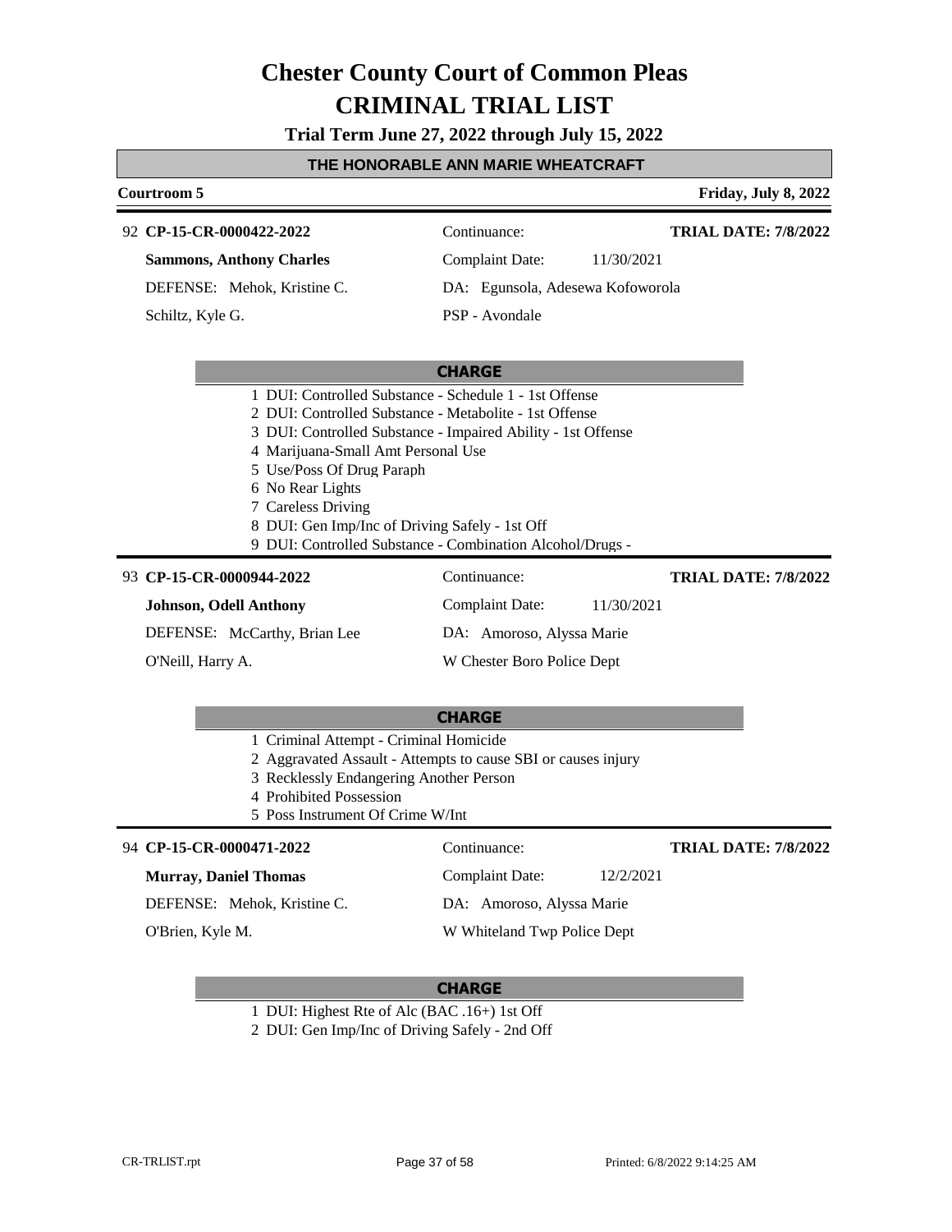# Chester County Court of Common Pleas
# CRIMINAL TRIAL LIST

**Trial Term June 27, 2022 through July 15, 2022**

**THE HONORABLE ANN MARIE WHEATCRAFT**

**Courtroom 5** — **Friday, July 8, 2022**

---

92 **CP-15-CR-0000422-2022** | Continuance: | **TRIAL DATE: 7/8/2022**

**Sammons, Anthony Charles** | Complaint Date: 11/30/2021

DEFENSE: Mehok, Kristine C. | DA: Egunsola, Adesewa Kofoworola

Schiltz, Kyle G. | PSP - Avondale

**CHARGE**

1 DUI: Controlled Substance - Schedule 1 - 1st Offense
2 DUI: Controlled Substance - Metabolite - 1st Offense
3 DUI: Controlled Substance - Impaired Ability - 1st Offense
4 Marijuana-Small Amt Personal Use
5 Use/Poss Of Drug Paraph
6 No Rear Lights
7 Careless Driving
8 DUI: Gen Imp/Inc of Driving Safely - 1st Off
9 DUI: Controlled Substance - Combination Alcohol/Drugs -

---

93 **CP-15-CR-0000944-2022** | Continuance: | **TRIAL DATE: 7/8/2022**

**Johnson, Odell Anthony** | Complaint Date: 11/30/2021

DEFENSE: McCarthy, Brian Lee | DA: Amoroso, Alyssa Marie

O'Neill, Harry A. | W Chester Boro Police Dept

**CHARGE**

1 Criminal Attempt - Criminal Homicide
2 Aggravated Assault - Attempts to cause SBI or causes injury
3 Recklessly Endangering Another Person
4 Prohibited Possession
5 Poss Instrument Of Crime W/Int

---

94 **CP-15-CR-0000471-2022** | Continuance: | **TRIAL DATE: 7/8/2022**

**Murray, Daniel Thomas** | Complaint Date: 12/2/2021

DEFENSE: Mehok, Kristine C. | DA: Amoroso, Alyssa Marie

O'Brien, Kyle M. | W Whiteland Twp Police Dept

**CHARGE**

1 DUI: Highest Rte of Alc (BAC .16+) 1st Off
2 DUI: Gen Imp/Inc of Driving Safely - 2nd Off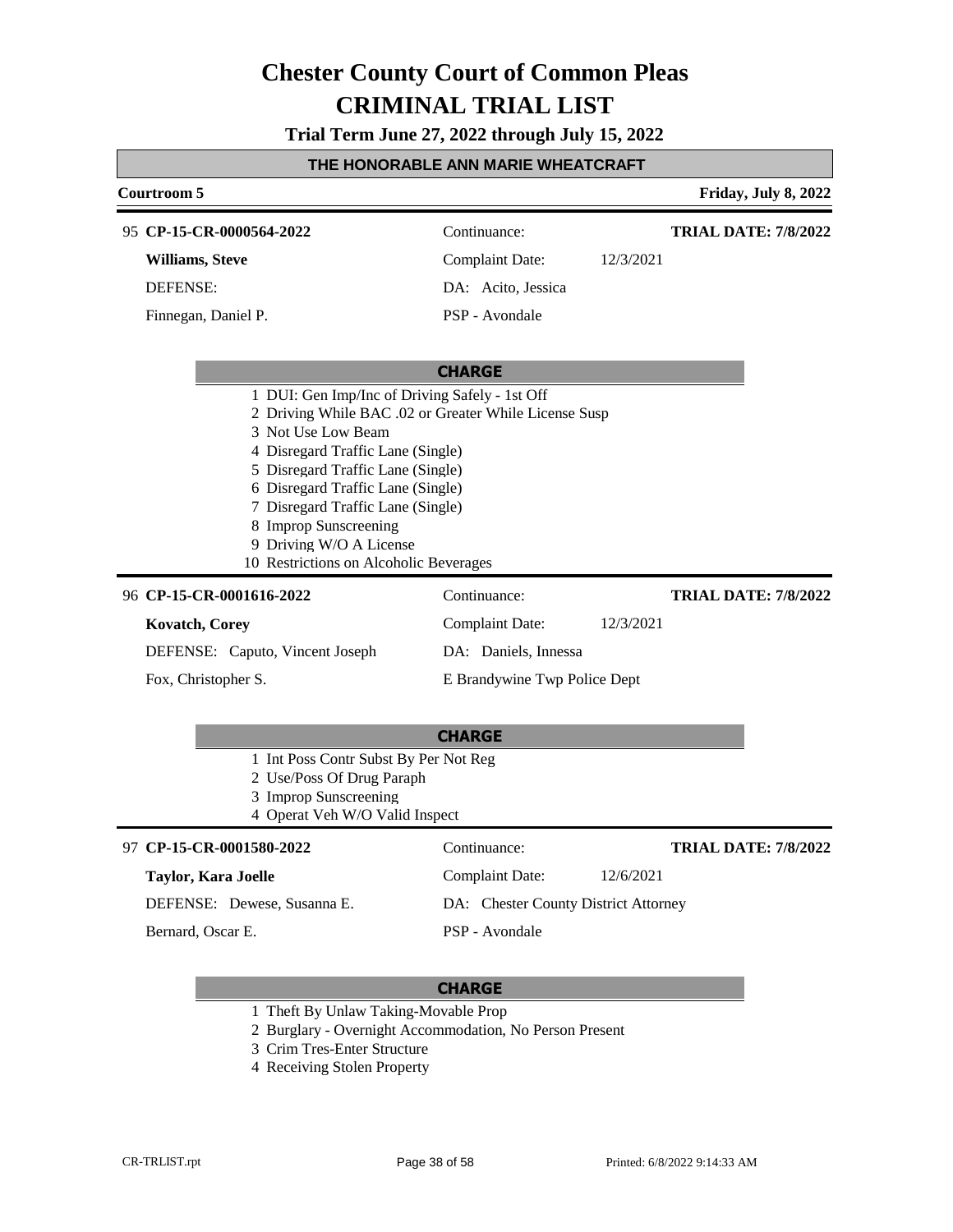# Chester County Court of Common Pleas
# CRIMINAL TRIAL LIST

**Trial Term June 27, 2022 through July 15, 2022**

**THE HONORABLE ANN MARIE WHEATCRAFT**

**Courtroom 5** — **Friday, July 8, 2022**

---

95 **CP-15-CR-0000564-2022**

**Williams, Steve**

DEFENSE:

Finnegan, Daniel P.

Continuance:

Complaint Date: 12/3/2021

DA: Acito, Jessica

PSP - Avondale

**TRIAL DATE: 7/8/2022**

**CHARGE**

1 DUI: Gen Imp/Inc of Driving Safely - 1st Off
2 Driving While BAC .02 or Greater While License Susp
3 Not Use Low Beam
4 Disregard Traffic Lane (Single)
5 Disregard Traffic Lane (Single)
6 Disregard Traffic Lane (Single)
7 Disregard Traffic Lane (Single)
8 Improp Sunscreening
9 Driving W/O A License
10 Restrictions on Alcoholic Beverages

---

96 **CP-15-CR-0001616-2022**

**Kovatch, Corey**

DEFENSE: Caputo, Vincent Joseph

Fox, Christopher S.

Continuance:

Complaint Date: 12/3/2021

DA: Daniels, Innessa

E Brandywine Twp Police Dept

**TRIAL DATE: 7/8/2022**

**CHARGE**

1 Int Poss Contr Subst By Per Not Reg
2 Use/Poss Of Drug Paraph
3 Improp Sunscreening
4 Operat Veh W/O Valid Inspect

---

97 **CP-15-CR-0001580-2022**

**Taylor, Kara Joelle**

DEFENSE: Dewese, Susanna E.

Bernard, Oscar E.

Continuance:

Complaint Date: 12/6/2021

DA: Chester County District Attorney

PSP - Avondale

**TRIAL DATE: 7/8/2022**

**CHARGE**

1 Theft By Unlaw Taking-Movable Prop
2 Burglary - Overnight Accommodation, No Person Present
3 Crim Tres-Enter Structure
4 Receiving Stolen Property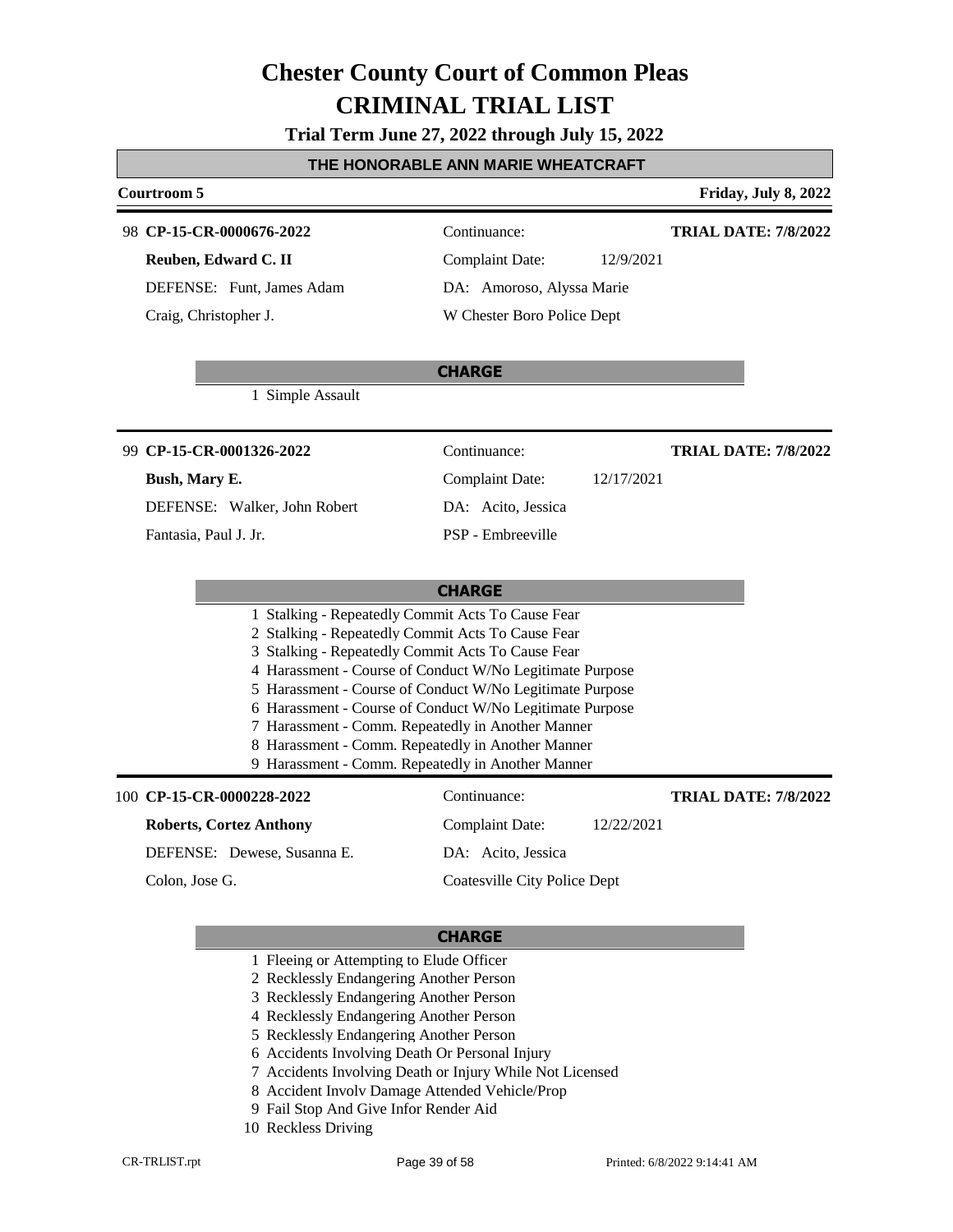# Chester County Court of Common Pleas
# CRIMINAL TRIAL LIST

**Trial Term June 27, 2022 through July 15, 2022**

## THE HONORABLE ANN MARIE WHEATCRAFT

**Courtroom 5** **Friday, July 8, 2022**

---

98 **CP-15-CR-0000676-2022**
**Reuben, Edward C. II**
DEFENSE: Funt, James Adam
Craig, Christopher J.

Continuance:
Complaint Date: 12/9/2021
DA: Amoroso, Alyssa Marie
W Chester Boro Police Dept

**TRIAL DATE: 7/8/2022**

**CHARGE**

1 Simple Assault

---

99 **CP-15-CR-0001326-2022**
**Bush, Mary E.**
DEFENSE: Walker, John Robert
Fantasia, Paul J. Jr.

Continuance:
Complaint Date: 12/17/2021
DA: Acito, Jessica
PSP - Embreeville

**TRIAL DATE: 7/8/2022**

**CHARGE**

1 Stalking - Repeatedly Commit Acts To Cause Fear
2 Stalking - Repeatedly Commit Acts To Cause Fear
3 Stalking - Repeatedly Commit Acts To Cause Fear
4 Harassment - Course of Conduct W/No Legitimate Purpose
5 Harassment - Course of Conduct W/No Legitimate Purpose
6 Harassment - Course of Conduct W/No Legitimate Purpose
7 Harassment - Comm. Repeatedly in Another Manner
8 Harassment - Comm. Repeatedly in Another Manner
9 Harassment - Comm. Repeatedly in Another Manner

---

100 **CP-15-CR-0000228-2022**
**Roberts, Cortez Anthony**
DEFENSE: Dewese, Susanna E.
Colon, Jose G.

Continuance:
Complaint Date: 12/22/2021
DA: Acito, Jessica
Coatesville City Police Dept

**TRIAL DATE: 7/8/2022**

**CHARGE**

1 Fleeing or Attempting to Elude Officer
2 Recklessly Endangering Another Person
3 Recklessly Endangering Another Person
4 Recklessly Endangering Another Person
5 Recklessly Endangering Another Person
6 Accidents Involving Death Or Personal Injury
7 Accidents Involving Death or Injury While Not Licensed
8 Accident Involv Damage Attended Vehicle/Prop
9 Fail Stop And Give Infor Render Aid
10 Reckless Driving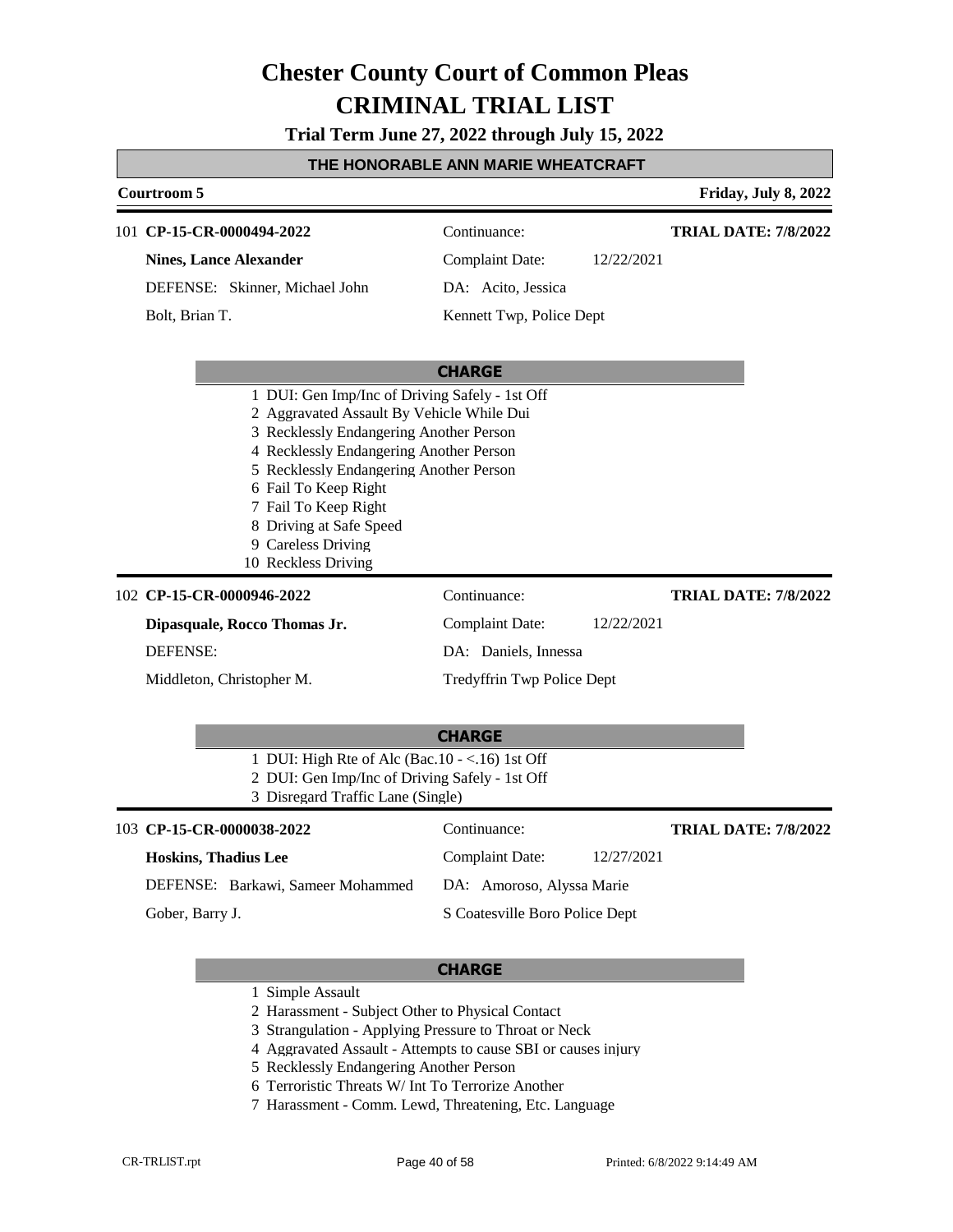# Chester County Court of Common Pleas
# CRIMINAL TRIAL LIST

**Trial Term June 27, 2022 through July 15, 2022**

## THE HONORABLE ANN MARIE WHEATCRAFT

**Courtroom 5** — **Friday, July 8, 2022**

---

101 **CP-15-CR-0000494-2022**
Continuance:
**TRIAL DATE: 7/8/2022**

**Nines, Lance Alexander**
Complaint Date: 12/22/2021

DEFENSE: Skinner, Michael John
DA: Acito, Jessica

Bolt, Brian T.
Kennett Twp, Police Dept

**CHARGE**

1 DUI: Gen Imp/Inc of Driving Safely - 1st Off
2 Aggravated Assault By Vehicle While Dui
3 Recklessly Endangering Another Person
4 Recklessly Endangering Another Person
5 Recklessly Endangering Another Person
6 Fail To Keep Right
7 Fail To Keep Right
8 Driving at Safe Speed
9 Careless Driving
10 Reckless Driving

---

102 **CP-15-CR-0000946-2022**
Continuance:
**TRIAL DATE: 7/8/2022**

**Dipasquale, Rocco Thomas Jr.**
Complaint Date: 12/22/2021

DEFENSE:
DA: Daniels, Innessa

Middleton, Christopher M.
Tredyffrin Twp Police Dept

**CHARGE**

1 DUI: High Rte of Alc (Bac.10 - <.16) 1st Off
2 DUI: Gen Imp/Inc of Driving Safely - 1st Off
3 Disregard Traffic Lane (Single)

---

103 **CP-15-CR-0000038-2022**
Continuance:
**TRIAL DATE: 7/8/2022**

**Hoskins, Thadius Lee**
Complaint Date: 12/27/2021

DEFENSE: Barkawi, Sameer Mohammed
DA: Amoroso, Alyssa Marie

Gober, Barry J.
S Coatesville Boro Police Dept

**CHARGE**

1 Simple Assault
2 Harassment - Subject Other to Physical Contact
3 Strangulation - Applying Pressure to Throat or Neck
4 Aggravated Assault - Attempts to cause SBI or causes injury
5 Recklessly Endangering Another Person
6 Terroristic Threats W/ Int To Terrorize Another
7 Harassment - Comm. Lewd, Threatening, Etc. Language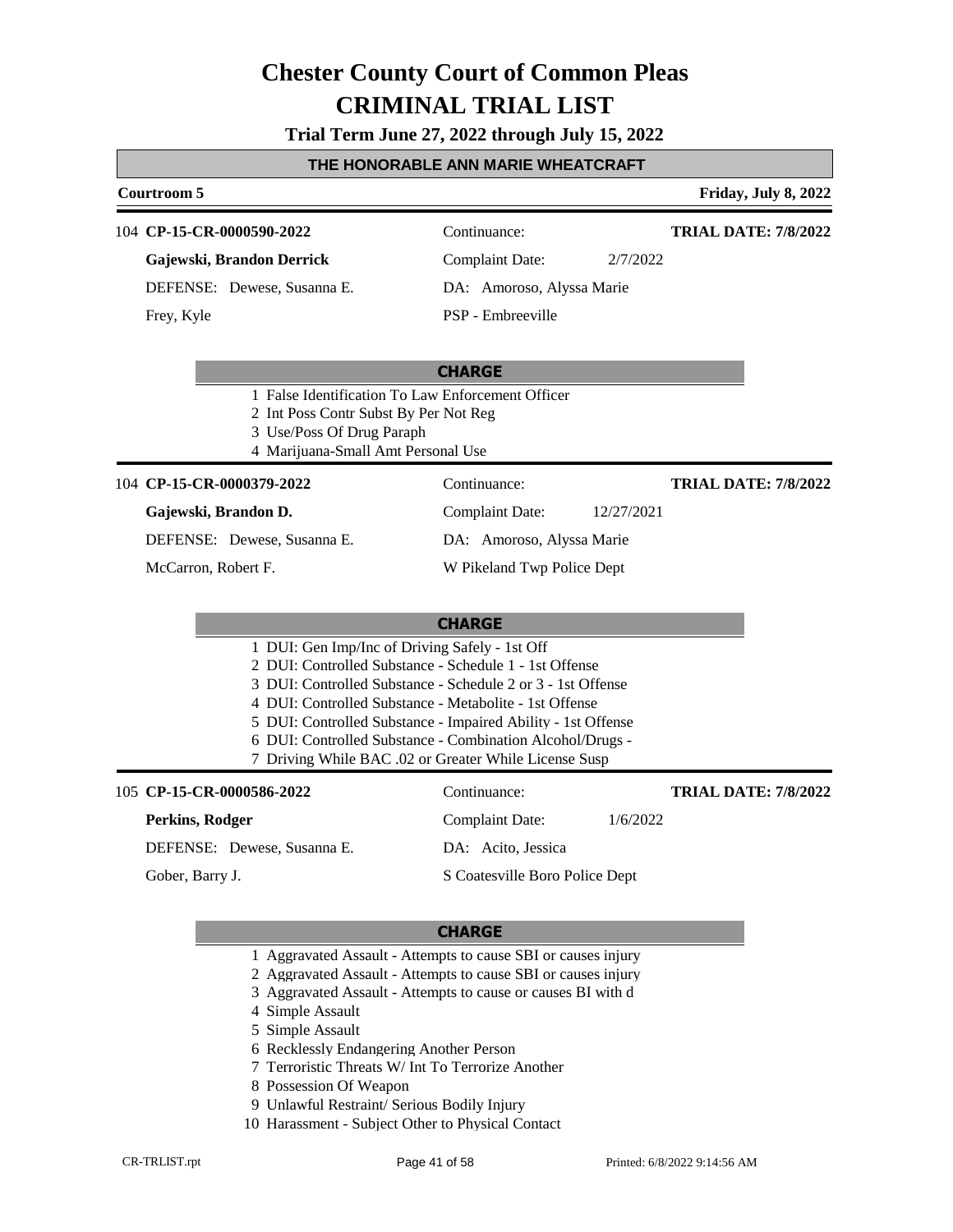# Chester County Court of Common Pleas
# CRIMINAL TRIAL LIST

**Trial Term June 27, 2022 through July 15, 2022**

**THE HONORABLE ANN MARIE WHEATCRAFT**

**Courtroom 5** — **Friday, July 8, 2022**

---

104 **CP-15-CR-0000590-2022** — Continuance: — **TRIAL DATE: 7/8/2022**

**Gajewski, Brandon Derrick** — Complaint Date: 2/7/2022

DEFENSE: Dewese, Susanna E. — DA: Amoroso, Alyssa Marie

Frey, Kyle — PSP - Embreeville

**CHARGE**

1 False Identification To Law Enforcement Officer
2 Int Poss Contr Subst By Per Not Reg
3 Use/Poss Of Drug Paraph
4 Marijuana-Small Amt Personal Use

---

104 **CP-15-CR-0000379-2022** — Continuance: — **TRIAL DATE: 7/8/2022**

**Gajewski, Brandon D.** — Complaint Date: 12/27/2021

DEFENSE: Dewese, Susanna E. — DA: Amoroso, Alyssa Marie

McCarron, Robert F. — W Pikeland Twp Police Dept

**CHARGE**

1 DUI: Gen Imp/Inc of Driving Safely - 1st Off
2 DUI: Controlled Substance - Schedule 1 - 1st Offense
3 DUI: Controlled Substance - Schedule 2 or 3 - 1st Offense
4 DUI: Controlled Substance - Metabolite - 1st Offense
5 DUI: Controlled Substance - Impaired Ability - 1st Offense
6 DUI: Controlled Substance - Combination Alcohol/Drugs -
7 Driving While BAC .02 or Greater While License Susp

---

105 **CP-15-CR-0000586-2022** — Continuance: — **TRIAL DATE: 7/8/2022**

**Perkins, Rodger** — Complaint Date: 1/6/2022

DEFENSE: Dewese, Susanna E. — DA: Acito, Jessica

Gober, Barry J. — S Coatesville Boro Police Dept

**CHARGE**

1 Aggravated Assault - Attempts to cause SBI or causes injury
2 Aggravated Assault - Attempts to cause SBI or causes injury
3 Aggravated Assault - Attempts to cause or causes BI with d
4 Simple Assault
5 Simple Assault
6 Recklessly Endangering Another Person
7 Terroristic Threats W/ Int To Terrorize Another
8 Possession Of Weapon
9 Unlawful Restraint/ Serious Bodily Injury
10 Harassment - Subject Other to Physical Contact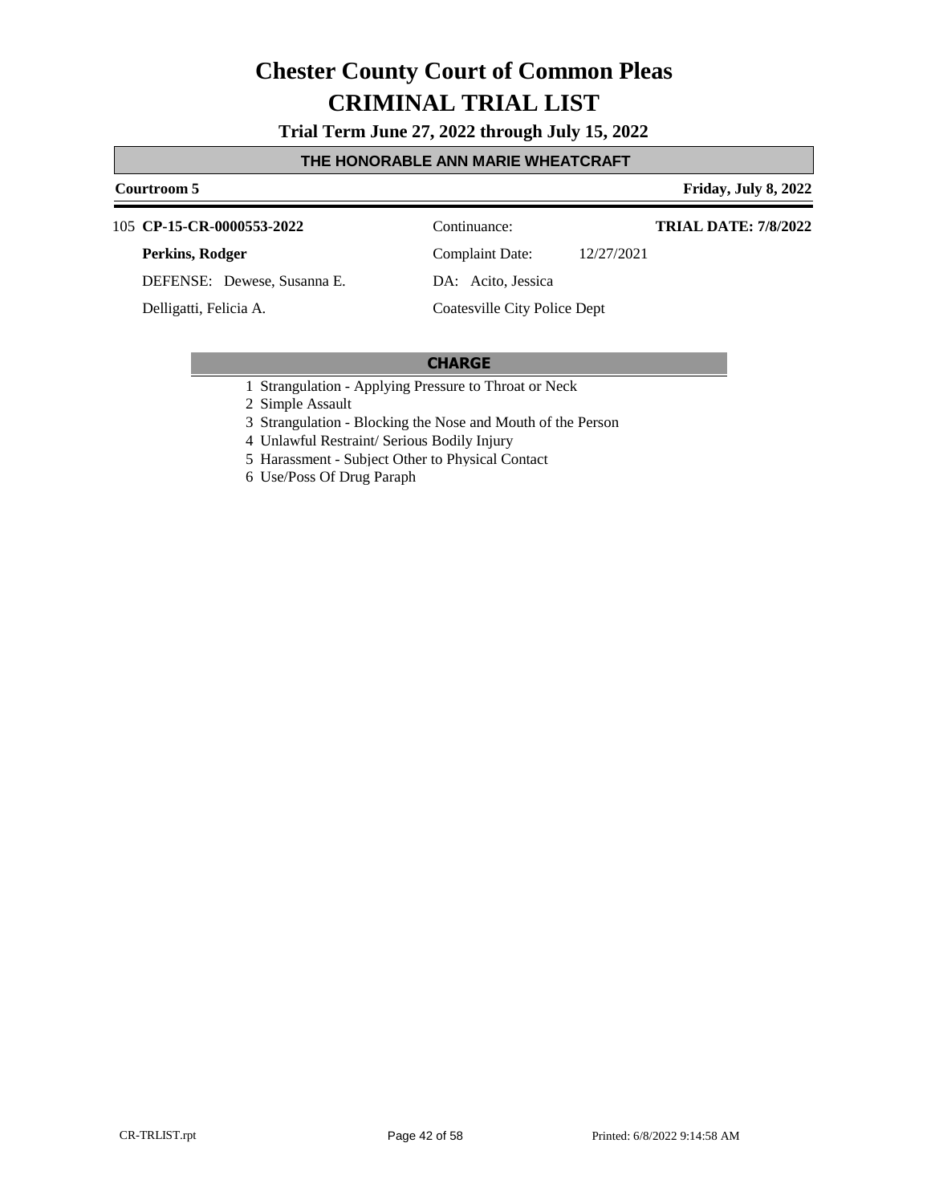# Chester County Court of Common Pleas

# CRIMINAL TRIAL LIST

**Trial Term June 27, 2022 through July 15, 2022**

## THE HONORABLE ANN MARIE WHEATCRAFT

**Courtroom 5** — **Friday, July 8, 2022**

105 **CP-15-CR-0000553-2022**

**Perkins, Rodger**

DEFENSE: Dewese, Susanna E.

Delligatti, Felicia A.

Continuance:

Complaint Date: 12/27/2021

DA: Acito, Jessica

Coatesville City Police Dept

**TRIAL DATE: 7/8/2022**

### CHARGE

1 Strangulation - Applying Pressure to Throat or Neck
2 Simple Assault
3 Strangulation - Blocking the Nose and Mouth of the Person
4 Unlawful Restraint/ Serious Bodily Injury
5 Harassment - Subject Other to Physical Contact
6 Use/Poss Of Drug Paraph

CR-TRLIST.rpt — Printed: 6/8/2022 9:14:58 AM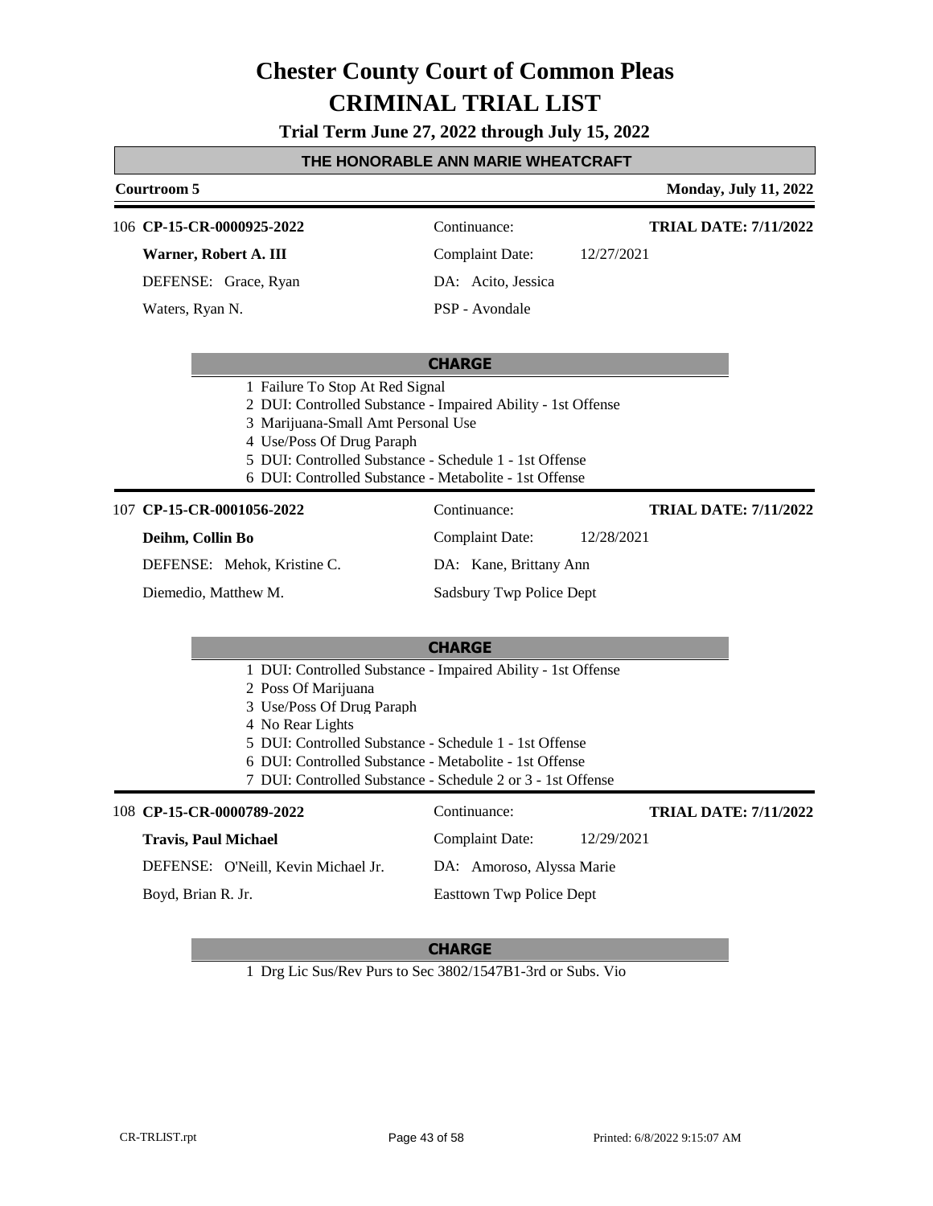# Chester County Court of Common Pleas
# CRIMINAL TRIAL LIST

**Trial Term June 27, 2022 through July 15, 2022**

## THE HONORABLE ANN MARIE WHEATCRAFT

**Courtroom 5** — **Monday, July 11, 2022**

---

106 **CP-15-CR-0000925-2022** | Continuance: | **TRIAL DATE: 7/11/2022**

**Warner, Robert A. III** | Complaint Date: 12/27/2021

DEFENSE: Grace, Ryan | DA: Acito, Jessica

Waters, Ryan N. | PSP - Avondale

**CHARGE**

1 Failure To Stop At Red Signal
2 DUI: Controlled Substance - Impaired Ability - 1st Offense
3 Marijuana-Small Amt Personal Use
4 Use/Poss Of Drug Paraph
5 DUI: Controlled Substance - Schedule 1 - 1st Offense
6 DUI: Controlled Substance - Metabolite - 1st Offense

---

107 **CP-15-CR-0001056-2022** | Continuance: | **TRIAL DATE: 7/11/2022**

**Deihm, Collin Bo** | Complaint Date: 12/28/2021

DEFENSE: Mehok, Kristine C. | DA: Kane, Brittany Ann

Diemedio, Matthew M. | Sadsbury Twp Police Dept

**CHARGE**

1 DUI: Controlled Substance - Impaired Ability - 1st Offense
2 Poss Of Marijuana
3 Use/Poss Of Drug Paraph
4 No Rear Lights
5 DUI: Controlled Substance - Schedule 1 - 1st Offense
6 DUI: Controlled Substance - Metabolite - 1st Offense
7 DUI: Controlled Substance - Schedule 2 or 3 - 1st Offense

---

108 **CP-15-CR-0000789-2022** | Continuance: | **TRIAL DATE: 7/11/2022**

**Travis, Paul Michael** | Complaint Date: 12/29/2021

DEFENSE: O'Neill, Kevin Michael Jr. | DA: Amoroso, Alyssa Marie

Boyd, Brian R. Jr. | Easttown Twp Police Dept

**CHARGE**

1 Drg Lic Sus/Rev Purs to Sec 3802/1547B1-3rd or Subs. Vio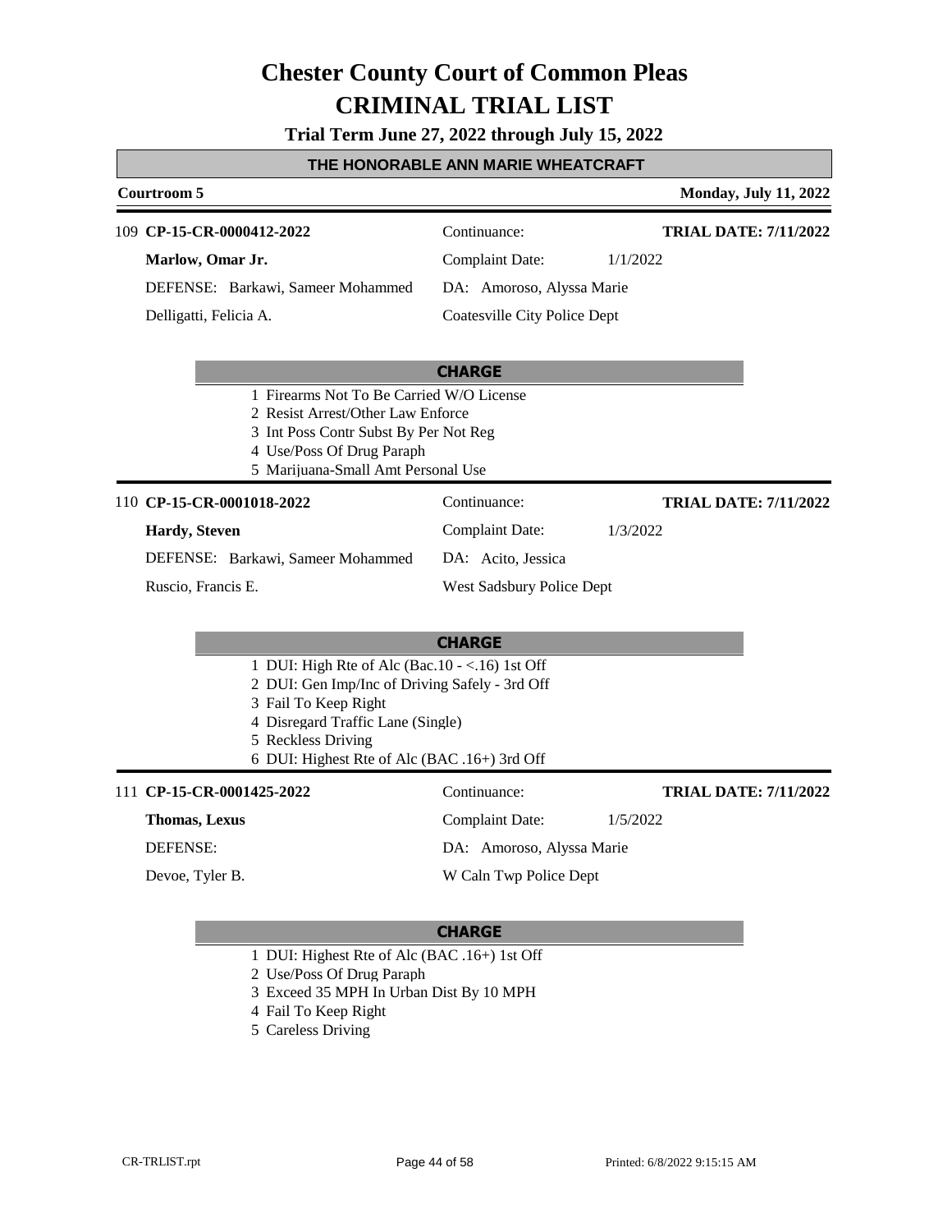# Chester County Court of Common Pleas
# CRIMINAL TRIAL LIST

**Trial Term June 27, 2022 through July 15, 2022**

**THE HONORABLE ANN MARIE WHEATCRAFT**

**Courtroom 5** — **Monday, July 11, 2022**

---

109 **CP-15-CR-0000412-2022** — Continuance: — **TRIAL DATE: 7/11/2022**

**Marlow, Omar Jr.** — Complaint Date: 1/1/2022

DEFENSE: Barkawi, Sameer Mohammed — DA: Amoroso, Alyssa Marie

Delligatti, Felicia A. — Coatesville City Police Dept

**CHARGE**

1. Firearms Not To Be Carried W/O License
2. Resist Arrest/Other Law Enforce
3. Int Poss Contr Subst By Per Not Reg
4. Use/Poss Of Drug Paraph
5. Marijuana-Small Amt Personal Use

---

110 **CP-15-CR-0001018-2022** — Continuance: — **TRIAL DATE: 7/11/2022**

**Hardy, Steven** — Complaint Date: 1/3/2022

DEFENSE: Barkawi, Sameer Mohammed — DA: Acito, Jessica

Ruscio, Francis E. — West Sadsbury Police Dept

**CHARGE**

1. DUI: High Rte of Alc (Bac.10 - <.16) 1st Off
2. DUI: Gen Imp/Inc of Driving Safely - 3rd Off
3. Fail To Keep Right
4. Disregard Traffic Lane (Single)
5. Reckless Driving
6. DUI: Highest Rte of Alc (BAC .16+) 3rd Off

---

111 **CP-15-CR-0001425-2022** — Continuance: — **TRIAL DATE: 7/11/2022**

**Thomas, Lexus** — Complaint Date: 1/5/2022

DEFENSE: — DA: Amoroso, Alyssa Marie

Devoe, Tyler B. — W Caln Twp Police Dept

**CHARGE**

1. DUI: Highest Rte of Alc (BAC .16+) 1st Off
2. Use/Poss Of Drug Paraph
3. Exceed 35 MPH In Urban Dist By 10 MPH
4. Fail To Keep Right
5. Careless Driving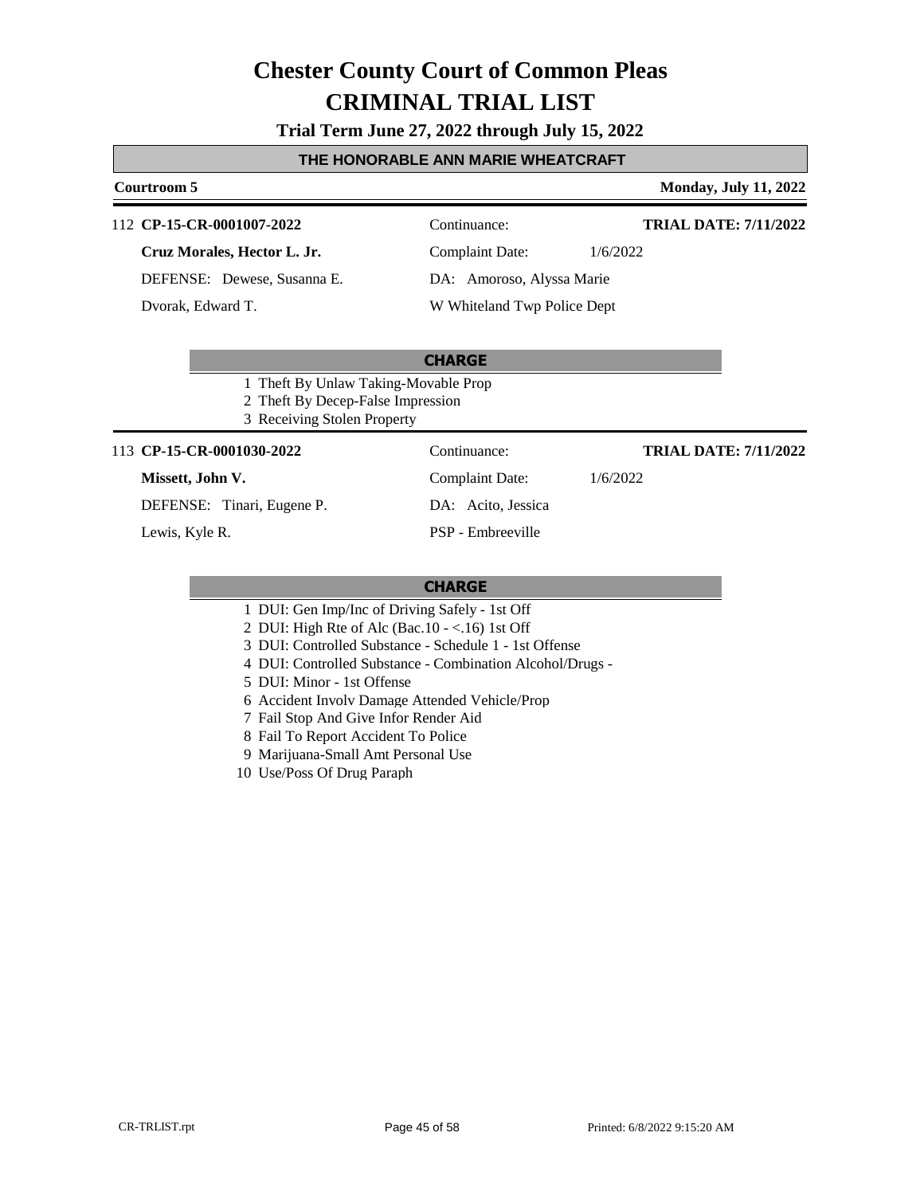# Chester County Court of Common Pleas
# CRIMINAL TRIAL LIST

**Trial Term June 27, 2022 through July 15, 2022**

## THE HONORABLE ANN MARIE WHEATCRAFT

**Courtroom 5** | **Monday, July 11, 2022**

---

112 **CP-15-CR-0001007-2022**
Continuance:
**TRIAL DATE: 7/11/2022**

**Cruz Morales, Hector L. Jr.**
Complaint Date: 1/6/2022

DEFENSE: Dewese, Susanna E.
DA: Amoroso, Alyssa Marie

Dvorak, Edward T.
W Whiteland Twp Police Dept

**CHARGE**

1. Theft By Unlaw Taking-Movable Prop
2. Theft By Decep-False Impression
3. Receiving Stolen Property

---

113 **CP-15-CR-0001030-2022**
Continuance:
**TRIAL DATE: 7/11/2022**

**Missett, John V.**
Complaint Date: 1/6/2022

DEFENSE: Tinari, Eugene P.
DA: Acito, Jessica

Lewis, Kyle R.
PSP - Embreeville

**CHARGE**

1. DUI: Gen Imp/Inc of Driving Safely - 1st Off
2. DUI: High Rte of Alc (Bac.10 - <.16) 1st Off
3. DUI: Controlled Substance - Schedule 1 - 1st Offense
4. DUI: Controlled Substance - Combination Alcohol/Drugs -
5. DUI: Minor - 1st Offense
6. Accident Involv Damage Attended Vehicle/Prop
7. Fail Stop And Give Infor Render Aid
8. Fail To Report Accident To Police
9. Marijuana-Small Amt Personal Use
10. Use/Poss Of Drug Paraph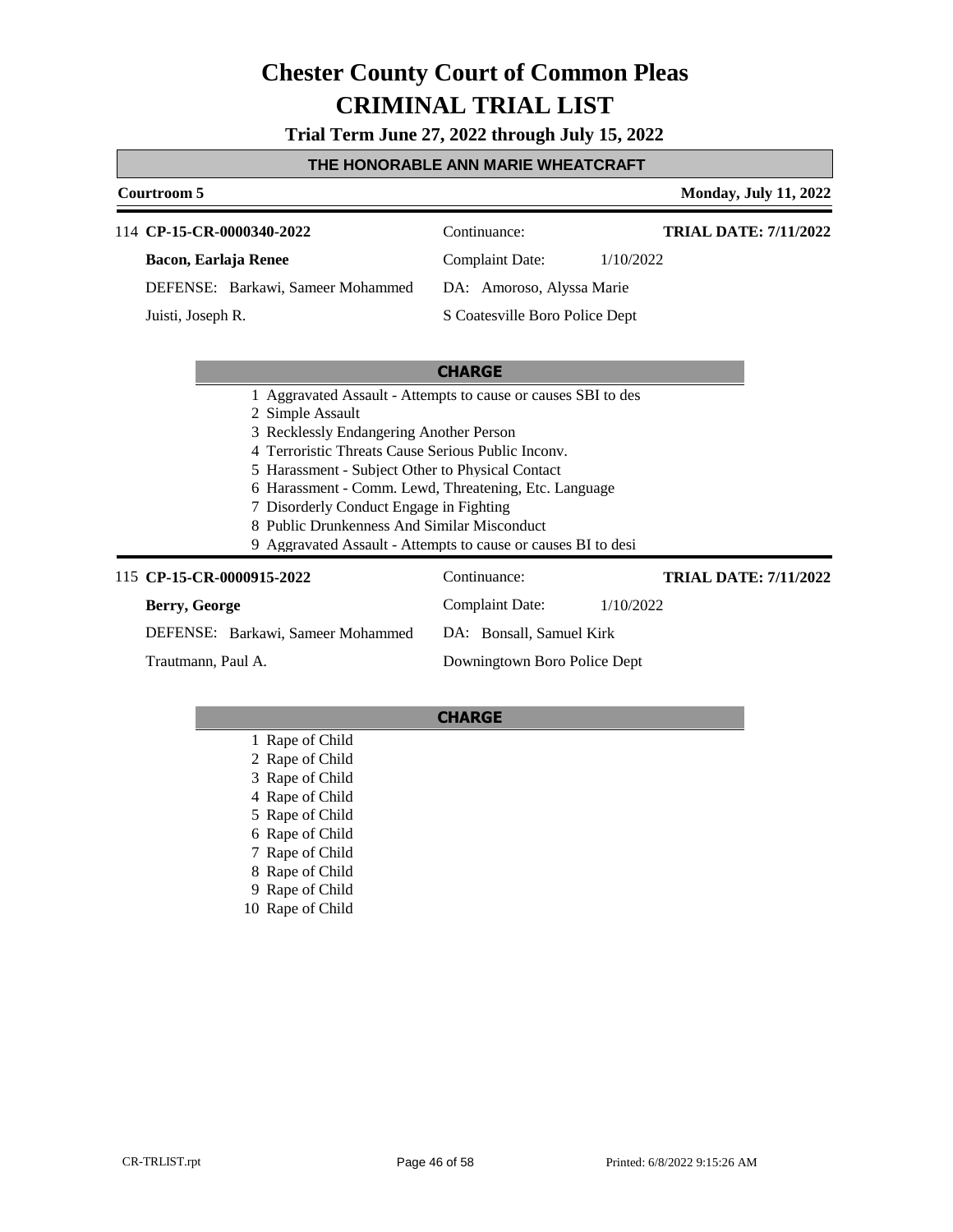# Chester County Court of Common Pleas
# CRIMINAL TRIAL LIST

**Trial Term June 27, 2022 through July 15, 2022**

## THE HONORABLE ANN MARIE WHEATCRAFT

**Courtroom 5** — **Monday, July 11, 2022**

---

114 **CP-15-CR-0000340-2022**

| | |
|---|---|
| **Bacon, Earlaja Renee** | Continuance: |
| | **TRIAL DATE: 7/11/2022** |
| | Complaint Date: 1/10/2022 |
| DEFENSE: Barkawi, Sameer Mohammed | DA: Amoroso, Alyssa Marie |
| Juisti, Joseph R. | S Coatesville Boro Police Dept |

**CHARGE**

1. Aggravated Assault - Attempts to cause or causes SBI to des
2. Simple Assault
3. Recklessly Endangering Another Person
4. Terroristic Threats Cause Serious Public Inconv.
5. Harassment - Subject Other to Physical Contact
6. Harassment - Comm. Lewd, Threatening, Etc. Language
7. Disorderly Conduct Engage in Fighting
8. Public Drunkenness And Similar Misconduct
9. Aggravated Assault - Attempts to cause or causes BI to desi

---

115 **CP-15-CR-0000915-2022**

| | |
|---|---|
| **Berry, George** | Continuance: |
| | **TRIAL DATE: 7/11/2022** |
| | Complaint Date: 1/10/2022 |
| DEFENSE: Barkawi, Sameer Mohammed | DA: Bonsall, Samuel Kirk |
| Trautmann, Paul A. | Downingtown Boro Police Dept |

**CHARGE**

1. Rape of Child
2. Rape of Child
3. Rape of Child
4. Rape of Child
5. Rape of Child
6. Rape of Child
7. Rape of Child
8. Rape of Child
9. Rape of Child
10. Rape of Child

CR-TRLIST.rpt — Printed: 6/8/2022 9:15:26 AM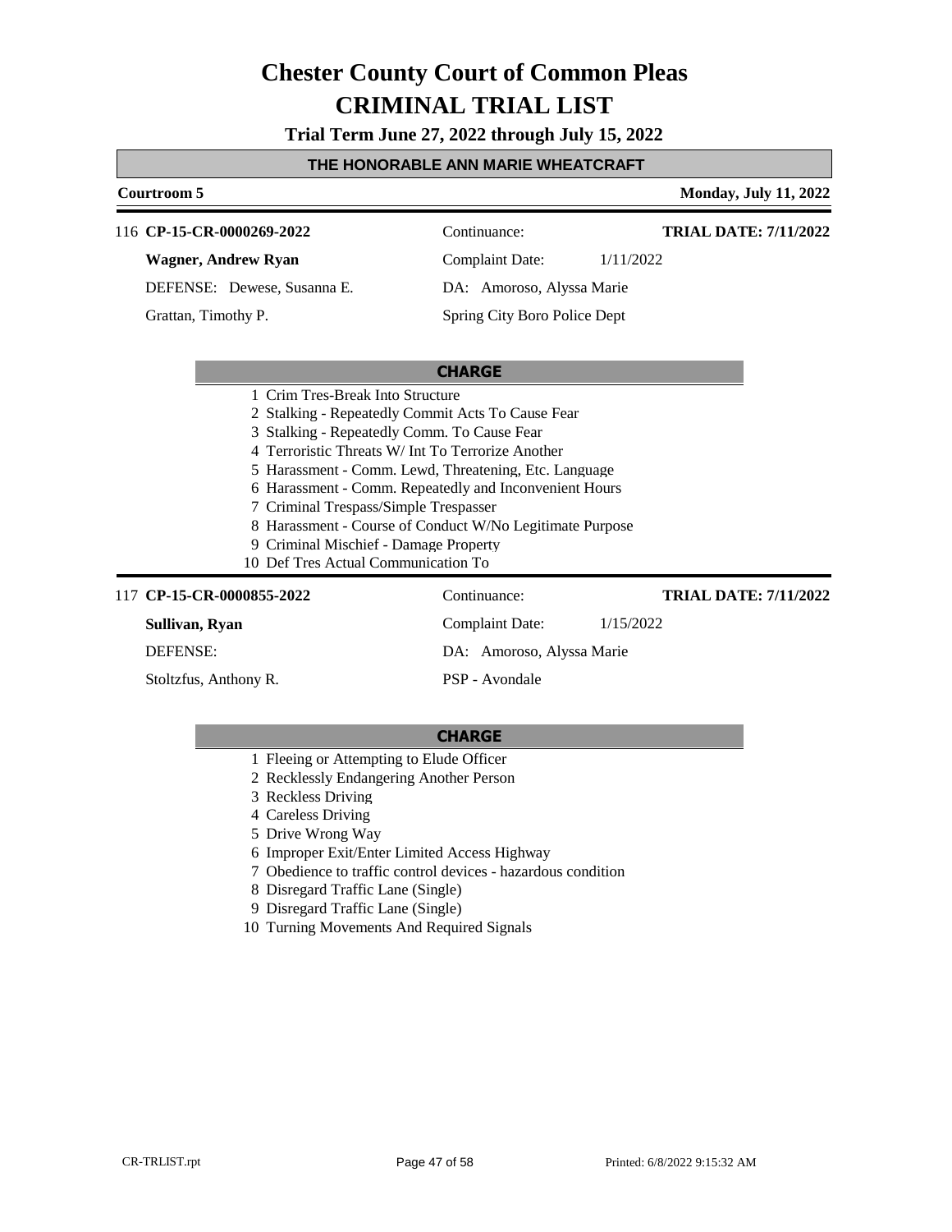# Chester County Court of Common Pleas

# CRIMINAL TRIAL LIST

**Trial Term June 27, 2022 through July 15, 2022**

## THE HONORABLE ANN MARIE WHEATCRAFT

**Courtroom 5** — **Monday, July 11, 2022**

---

116 **CP-15-CR-0000269-2022**
Continuance:
**TRIAL DATE: 7/11/2022**

**Wagner, Andrew Ryan**
Complaint Date: 1/11/2022

DEFENSE: Dewese, Susanna E.
DA: Amoroso, Alyssa Marie

Grattan, Timothy P.
Spring City Boro Police Dept

**CHARGE**

1. Crim Tres-Break Into Structure
2. Stalking - Repeatedly Commit Acts To Cause Fear
3. Stalking - Repeatedly Comm. To Cause Fear
4. Terroristic Threats W/ Int To Terrorize Another
5. Harassment - Comm. Lewd, Threatening, Etc. Language
6. Harassment - Comm. Repeatedly and Inconvenient Hours
7. Criminal Trespass/Simple Trespasser
8. Harassment - Course of Conduct W/No Legitimate Purpose
9. Criminal Mischief - Damage Property
10. Def Tres Actual Communication To

---

117 **CP-15-CR-0000855-2022**
Continuance:
**TRIAL DATE: 7/11/2022**

**Sullivan, Ryan**
Complaint Date: 1/15/2022

DEFENSE:
DA: Amoroso, Alyssa Marie

Stoltzfus, Anthony R.
PSP - Avondale

**CHARGE**

1. Fleeing or Attempting to Elude Officer
2. Recklessly Endangering Another Person
3. Reckless Driving
4. Careless Driving
5. Drive Wrong Way
6. Improper Exit/Enter Limited Access Highway
7. Obedience to traffic control devices - hazardous condition
8. Disregard Traffic Lane (Single)
9. Disregard Traffic Lane (Single)
10. Turning Movements And Required Signals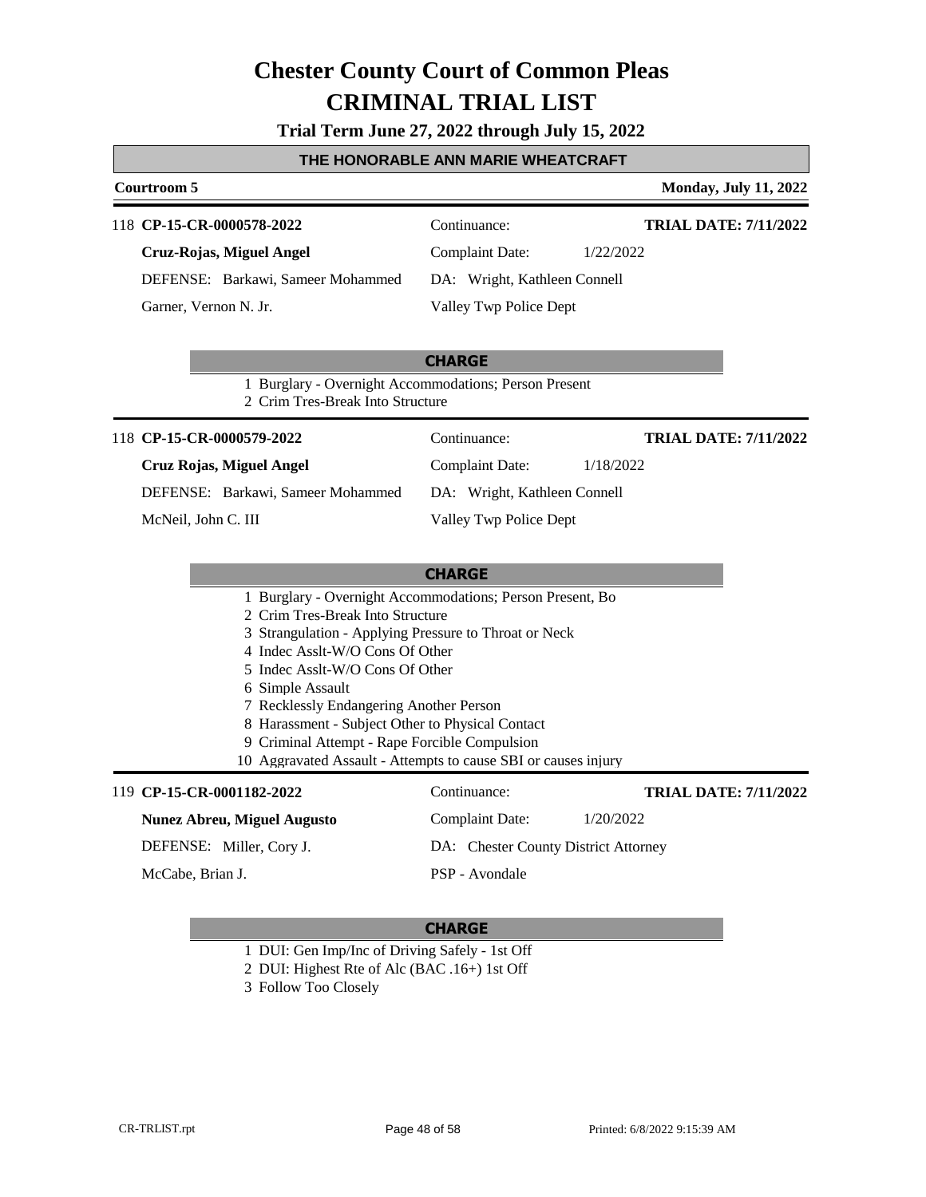# Chester County Court of Common Pleas
# CRIMINAL TRIAL LIST

**Trial Term June 27, 2022 through July 15, 2022**

## THE HONORABLE ANN MARIE WHEATCRAFT

**Courtroom 5** — **Monday, July 11, 2022**

---

118 **CP-15-CR-0000578-2022** | Continuance: | **TRIAL DATE: 7/11/2022**

**Cruz-Rojas, Miguel Angel** | Complaint Date: 1/22/2022

DEFENSE: Barkawi, Sameer Mohammed | DA: Wright, Kathleen Connell

Garner, Vernon N. Jr. | Valley Twp Police Dept

**CHARGE**

1 Burglary - Overnight Accommodations; Person Present
2 Crim Tres-Break Into Structure

---

118 **CP-15-CR-0000579-2022** | Continuance: | **TRIAL DATE: 7/11/2022**

**Cruz Rojas, Miguel Angel** | Complaint Date: 1/18/2022

DEFENSE: Barkawi, Sameer Mohammed | DA: Wright, Kathleen Connell

McNeil, John C. III | Valley Twp Police Dept

**CHARGE**

1 Burglary - Overnight Accommodations; Person Present, Bo
2 Crim Tres-Break Into Structure
3 Strangulation - Applying Pressure to Throat or Neck
4 Indec Asslt-W/O Cons Of Other
5 Indec Asslt-W/O Cons Of Other
6 Simple Assault
7 Recklessly Endangering Another Person
8 Harassment - Subject Other to Physical Contact
9 Criminal Attempt - Rape Forcible Compulsion
10 Aggravated Assault - Attempts to cause SBI or causes injury

---

119 **CP-15-CR-0001182-2022** | Continuance: | **TRIAL DATE: 7/11/2022**

**Nunez Abreu, Miguel Augusto** | Complaint Date: 1/20/2022

DEFENSE: Miller, Cory J. | DA: Chester County District Attorney

McCabe, Brian J. | PSP - Avondale

**CHARGE**

1 DUI: Gen Imp/Inc of Driving Safely - 1st Off
2 DUI: Highest Rte of Alc (BAC .16+) 1st Off
3 Follow Too Closely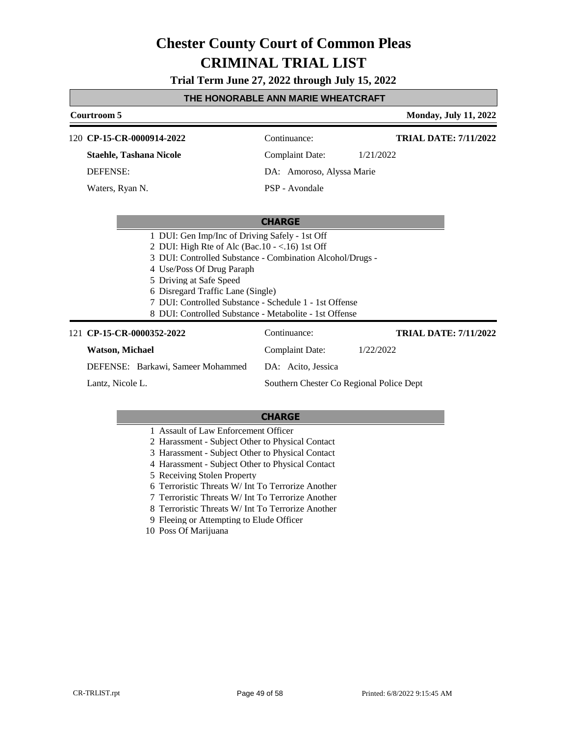# Chester County Court of Common Pleas
# CRIMINAL TRIAL LIST

**Trial Term June 27, 2022 through July 15, 2022**

## THE HONORABLE ANN MARIE WHEATCRAFT

**Courtroom 5** — **Monday, July 11, 2022**

---

120 **CP-15-CR-0000914-2022** | Continuance: | **TRIAL DATE: 7/11/2022**

**Staehle, Tashana Nicole** | Complaint Date: 1/21/2022

DEFENSE: | DA: Amoroso, Alyssa Marie

Waters, Ryan N. | PSP - Avondale

**CHARGE**

1 DUI: Gen Imp/Inc of Driving Safely - 1st Off
2 DUI: High Rte of Alc (Bac.10 - <.16) 1st Off
3 DUI: Controlled Substance - Combination Alcohol/Drugs -
4 Use/Poss Of Drug Paraph
5 Driving at Safe Speed
6 Disregard Traffic Lane (Single)
7 DUI: Controlled Substance - Schedule 1 - 1st Offense
8 DUI: Controlled Substance - Metabolite - 1st Offense

---

121 **CP-15-CR-0000352-2022** | Continuance: | **TRIAL DATE: 7/11/2022**

**Watson, Michael** | Complaint Date: 1/22/2022

DEFENSE: Barkawi, Sameer Mohammed | DA: Acito, Jessica

Lantz, Nicole L. | Southern Chester Co Regional Police Dept

**CHARGE**

1 Assault of Law Enforcement Officer
2 Harassment - Subject Other to Physical Contact
3 Harassment - Subject Other to Physical Contact
4 Harassment - Subject Other to Physical Contact
5 Receiving Stolen Property
6 Terroristic Threats W/ Int To Terrorize Another
7 Terroristic Threats W/ Int To Terrorize Another
8 Terroristic Threats W/ Int To Terrorize Another
9 Fleeing or Attempting to Elude Officer
10 Poss Of Marijuana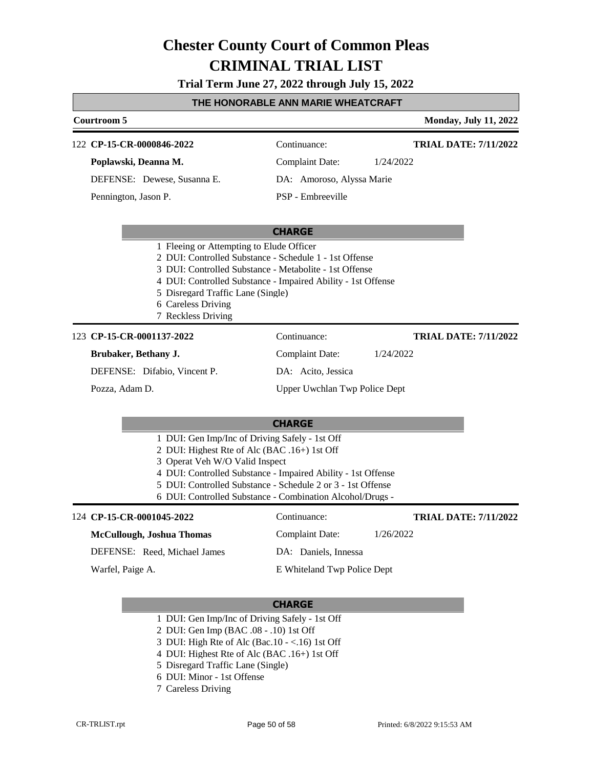# Chester County Court of Common Pleas
# CRIMINAL TRIAL LIST

**Trial Term June 27, 2022 through July 15, 2022**

## THE HONORABLE ANN MARIE WHEATCRAFT

**Courtroom 5** — **Monday, July 11, 2022**

---

122 **CP-15-CR-0000846-2022** | Continuance: | **TRIAL DATE: 7/11/2022**

**Poplawski, Deanna M.** | Complaint Date: 1/24/2022

DEFENSE: Dewese, Susanna E. | DA: Amoroso, Alyssa Marie

Pennington, Jason P. | PSP - Embreeville

**CHARGE**

1 Fleeing or Attempting to Elude Officer
2 DUI: Controlled Substance - Schedule 1 - 1st Offense
3 DUI: Controlled Substance - Metabolite - 1st Offense
4 DUI: Controlled Substance - Impaired Ability - 1st Offense
5 Disregard Traffic Lane (Single)
6 Careless Driving
7 Reckless Driving

---

123 **CP-15-CR-0001137-2022** | Continuance: | **TRIAL DATE: 7/11/2022**

**Brubaker, Bethany J.** | Complaint Date: 1/24/2022

DEFENSE: Difabio, Vincent P. | DA: Acito, Jessica

Pozza, Adam D. | Upper Uwchlan Twp Police Dept

**CHARGE**

1 DUI: Gen Imp/Inc of Driving Safely - 1st Off
2 DUI: Highest Rte of Alc (BAC .16+) 1st Off
3 Operat Veh W/O Valid Inspect
4 DUI: Controlled Substance - Impaired Ability - 1st Offense
5 DUI: Controlled Substance - Schedule 2 or 3 - 1st Offense
6 DUI: Controlled Substance - Combination Alcohol/Drugs -

---

124 **CP-15-CR-0001045-2022** | Continuance: | **TRIAL DATE: 7/11/2022**

**McCullough, Joshua Thomas** | Complaint Date: 1/26/2022

DEFENSE: Reed, Michael James | DA: Daniels, Innessa

Warfel, Paige A. | E Whiteland Twp Police Dept

**CHARGE**

1 DUI: Gen Imp/Inc of Driving Safely - 1st Off
2 DUI: Gen Imp (BAC .08 - .10) 1st Off
3 DUI: High Rte of Alc (Bac.10 - <.16) 1st Off
4 DUI: Highest Rte of Alc (BAC .16+) 1st Off
5 Disregard Traffic Lane (Single)
6 DUI: Minor - 1st Offense
7 Careless Driving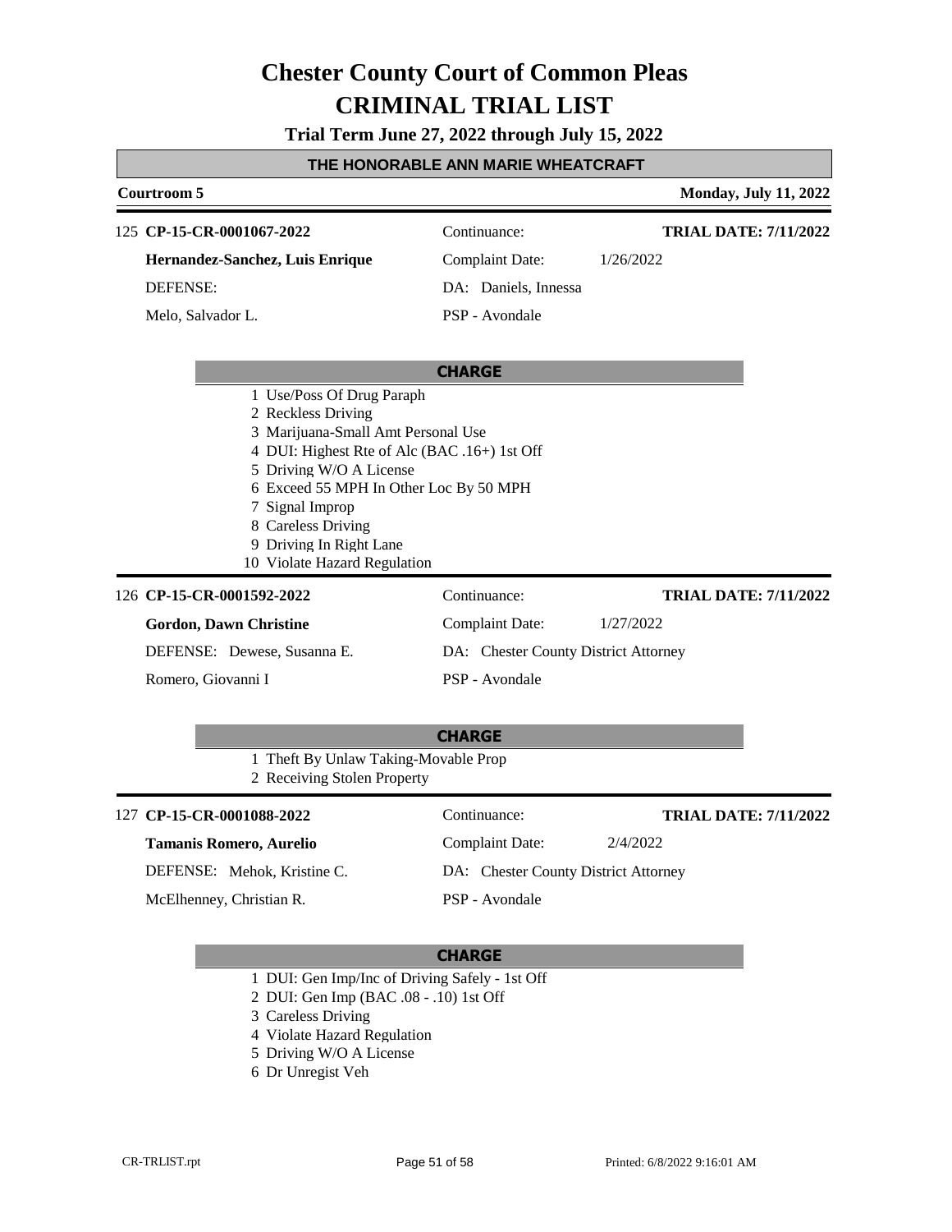# Chester County Court of Common Pleas
# CRIMINAL TRIAL LIST

**Trial Term June 27, 2022 through July 15, 2022**

**THE HONORABLE ANN MARIE WHEATCRAFT**

**Courtroom 5** — **Monday, July 11, 2022**

---

125 **CP-15-CR-0001067-2022** — Continuance: — **TRIAL DATE: 7/11/2022**

**Hernandez-Sanchez, Luis Enrique** — Complaint Date: 1/26/2022

DEFENSE: — DA: Daniels, Innessa

Melo, Salvador L. — PSP - Avondale

**CHARGE**

1 Use/Poss Of Drug Paraph
2 Reckless Driving
3 Marijuana-Small Amt Personal Use
4 DUI: Highest Rte of Alc (BAC .16+) 1st Off
5 Driving W/O A License
6 Exceed 55 MPH In Other Loc By 50 MPH
7 Signal Improp
8 Careless Driving
9 Driving In Right Lane
10 Violate Hazard Regulation

---

126 **CP-15-CR-0001592-2022** — Continuance: — **TRIAL DATE: 7/11/2022**

**Gordon, Dawn Christine** — Complaint Date: 1/27/2022

DEFENSE: Dewese, Susanna E. — DA: Chester County District Attorney

Romero, Giovanni I — PSP - Avondale

**CHARGE**

1 Theft By Unlaw Taking-Movable Prop
2 Receiving Stolen Property

---

127 **CP-15-CR-0001088-2022** — Continuance: — **TRIAL DATE: 7/11/2022**

**Tamanis Romero, Aurelio** — Complaint Date: 2/4/2022

DEFENSE: Mehok, Kristine C. — DA: Chester County District Attorney

McElhenney, Christian R. — PSP - Avondale

**CHARGE**

1 DUI: Gen Imp/Inc of Driving Safely - 1st Off
2 DUI: Gen Imp (BAC .08 - .10) 1st Off
3 Careless Driving
4 Violate Hazard Regulation
5 Driving W/O A License
6 Dr Unregist Veh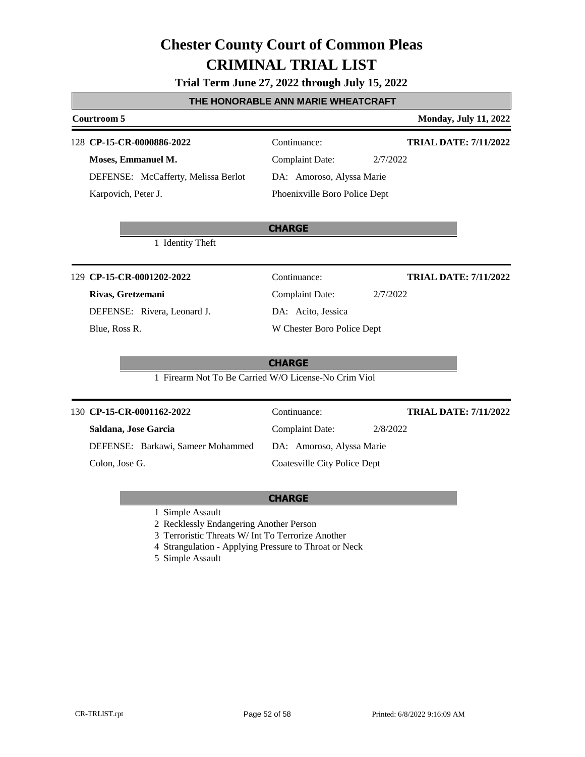# Chester County Court of Common Pleas

# CRIMINAL TRIAL LIST

**Trial Term June 27, 2022 through July 15, 2022**

## THE HONORABLE ANN MARIE WHEATCRAFT

**Courtroom 5** — **Monday, July 11, 2022**

---

128 **CP-15-CR-0000886-2022** — Continuance: — **TRIAL DATE: 7/11/2022**

**Moses, Emmanuel M.** — Complaint Date: 2/7/2022

DEFENSE: McCafferty, Melissa Berlot — DA: Amoroso, Alyssa Marie

Karpovich, Peter J. — Phoenixville Boro Police Dept

**CHARGE**

1 Identity Theft

---

129 **CP-15-CR-0001202-2022** — Continuance: — **TRIAL DATE: 7/11/2022**

**Rivas, Gretzemani** — Complaint Date: 2/7/2022

DEFENSE: Rivera, Leonard J. — DA: Acito, Jessica

Blue, Ross R. — W Chester Boro Police Dept

**CHARGE**

1 Firearm Not To Be Carried W/O License-No Crim Viol

---

130 **CP-15-CR-0001162-2022** — Continuance: — **TRIAL DATE: 7/11/2022**

**Saldana, Jose Garcia** — Complaint Date: 2/8/2022

DEFENSE: Barkawi, Sameer Mohammed — DA: Amoroso, Alyssa Marie

Colon, Jose G. — Coatesville City Police Dept

**CHARGE**

1 Simple Assault
2 Recklessly Endangering Another Person
3 Terroristic Threats W/ Int To Terrorize Another
4 Strangulation - Applying Pressure to Throat or Neck
5 Simple Assault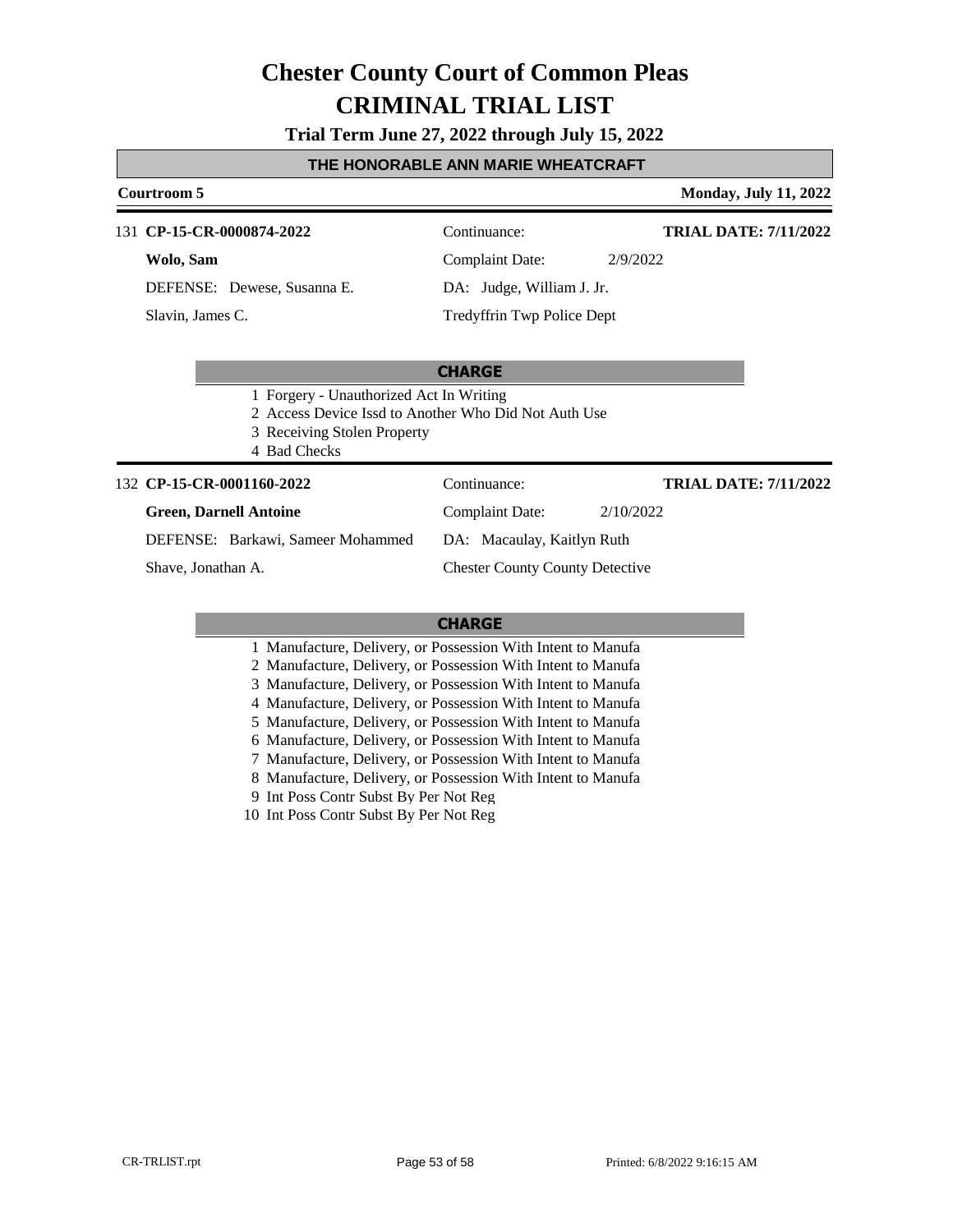# Chester County Court of Common Pleas
# CRIMINAL TRIAL LIST

**Trial Term June 27, 2022 through July 15, 2022**

## THE HONORABLE ANN MARIE WHEATCRAFT

**Courtroom 5** — **Monday, July 11, 2022**

---

131 **CP-15-CR-0000874-2022** — Continuance: — **TRIAL DATE: 7/11/2022**

**Wolo, Sam** — Complaint Date: 2/9/2022

DEFENSE: Dewese, Susanna E. — DA: Judge, William J. Jr.

Slavin, James C. — Tredyffrin Twp Police Dept

**CHARGE**

1 Forgery - Unauthorized Act In Writing
2 Access Device Issd to Another Who Did Not Auth Use
3 Receiving Stolen Property
4 Bad Checks

---

132 **CP-15-CR-0001160-2022** — Continuance: — **TRIAL DATE: 7/11/2022**

**Green, Darnell Antoine** — Complaint Date: 2/10/2022

DEFENSE: Barkawi, Sameer Mohammed — DA: Macaulay, Kaitlyn Ruth

Shave, Jonathan A. — Chester County County Detective

**CHARGE**

1 Manufacture, Delivery, or Possession With Intent to Manufa
2 Manufacture, Delivery, or Possession With Intent to Manufa
3 Manufacture, Delivery, or Possession With Intent to Manufa
4 Manufacture, Delivery, or Possession With Intent to Manufa
5 Manufacture, Delivery, or Possession With Intent to Manufa
6 Manufacture, Delivery, or Possession With Intent to Manufa
7 Manufacture, Delivery, or Possession With Intent to Manufa
8 Manufacture, Delivery, or Possession With Intent to Manufa
9 Int Poss Contr Subst By Per Not Reg
10 Int Poss Contr Subst By Per Not Reg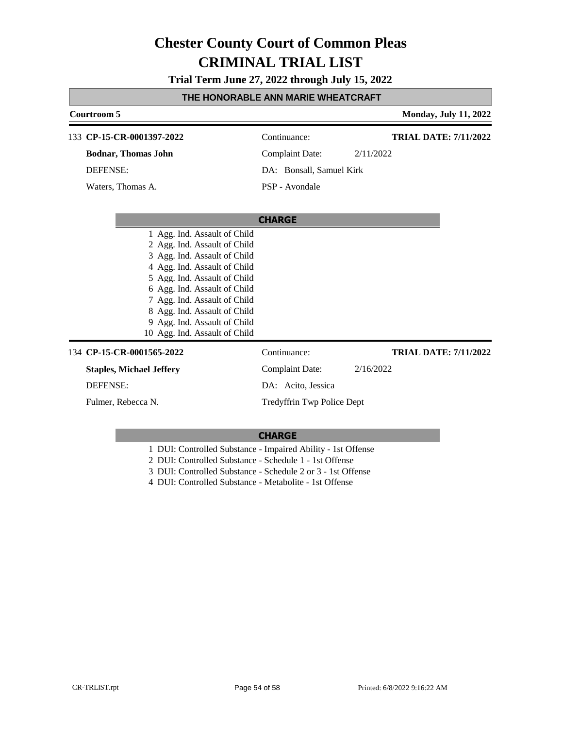# Chester County Court of Common Pleas

# CRIMINAL TRIAL LIST

**Trial Term June 27, 2022 through July 15, 2022**

## THE HONORABLE ANN MARIE WHEATCRAFT

**Courtroom 5** — **Monday, July 11, 2022**

---

133 **CP-15-CR-0001397-2022**

**Bodnar, Thomas John**

DEFENSE:

Waters, Thomas A.

Continuance:

Complaint Date: 2/11/2022

DA: Bonsall, Samuel Kirk

PSP - Avondale

**TRIAL DATE: 7/11/2022**

**CHARGE**

1 Agg. Ind. Assault of Child
2 Agg. Ind. Assault of Child
3 Agg. Ind. Assault of Child
4 Agg. Ind. Assault of Child
5 Agg. Ind. Assault of Child
6 Agg. Ind. Assault of Child
7 Agg. Ind. Assault of Child
8 Agg. Ind. Assault of Child
9 Agg. Ind. Assault of Child
10 Agg. Ind. Assault of Child

---

134 **CP-15-CR-0001565-2022**

**Staples, Michael Jeffery**

DEFENSE:

Fulmer, Rebecca N.

Continuance:

Complaint Date: 2/16/2022

DA: Acito, Jessica

Tredyffrin Twp Police Dept

**TRIAL DATE: 7/11/2022**

**CHARGE**

1 DUI: Controlled Substance - Impaired Ability - 1st Offense
2 DUI: Controlled Substance - Schedule 1 - 1st Offense
3 DUI: Controlled Substance - Schedule 2 or 3 - 1st Offense
4 DUI: Controlled Substance - Metabolite - 1st Offense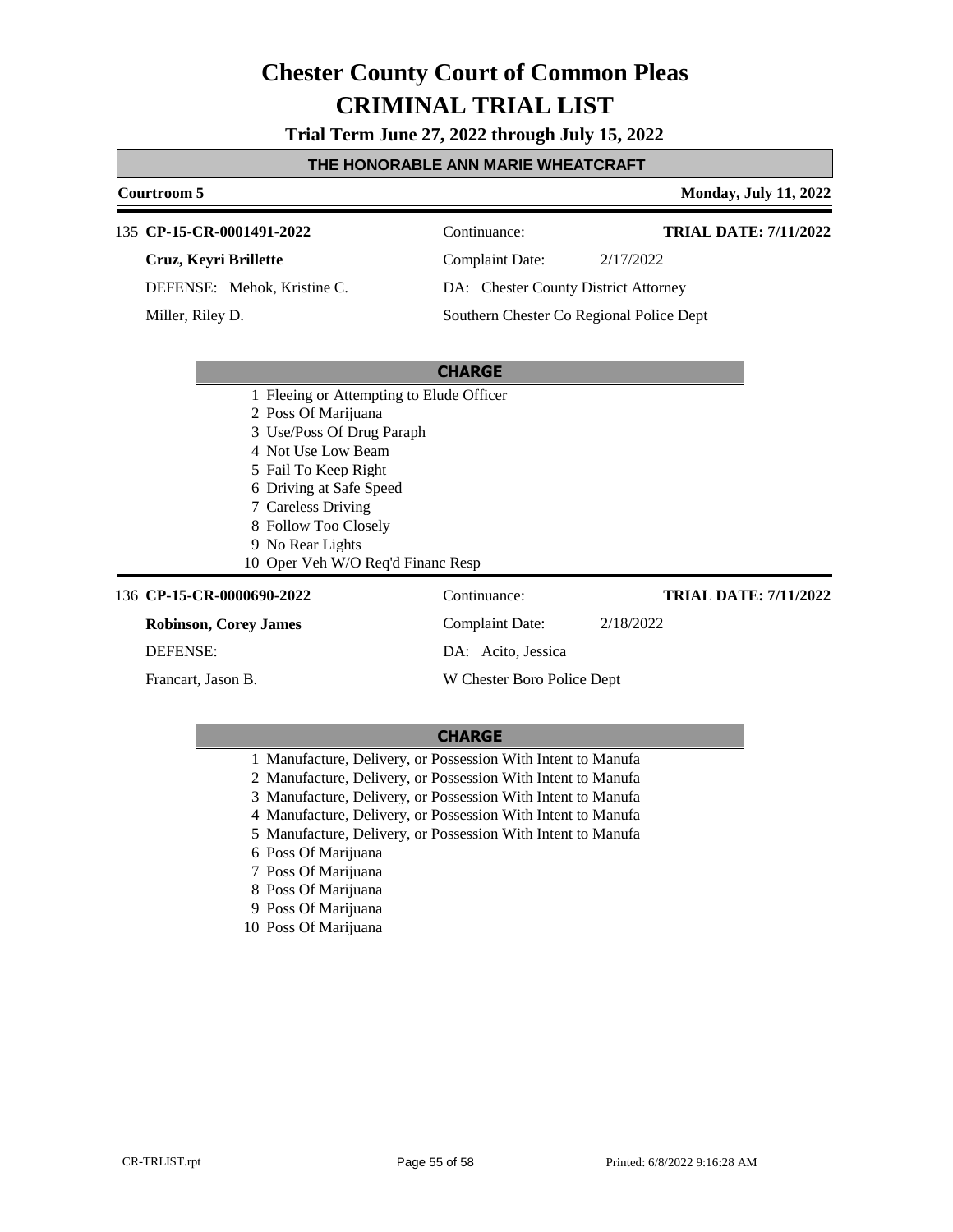# Chester County Court of Common Pleas
# CRIMINAL TRIAL LIST

**Trial Term June 27, 2022 through July 15, 2022**

### THE HONORABLE ANN MARIE WHEATCRAFT

**Courtroom 5** — **Monday, July 11, 2022**

---

135 **CP-15-CR-0001491-2022** — Continuance: — **TRIAL DATE: 7/11/2022**

**Cruz, Keyri Brillette** — Complaint Date: 2/17/2022

DEFENSE: Mehok, Kristine C. — DA: Chester County District Attorney

Miller, Riley D. — Southern Chester Co Regional Police Dept

**CHARGE**

1 Fleeing or Attempting to Elude Officer
2 Poss Of Marijuana
3 Use/Poss Of Drug Paraph
4 Not Use Low Beam
5 Fail To Keep Right
6 Driving at Safe Speed
7 Careless Driving
8 Follow Too Closely
9 No Rear Lights
10 Oper Veh W/O Req'd Financ Resp

---

136 **CP-15-CR-0000690-2022** — Continuance: — **TRIAL DATE: 7/11/2022**

**Robinson, Corey James** — Complaint Date: 2/18/2022

DEFENSE: — DA: Acito, Jessica

Francart, Jason B. — W Chester Boro Police Dept

**CHARGE**

1 Manufacture, Delivery, or Possession With Intent to Manufa
2 Manufacture, Delivery, or Possession With Intent to Manufa
3 Manufacture, Delivery, or Possession With Intent to Manufa
4 Manufacture, Delivery, or Possession With Intent to Manufa
5 Manufacture, Delivery, or Possession With Intent to Manufa
6 Poss Of Marijuana
7 Poss Of Marijuana
8 Poss Of Marijuana
9 Poss Of Marijuana
10 Poss Of Marijuana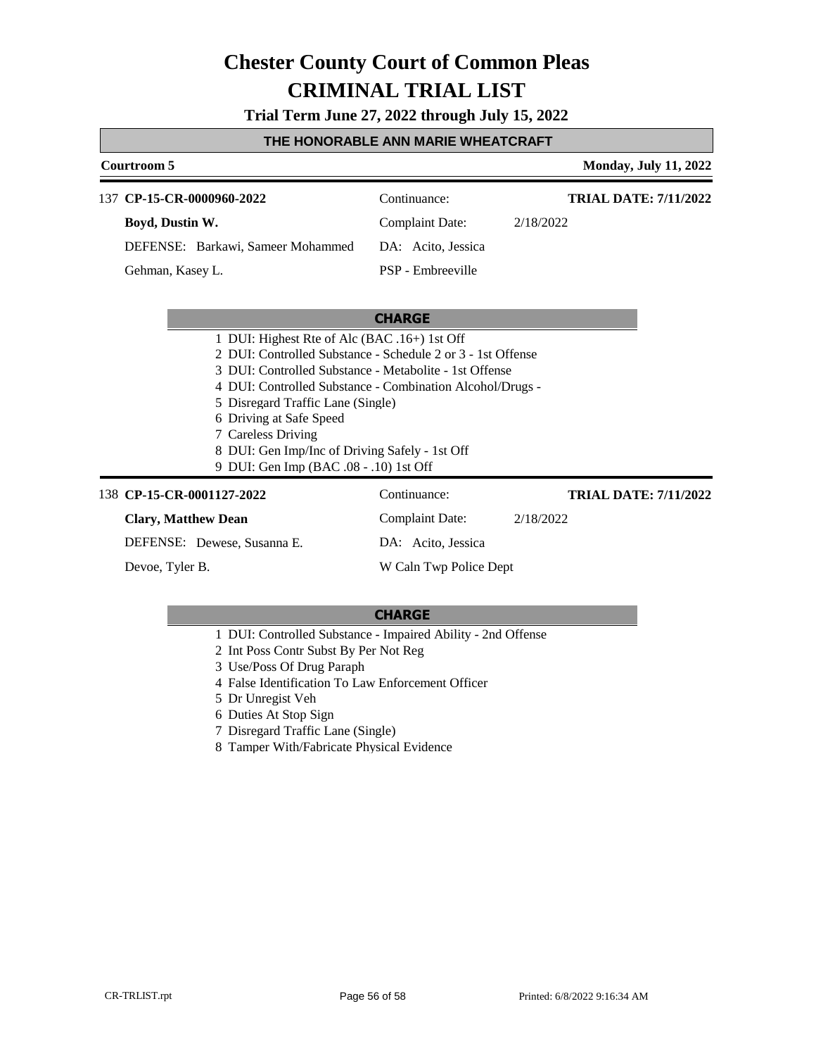# Chester County Court of Common Pleas

# CRIMINAL TRIAL LIST

**Trial Term June 27, 2022 through July 15, 2022**

**THE HONORABLE ANN MARIE WHEATCRAFT**

**Courtroom 5** — **Monday, July 11, 2022**

---

137 **CP-15-CR-0000960-2022** | Continuance: | **TRIAL DATE: 7/11/2022**

**Boyd, Dustin W.** | Complaint Date: 2/18/2022

DEFENSE: Barkawi, Sameer Mohammed | DA: Acito, Jessica

Gehman, Kasey L. | PSP - Embreeville

**CHARGE**

1 DUI: Highest Rte of Alc (BAC .16+) 1st Off
2 DUI: Controlled Substance - Schedule 2 or 3 - 1st Offense
3 DUI: Controlled Substance - Metabolite - 1st Offense
4 DUI: Controlled Substance - Combination Alcohol/Drugs -
5 Disregard Traffic Lane (Single)
6 Driving at Safe Speed
7 Careless Driving
8 DUI: Gen Imp/Inc of Driving Safely - 1st Off
9 DUI: Gen Imp (BAC .08 - .10) 1st Off

---

138 **CP-15-CR-0001127-2022** | Continuance: | **TRIAL DATE: 7/11/2022**

**Clary, Matthew Dean** | Complaint Date: 2/18/2022

DEFENSE: Dewese, Susanna E. | DA: Acito, Jessica

Devoe, Tyler B. | W Caln Twp Police Dept

**CHARGE**

1 DUI: Controlled Substance - Impaired Ability - 2nd Offense
2 Int Poss Contr Subst By Per Not Reg
3 Use/Poss Of Drug Paraph
4 False Identification To Law Enforcement Officer
5 Dr Unregist Veh
6 Duties At Stop Sign
7 Disregard Traffic Lane (Single)
8 Tamper With/Fabricate Physical Evidence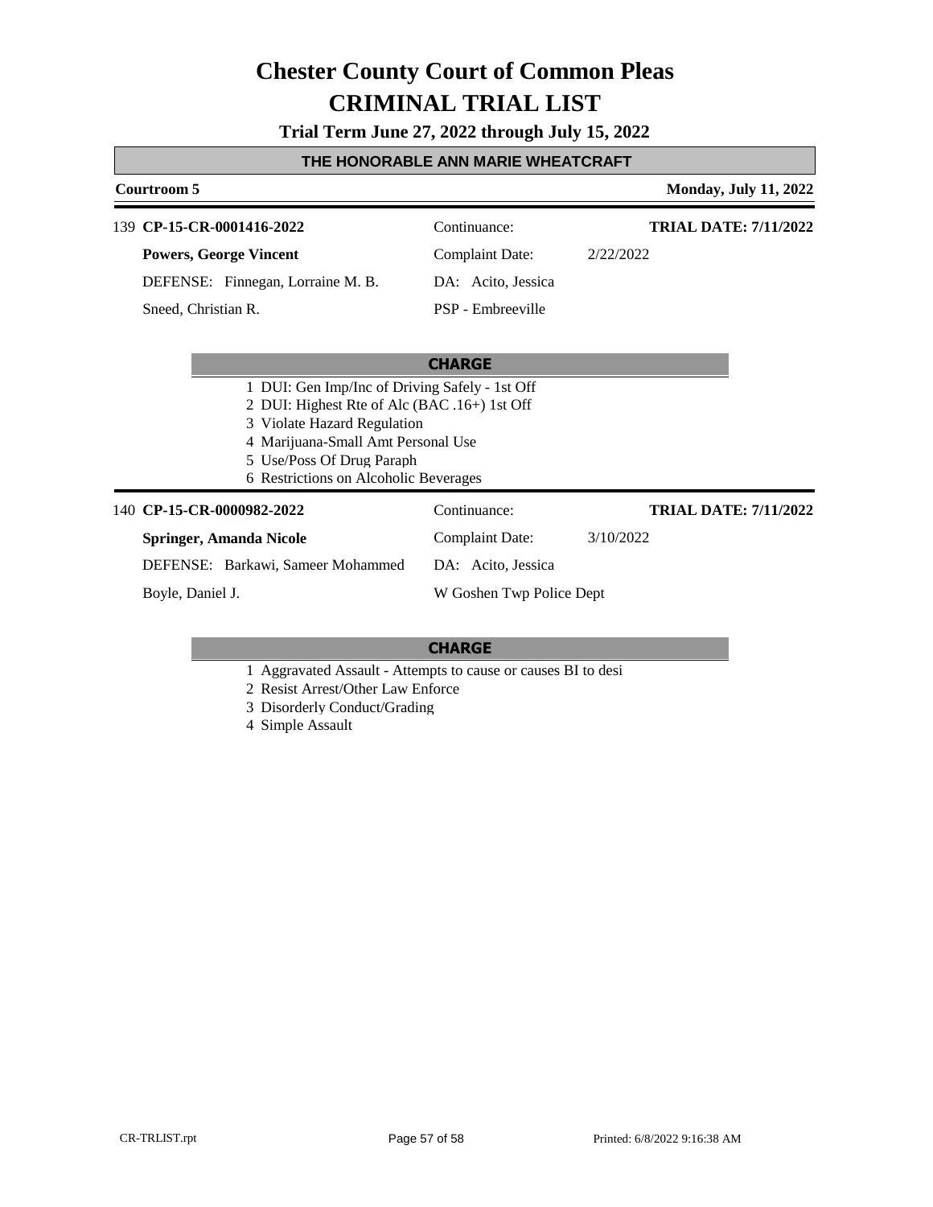# Chester County Court of Common Pleas

# CRIMINAL TRIAL LIST

**Trial Term June 27, 2022 through July 15, 2022**

## THE HONORABLE ANN MARIE WHEATCRAFT

**Courtroom 5** — **Monday, July 11, 2022**

139 **CP-15-CR-0001416-2022** — Continuance: — **TRIAL DATE: 7/11/2022**

**Powers, George Vincent** — Complaint Date: 2/22/2022

DEFENSE: Finnegan, Lorraine M. B. — DA: Acito, Jessica

Sneed, Christian R. — PSP - Embreeville

**CHARGE**

1 DUI: Gen Imp/Inc of Driving Safely - 1st Off
2 DUI: Highest Rte of Alc (BAC .16+) 1st Off
3 Violate Hazard Regulation
4 Marijuana-Small Amt Personal Use
5 Use/Poss Of Drug Paraph
6 Restrictions on Alcoholic Beverages

140 **CP-15-CR-0000982-2022** — Continuance: — **TRIAL DATE: 7/11/2022**

**Springer, Amanda Nicole** — Complaint Date: 3/10/2022

DEFENSE: Barkawi, Sameer Mohammed — DA: Acito, Jessica

Boyle, Daniel J. — W Goshen Twp Police Dept

**CHARGE**

1 Aggravated Assault - Attempts to cause or causes BI to desi
2 Resist Arrest/Other Law Enforce
3 Disorderly Conduct/Grading
4 Simple Assault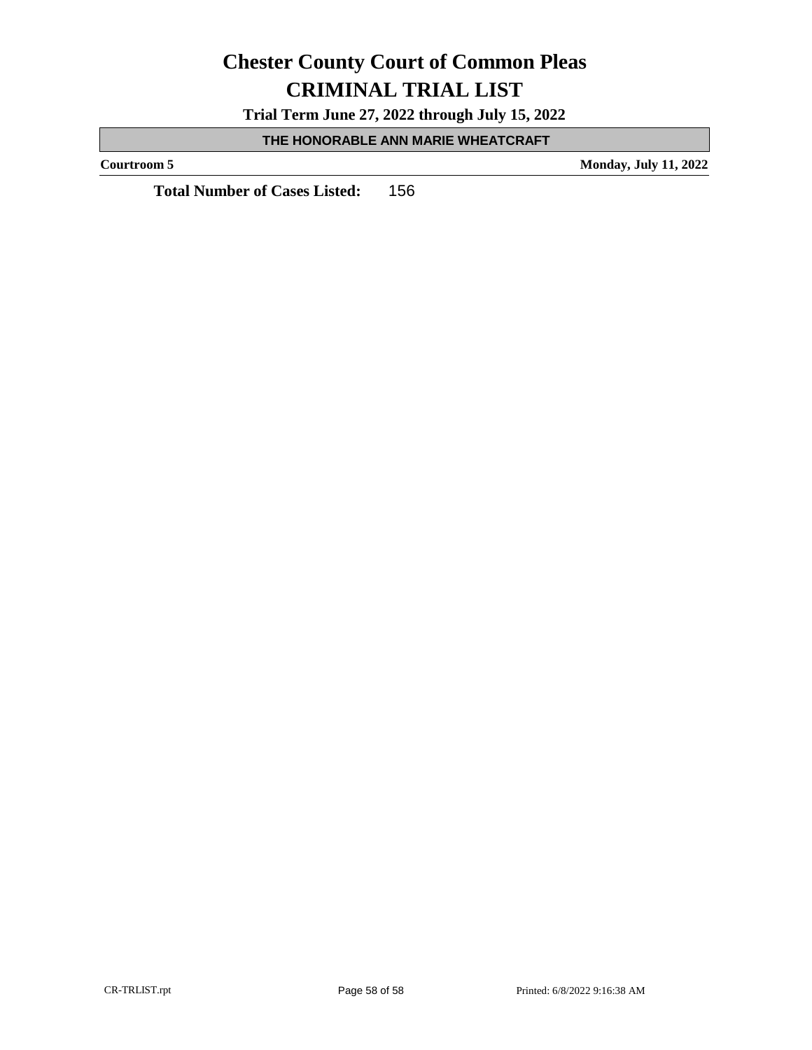# Chester County Court of Common Pleas

# CRIMINAL TRIAL LIST

**Trial Term June 27, 2022 through July 15, 2022**

**THE HONORABLE ANN MARIE WHEATCRAFT**

**Courtroom 5** **Monday, July 11, 2022**

**Total Number of Cases Listed:** 156